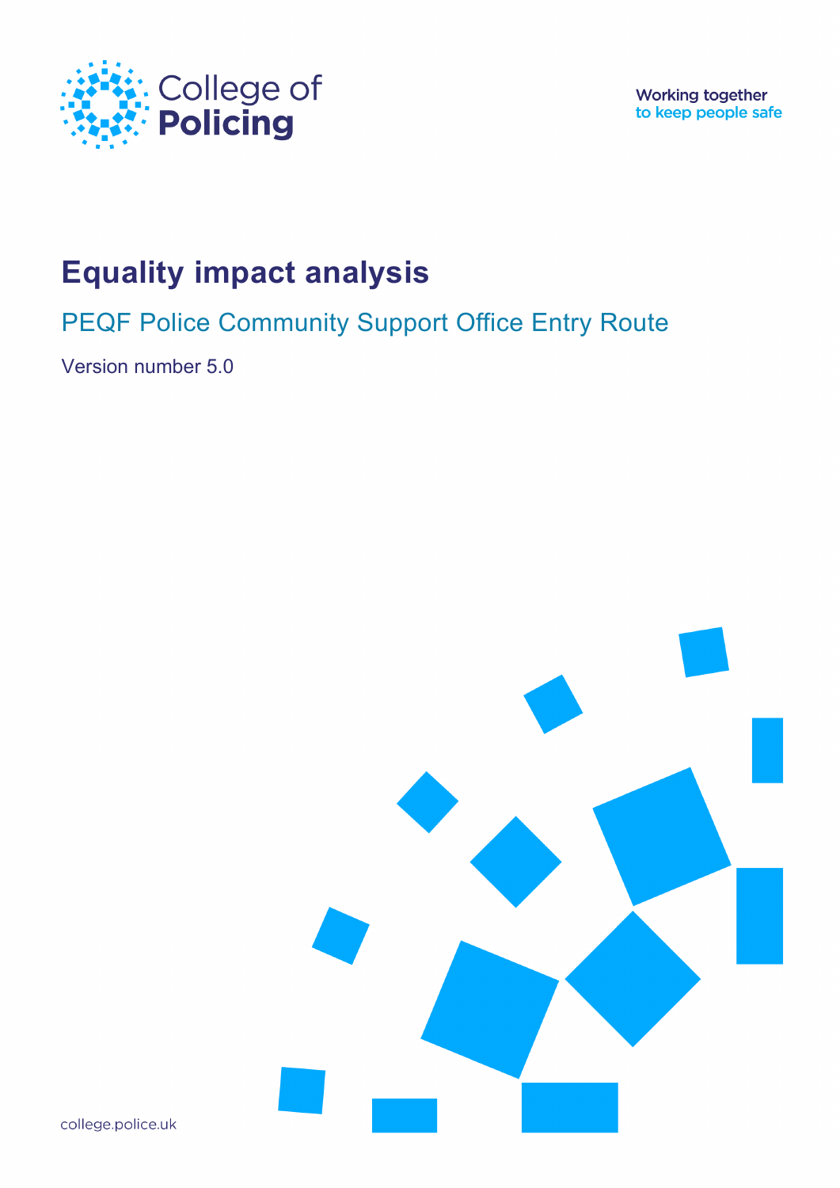College of Policing

Working together to keep people safe

# Equality impact analysis

## PEQF Police Community Support Office Entry Route

Version number 5.0

college.police.uk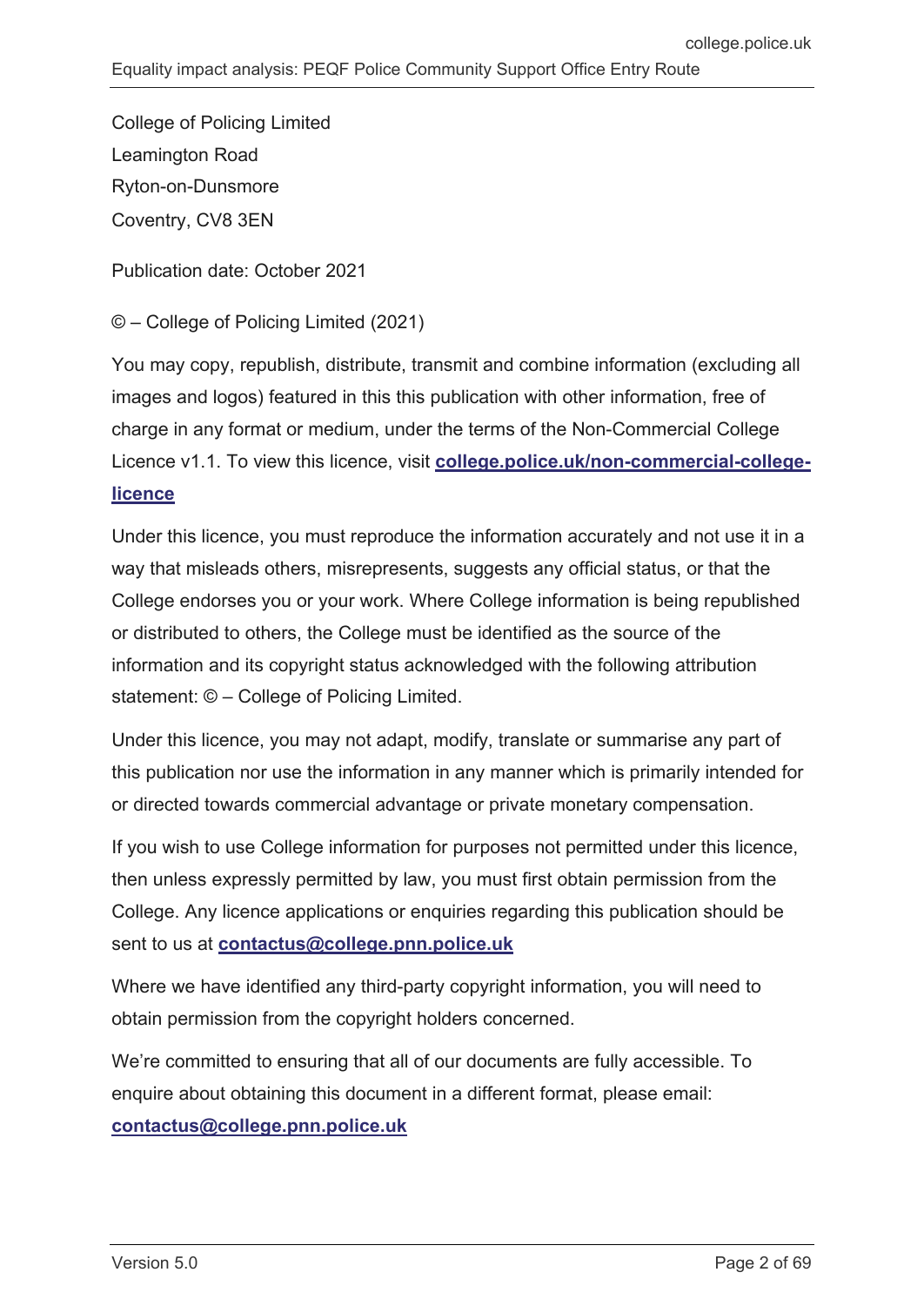College of Policing Limited
Leamington Road
Ryton-on-Dunsmore
Coventry, CV8 3EN

Publication date: October 2021

© – College of Policing Limited (2021)

You may copy, republish, distribute, transmit and combine information (excluding all images and logos) featured in this this publication with other information, free of charge in any format or medium, under the terms of the Non-Commercial College Licence v1.1. To view this licence, visit **college.police.uk/non-commercial-college-licence**

Under this licence, you must reproduce the information accurately and not use it in a way that misleads others, misrepresents, suggests any official status, or that the College endorses you or your work. Where College information is being republished or distributed to others, the College must be identified as the source of the information and its copyright status acknowledged with the following attribution statement: © – College of Policing Limited.

Under this licence, you may not adapt, modify, translate or summarise any part of this publication nor use the information in any manner which is primarily intended for or directed towards commercial advantage or private monetary compensation.

If you wish to use College information for purposes not permitted under this licence, then unless expressly permitted by law, you must first obtain permission from the College. Any licence applications or enquiries regarding this publication should be sent to us at **contactus@college.pnn.police.uk**

Where we have identified any third-party copyright information, you will need to obtain permission from the copyright holders concerned.

We're committed to ensuring that all of our documents are fully accessible. To enquire about obtaining this document in a different format, please email: **contactus@college.pnn.police.uk**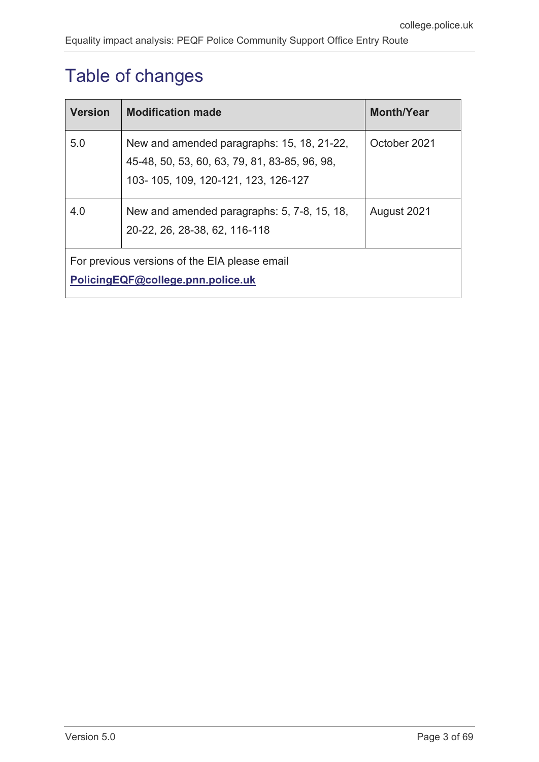# Table of changes

| Version | Modification made | Month/Year |
| --- | --- | --- |
| 5.0 | New and amended paragraphs: 15, 18, 21-22, 45-48, 50, 53, 60, 63, 79, 81, 83-85, 96, 98, 103- 105, 109, 120-121, 123, 126-127 | October 2021 |
| 4.0 | New and amended paragraphs: 5, 7-8, 15, 18, 20-22, 26, 28-38, 62, 116-118 | August 2021 |
| For previous versions of the EIA please email **PolicingEQF@college.pnn.police.uk** | | |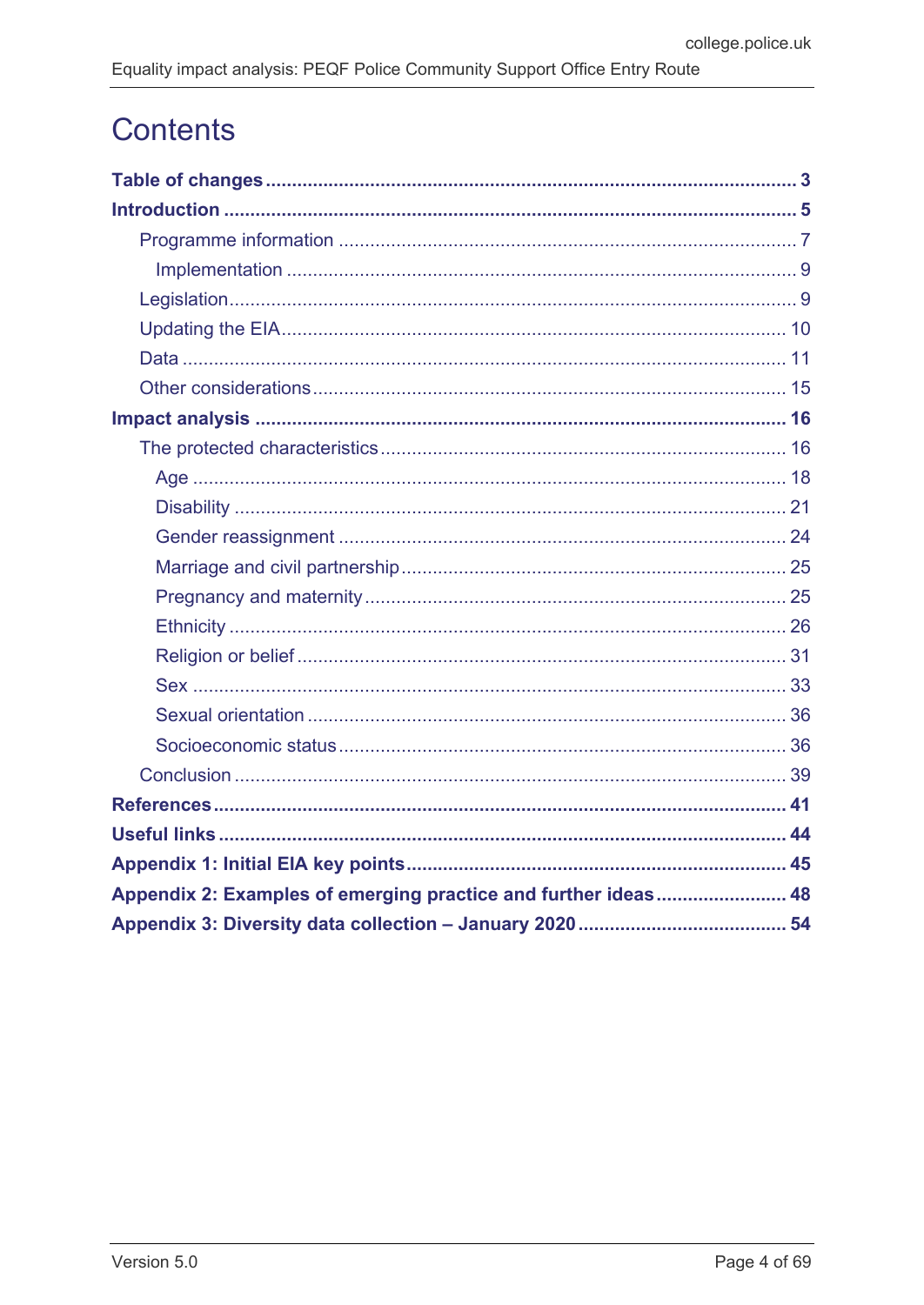# Contents

**Table of changes** ..................................................................................................... **3**

**Introduction** ............................................................................................................. **5**

- Programme information ....................................................................................... 7
  - Implementation ................................................................................................ 9
- Legislation ........................................................................................................... 9
- Updating the EIA ............................................................................................... 10
- Data ................................................................................................................... 11
- Other considerations .......................................................................................... 15

**Impact analysis** ...................................................................................................... **16**

- The protected characteristics ............................................................................ 16
  - Age ................................................................................................................ 18
  - Disability ........................................................................................................ 21
  - Gender reassignment ..................................................................................... 24
  - Marriage and civil partnership ......................................................................... 25
  - Pregnancy and maternity ................................................................................ 25
  - Ethnicity ......................................................................................................... 26
  - Religion or belief ............................................................................................ 31
  - Sex ................................................................................................................ 33
  - Sexual orientation .......................................................................................... 36
  - Socioeconomic status ..................................................................................... 36
- Conclusion ........................................................................................................ 39

**References** ............................................................................................................ **41**

**Useful links** ........................................................................................................... **44**

**Appendix 1: Initial EIA key points** ....................................................................... **45**

**Appendix 2: Examples of emerging practice and further ideas** ........................ **48**

**Appendix 3: Diversity data collection – January 2020** ....................................... **54**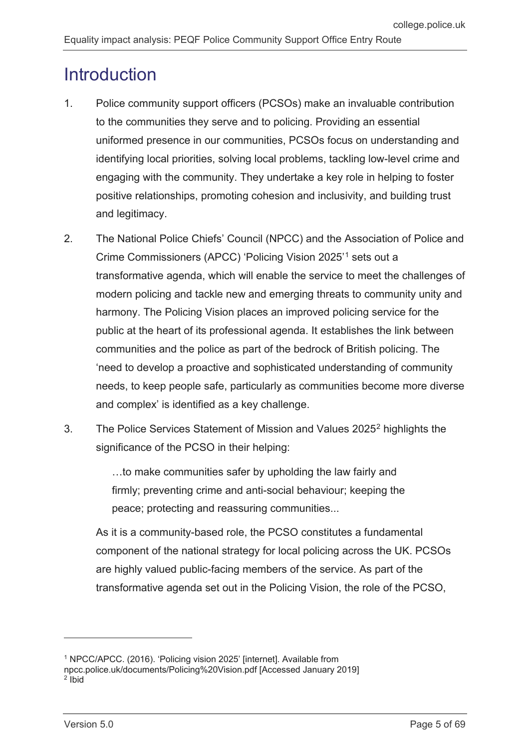# Introduction

1. Police community support officers (PCSOs) make an invaluable contribution to the communities they serve and to policing. Providing an essential uniformed presence in our communities, PCSOs focus on understanding and identifying local priorities, solving local problems, tackling low-level crime and engaging with the community. They undertake a key role in helping to foster positive relationships, promoting cohesion and inclusivity, and building trust and legitimacy.

2. The National Police Chiefs' Council (NPCC) and the Association of Police and Crime Commissioners (APCC) 'Policing Vision 2025'[1] sets out a transformative agenda, which will enable the service to meet the challenges of modern policing and tackle new and emerging threats to community unity and harmony. The Policing Vision places an improved policing service for the public at the heart of its professional agenda. It establishes the link between communities and the police as part of the bedrock of British policing. The 'need to develop a proactive and sophisticated understanding of community needs, to keep people safe, particularly as communities become more diverse and complex' is identified as a key challenge.

3. The Police Services Statement of Mission and Values 2025[2] highlights the significance of the PCSO in their helping:

   > …to make communities safer by upholding the law fairly and firmly; preventing crime and anti-social behaviour; keeping the peace; protecting and reassuring communities...

   As it is a community-based role, the PCSO constitutes a fundamental component of the national strategy for local policing across the UK. PCSOs are highly valued public-facing members of the service. As part of the transformative agenda set out in the Policing Vision, the role of the PCSO,

---

[1] NPCC/APCC. (2016). 'Policing vision 2025' [internet]. Available from npcc.police.uk/documents/Policing%20Vision.pdf [Accessed January 2019]

[2] Ibid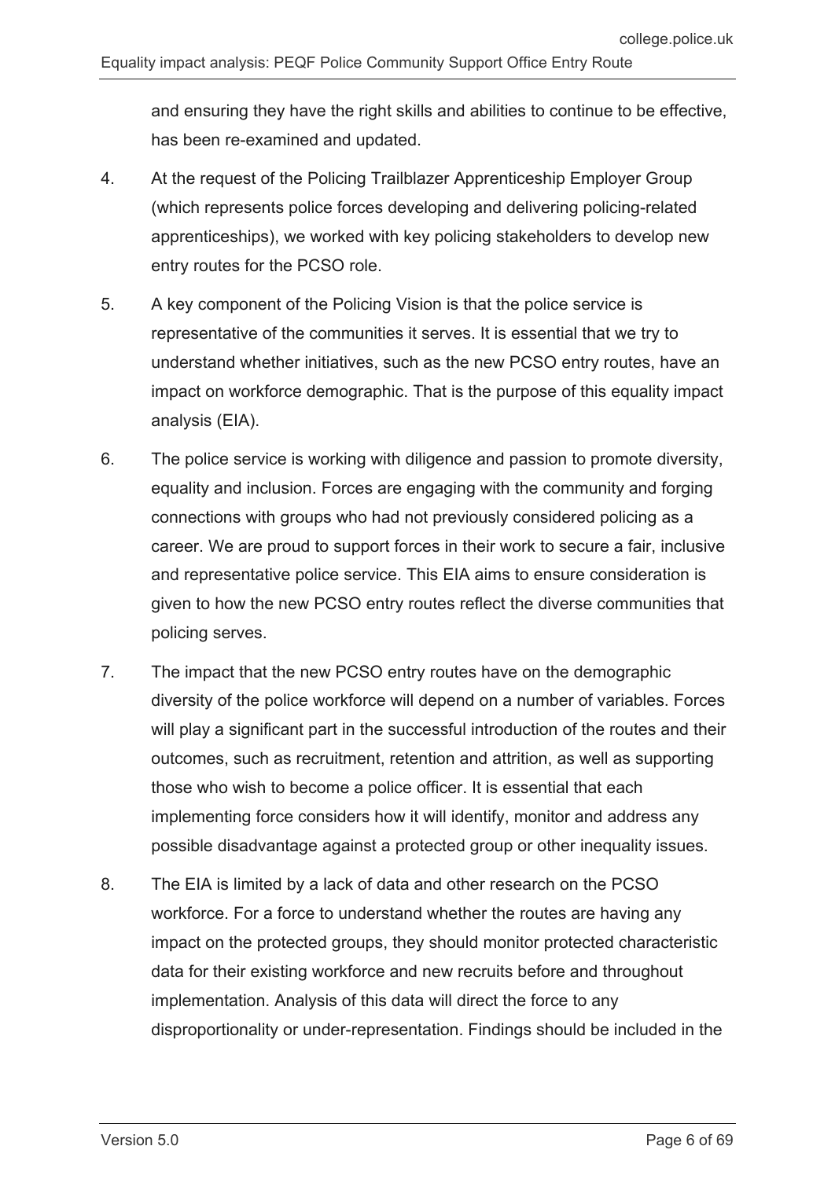and ensuring they have the right skills and abilities to continue to be effective, has been re-examined and updated.

4. At the request of the Policing Trailblazer Apprenticeship Employer Group (which represents police forces developing and delivering policing-related apprenticeships), we worked with key policing stakeholders to develop new entry routes for the PCSO role.

5. A key component of the Policing Vision is that the police service is representative of the communities it serves. It is essential that we try to understand whether initiatives, such as the new PCSO entry routes, have an impact on workforce demographic. That is the purpose of this equality impact analysis (EIA).

6. The police service is working with diligence and passion to promote diversity, equality and inclusion. Forces are engaging with the community and forging connections with groups who had not previously considered policing as a career. We are proud to support forces in their work to secure a fair, inclusive and representative police service. This EIA aims to ensure consideration is given to how the new PCSO entry routes reflect the diverse communities that policing serves.

7. The impact that the new PCSO entry routes have on the demographic diversity of the police workforce will depend on a number of variables. Forces will play a significant part in the successful introduction of the routes and their outcomes, such as recruitment, retention and attrition, as well as supporting those who wish to become a police officer. It is essential that each implementing force considers how it will identify, monitor and address any possible disadvantage against a protected group or other inequality issues.

8. The EIA is limited by a lack of data and other research on the PCSO workforce. For a force to understand whether the routes are having any impact on the protected groups, they should monitor protected characteristic data for their existing workforce and new recruits before and throughout implementation. Analysis of this data will direct the force to any disproportionality or under-representation. Findings should be included in the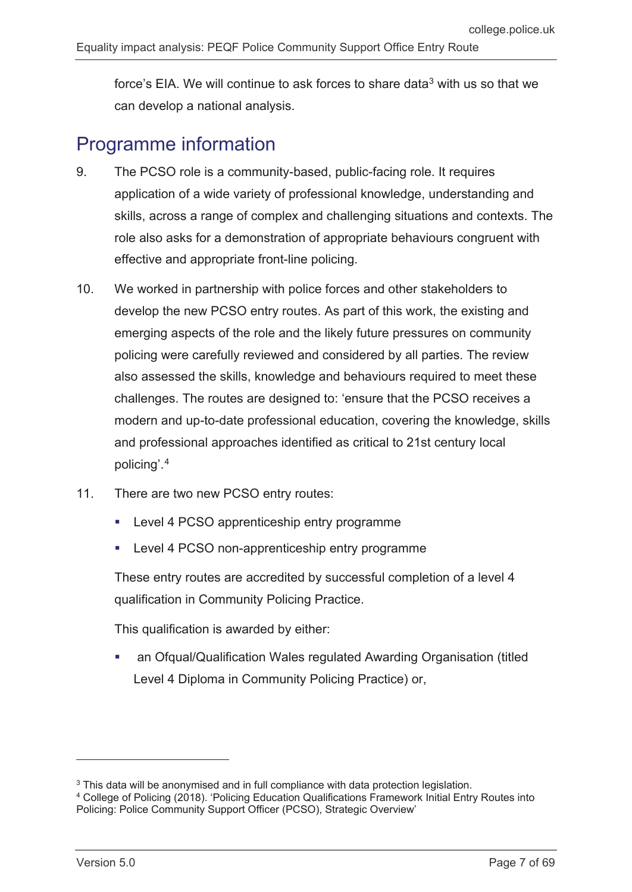force's EIA. We will continue to ask forces to share data[3] with us so that we can develop a national analysis.

## Programme information

9. The PCSO role is a community-based, public-facing role. It requires application of a wide variety of professional knowledge, understanding and skills, across a range of complex and challenging situations and contexts. The role also asks for a demonstration of appropriate behaviours congruent with effective and appropriate front-line policing.

10. We worked in partnership with police forces and other stakeholders to develop the new PCSO entry routes. As part of this work, the existing and emerging aspects of the role and the likely future pressures on community policing were carefully reviewed and considered by all parties. The review also assessed the skills, knowledge and behaviours required to meet these challenges. The routes are designed to: 'ensure that the PCSO receives a modern and up-to-date professional education, covering the knowledge, skills and professional approaches identified as critical to 21st century local policing'.[4]

11. There are two new PCSO entry routes:

    - Level 4 PCSO apprenticeship entry programme
    - Level 4 PCSO non-apprenticeship entry programme

    These entry routes are accredited by successful completion of a level 4 qualification in Community Policing Practice.

    This qualification is awarded by either:

    - an Ofqual/Qualification Wales regulated Awarding Organisation (titled Level 4 Diploma in Community Policing Practice) or,

---

[3] This data will be anonymised and in full compliance with data protection legislation.

[4] College of Policing (2018). 'Policing Education Qualifications Framework Initial Entry Routes into Policing: Police Community Support Officer (PCSO), Strategic Overview'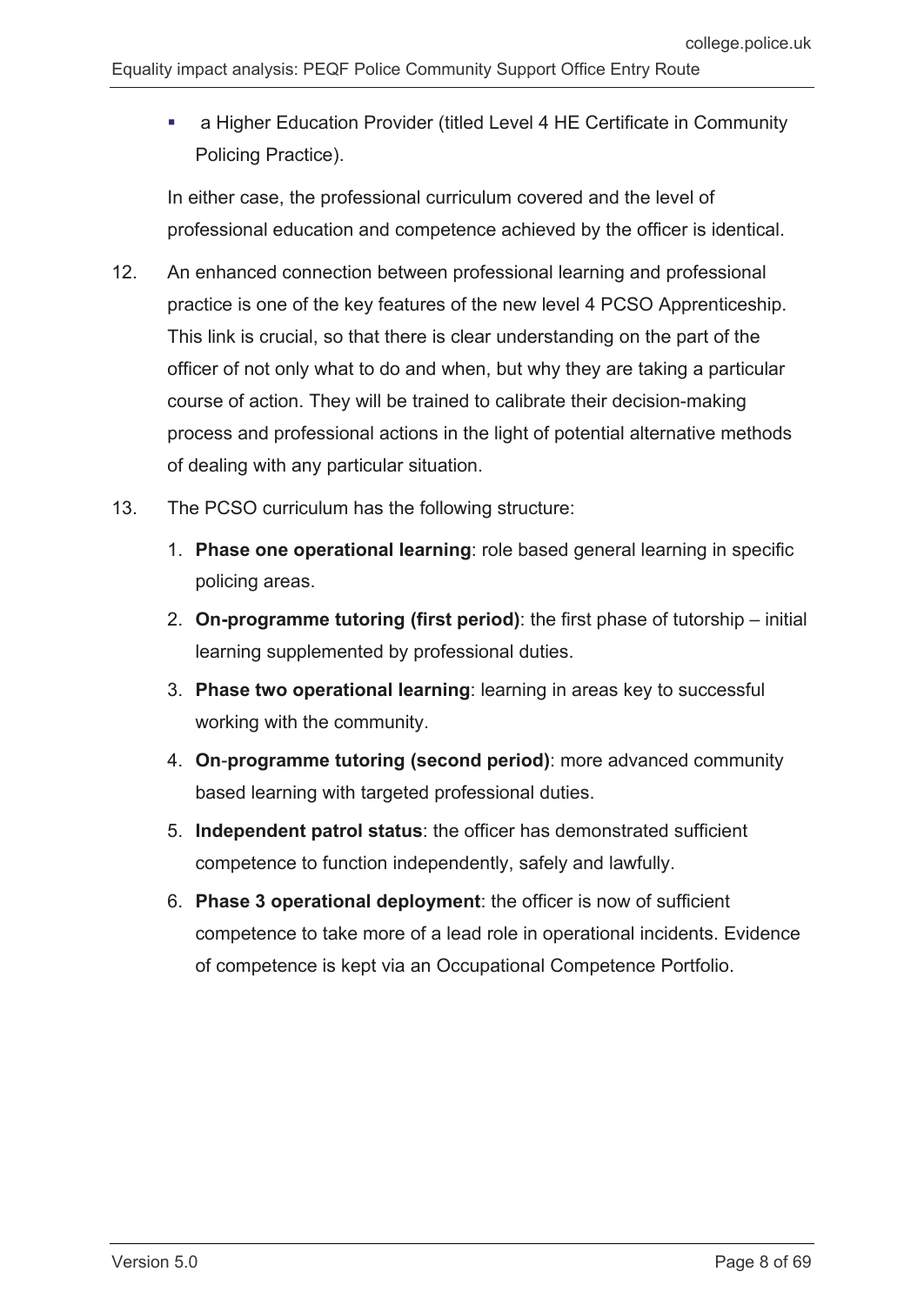- a Higher Education Provider (titled Level 4 HE Certificate in Community Policing Practice).

In either case, the professional curriculum covered and the level of professional education and competence achieved by the officer is identical.

12. An enhanced connection between professional learning and professional practice is one of the key features of the new level 4 PCSO Apprenticeship. This link is crucial, so that there is clear understanding on the part of the officer of not only what to do and when, but why they are taking a particular course of action. They will be trained to calibrate their decision-making process and professional actions in the light of potential alternative methods of dealing with any particular situation.

13. The PCSO curriculum has the following structure:

    1. **Phase one operational learning**: role based general learning in specific policing areas.
    2. **On-programme tutoring (first period)**: the first phase of tutorship – initial learning supplemented by professional duties.
    3. **Phase two operational learning**: learning in areas key to successful working with the community.
    4. **On-programme tutoring (second period)**: more advanced community based learning with targeted professional duties.
    5. **Independent patrol status**: the officer has demonstrated sufficient competence to function independently, safely and lawfully.
    6. **Phase 3 operational deployment**: the officer is now of sufficient competence to take more of a lead role in operational incidents. Evidence of competence is kept via an Occupational Competence Portfolio.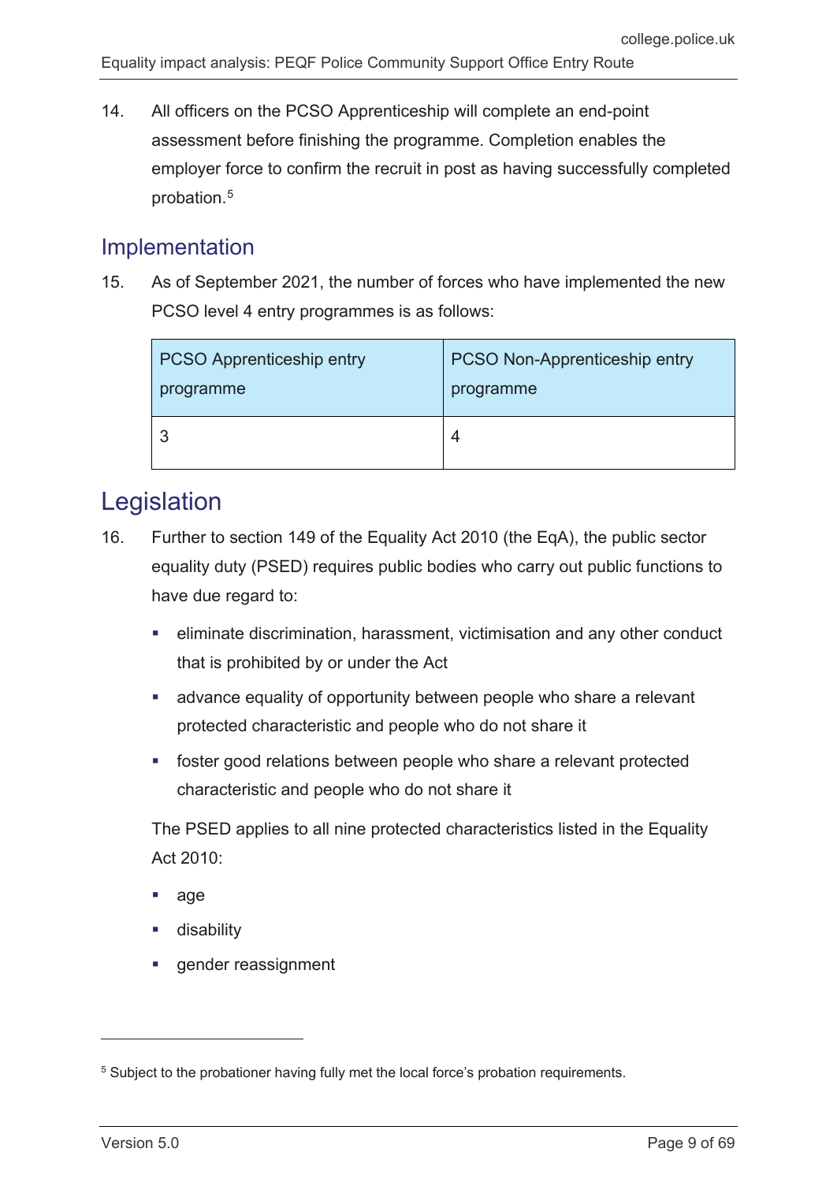14. All officers on the PCSO Apprenticeship will complete an end-point assessment before finishing the programme. Completion enables the employer force to confirm the recruit in post as having successfully completed probation.[5]

## Implementation

15. As of September 2021, the number of forces who have implemented the new PCSO level 4 entry programmes is as follows:

| PCSO Apprenticeship entry programme | PCSO Non-Apprenticeship entry programme |
|---|---|
| 3 | 4 |

# Legislation

16. Further to section 149 of the Equality Act 2010 (the EqA), the public sector equality duty (PSED) requires public bodies who carry out public functions to have due regard to:

    - eliminate discrimination, harassment, victimisation and any other conduct that is prohibited by or under the Act
    - advance equality of opportunity between people who share a relevant protected characteristic and people who do not share it
    - foster good relations between people who share a relevant protected characteristic and people who do not share it

    The PSED applies to all nine protected characteristics listed in the Equality Act 2010:

    - age
    - disability
    - gender reassignment

[5] Subject to the probationer having fully met the local force's probation requirements.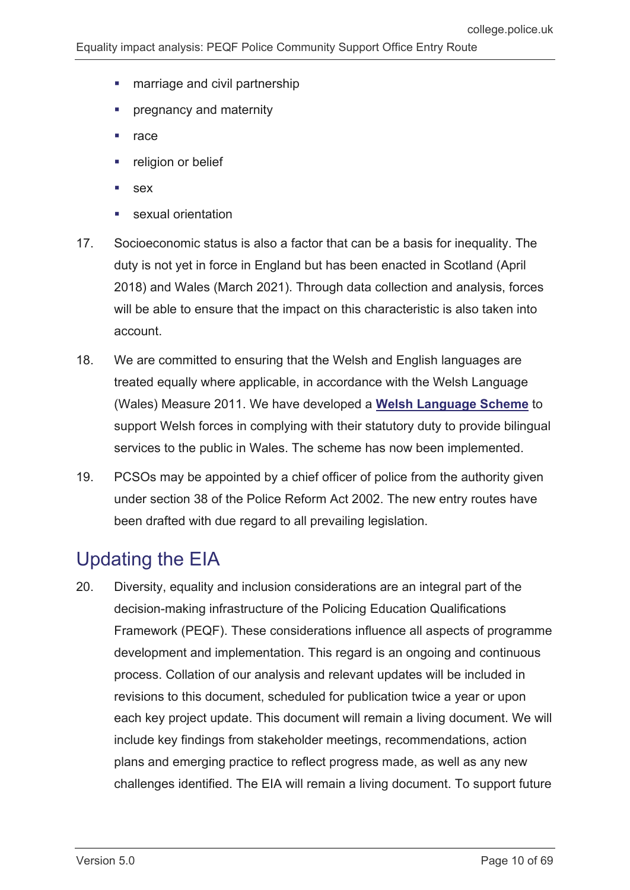- marriage and civil partnership
- pregnancy and maternity
- race
- religion or belief
- sex
- sexual orientation

17. Socioeconomic status is also a factor that can be a basis for inequality. The duty is not yet in force in England but has been enacted in Scotland (April 2018) and Wales (March 2021). Through data collection and analysis, forces will be able to ensure that the impact on this characteristic is also taken into account.

18. We are committed to ensuring that the Welsh and English languages are treated equally where applicable, in accordance with the Welsh Language (Wales) Measure 2011. We have developed a **Welsh Language Scheme** to support Welsh forces in complying with their statutory duty to provide bilingual services to the public in Wales. The scheme has now been implemented.

19. PCSOs may be appointed by a chief officer of police from the authority given under section 38 of the Police Reform Act 2002. The new entry routes have been drafted with due regard to all prevailing legislation.

## Updating the EIA

20. Diversity, equality and inclusion considerations are an integral part of the decision-making infrastructure of the Policing Education Qualifications Framework (PEQF). These considerations influence all aspects of programme development and implementation. This regard is an ongoing and continuous process. Collation of our analysis and relevant updates will be included in revisions to this document, scheduled for publication twice a year or upon each key project update. This document will remain a living document. We will include key findings from stakeholder meetings, recommendations, action plans and emerging practice to reflect progress made, as well as any new challenges identified. The EIA will remain a living document. To support future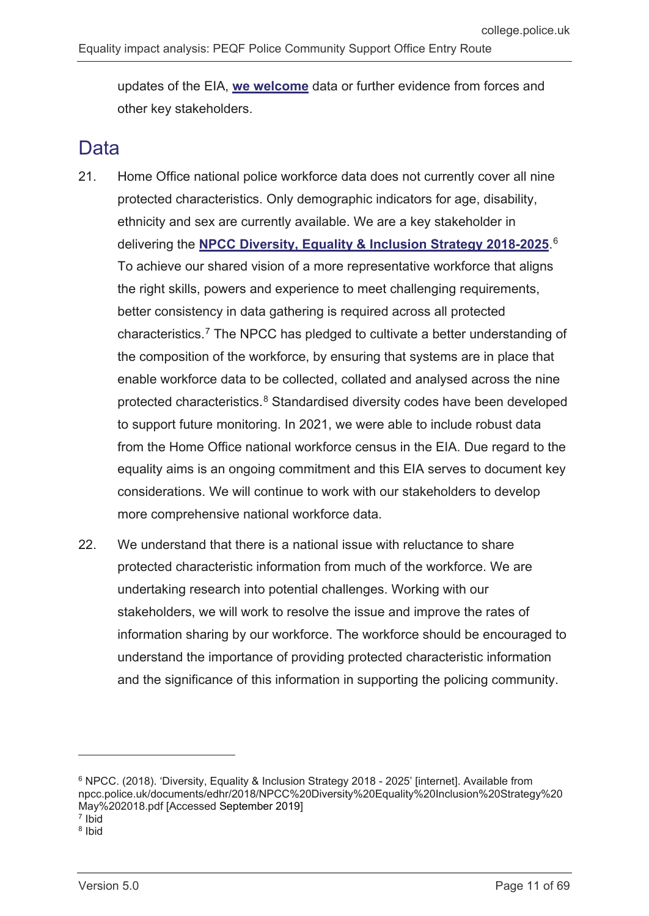updates of the EIA, **we welcome** data or further evidence from forces and other key stakeholders.

## Data

21. Home Office national police workforce data does not currently cover all nine protected characteristics. Only demographic indicators for age, disability, ethnicity and sex are currently available. We are a key stakeholder in delivering the **NPCC Diversity, Equality & Inclusion Strategy 2018-2025**.[6] To achieve our shared vision of a more representative workforce that aligns the right skills, powers and experience to meet challenging requirements, better consistency in data gathering is required across all protected characteristics.[7] The NPCC has pledged to cultivate a better understanding of the composition of the workforce, by ensuring that systems are in place that enable workforce data to be collected, collated and analysed across the nine protected characteristics.[8] Standardised diversity codes have been developed to support future monitoring. In 2021, we were able to include robust data from the Home Office national workforce census in the EIA. Due regard to the equality aims is an ongoing commitment and this EIA serves to document key considerations. We will continue to work with our stakeholders to develop more comprehensive national workforce data.

22. We understand that there is a national issue with reluctance to share protected characteristic information from much of the workforce. We are undertaking research into potential challenges. Working with our stakeholders, we will work to resolve the issue and improve the rates of information sharing by our workforce. The workforce should be encouraged to understand the importance of providing protected characteristic information and the significance of this information in supporting the policing community.

---

[6] NPCC. (2018). 'Diversity, Equality & Inclusion Strategy 2018 - 2025' [internet]. Available from npcc.police.uk/documents/edhr/2018/NPCC%20Diversity%20Equality%20Inclusion%20Strategy%20May%202018.pdf [Accessed September 2019]

[7] Ibid

[8] Ibid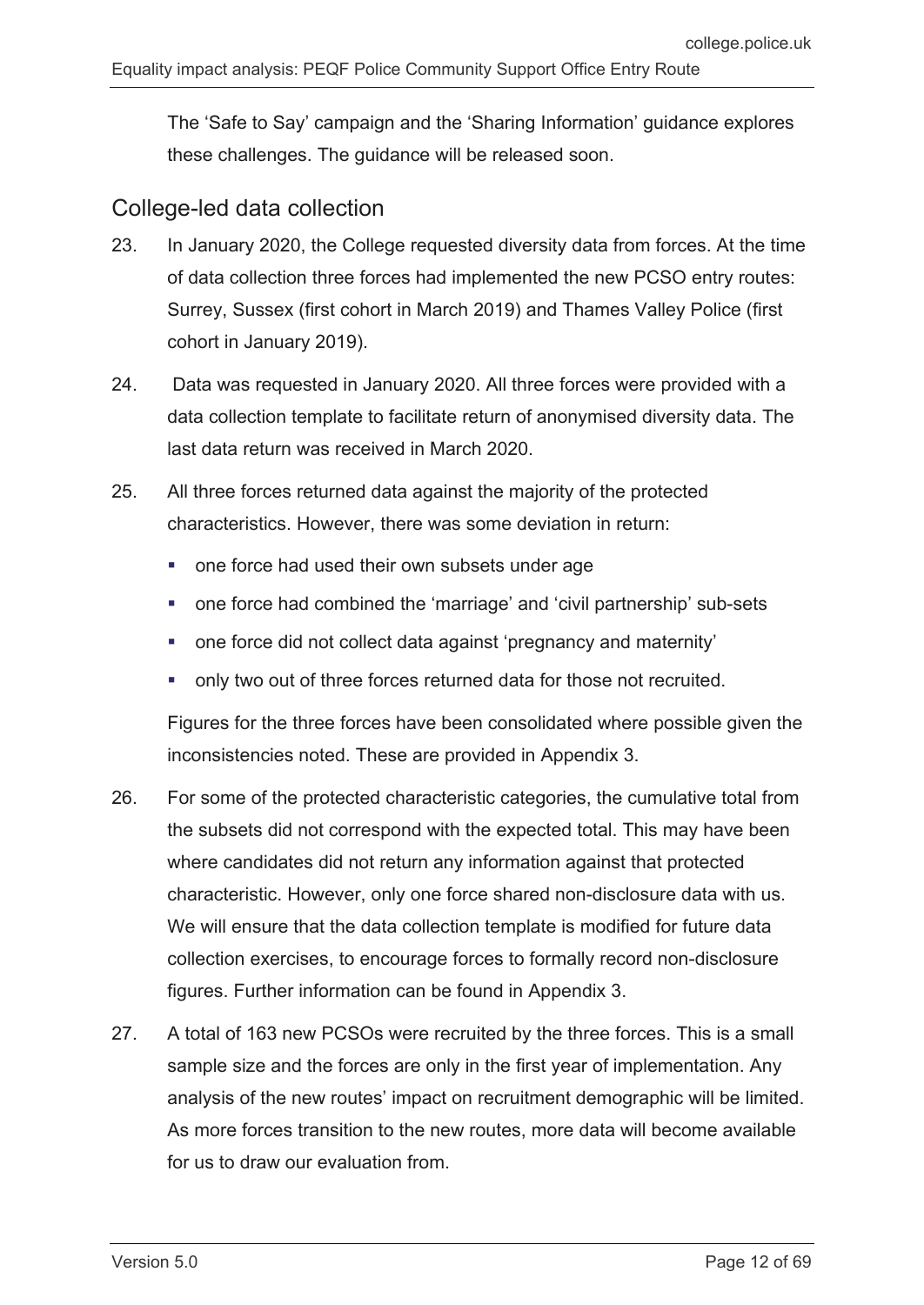The 'Safe to Say' campaign and the 'Sharing Information' guidance explores these challenges. The guidance will be released soon.

## College-led data collection

23. In January 2020, the College requested diversity data from forces. At the time of data collection three forces had implemented the new PCSO entry routes: Surrey, Sussex (first cohort in March 2019) and Thames Valley Police (first cohort in January 2019).

24. Data was requested in January 2020. All three forces were provided with a data collection template to facilitate return of anonymised diversity data. The last data return was received in March 2020.

25. All three forces returned data against the majority of the protected characteristics. However, there was some deviation in return:

    - one force had used their own subsets under age
    - one force had combined the 'marriage' and 'civil partnership' sub-sets
    - one force did not collect data against 'pregnancy and maternity'
    - only two out of three forces returned data for those not recruited.

    Figures for the three forces have been consolidated where possible given the inconsistencies noted. These are provided in Appendix 3.

26. For some of the protected characteristic categories, the cumulative total from the subsets did not correspond with the expected total. This may have been where candidates did not return any information against that protected characteristic. However, only one force shared non-disclosure data with us. We will ensure that the data collection template is modified for future data collection exercises, to encourage forces to formally record non-disclosure figures. Further information can be found in Appendix 3.

27. A total of 163 new PCSOs were recruited by the three forces. This is a small sample size and the forces are only in the first year of implementation. Any analysis of the new routes' impact on recruitment demographic will be limited. As more forces transition to the new routes, more data will become available for us to draw our evaluation from.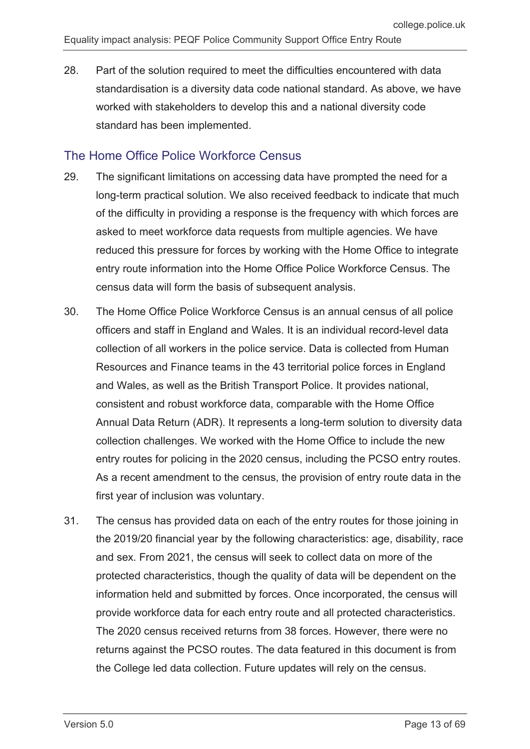28. Part of the solution required to meet the difficulties encountered with data standardisation is a diversity data code national standard. As above, we have worked with stakeholders to develop this and a national diversity code standard has been implemented.

## The Home Office Police Workforce Census

29. The significant limitations on accessing data have prompted the need for a long-term practical solution. We also received feedback to indicate that much of the difficulty in providing a response is the frequency with which forces are asked to meet workforce data requests from multiple agencies. We have reduced this pressure for forces by working with the Home Office to integrate entry route information into the Home Office Police Workforce Census. The census data will form the basis of subsequent analysis.

30. The Home Office Police Workforce Census is an annual census of all police officers and staff in England and Wales. It is an individual record-level data collection of all workers in the police service. Data is collected from Human Resources and Finance teams in the 43 territorial police forces in England and Wales, as well as the British Transport Police. It provides national, consistent and robust workforce data, comparable with the Home Office Annual Data Return (ADR). It represents a long-term solution to diversity data collection challenges. We worked with the Home Office to include the new entry routes for policing in the 2020 census, including the PCSO entry routes. As a recent amendment to the census, the provision of entry route data in the first year of inclusion was voluntary.

31. The census has provided data on each of the entry routes for those joining in the 2019/20 financial year by the following characteristics: age, disability, race and sex. From 2021, the census will seek to collect data on more of the protected characteristics, though the quality of data will be dependent on the information held and submitted by forces. Once incorporated, the census will provide workforce data for each entry route and all protected characteristics. The 2020 census received returns from 38 forces. However, there were no returns against the PCSO routes. The data featured in this document is from the College led data collection. Future updates will rely on the census.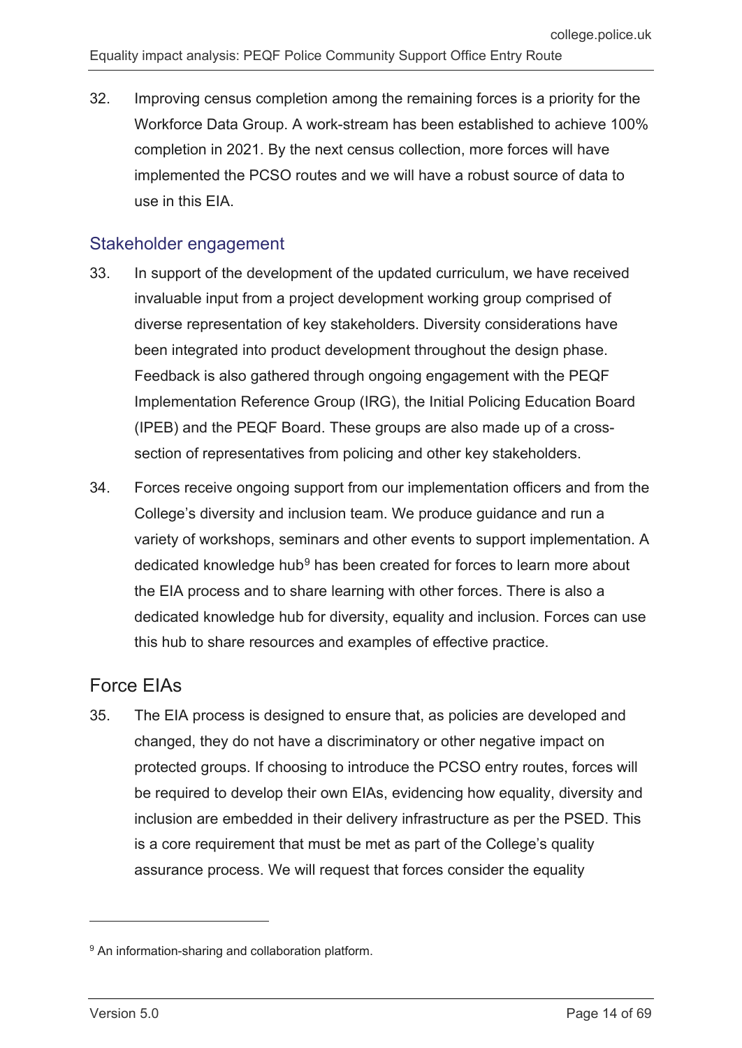32. Improving census completion among the remaining forces is a priority for the Workforce Data Group. A work-stream has been established to achieve 100% completion in 2021. By the next census collection, more forces will have implemented the PCSO routes and we will have a robust source of data to use in this EIA.

### Stakeholder engagement

33. In support of the development of the updated curriculum, we have received invaluable input from a project development working group comprised of diverse representation of key stakeholders. Diversity considerations have been integrated into product development throughout the design phase. Feedback is also gathered through ongoing engagement with the PEQF Implementation Reference Group (IRG), the Initial Policing Education Board (IPEB) and the PEQF Board. These groups are also made up of a cross-section of representatives from policing and other key stakeholders.

34. Forces receive ongoing support from our implementation officers and from the College's diversity and inclusion team. We produce guidance and run a variety of workshops, seminars and other events to support implementation. A dedicated knowledge hub[9] has been created for forces to learn more about the EIA process and to share learning with other forces. There is also a dedicated knowledge hub for diversity, equality and inclusion. Forces can use this hub to share resources and examples of effective practice.

## Force EIAs

35. The EIA process is designed to ensure that, as policies are developed and changed, they do not have a discriminatory or other negative impact on protected groups. If choosing to introduce the PCSO entry routes, forces will be required to develop their own EIAs, evidencing how equality, diversity and inclusion are embedded in their delivery infrastructure as per the PSED. This is a core requirement that must be met as part of the College's quality assurance process. We will request that forces consider the equality

[9] An information-sharing and collaboration platform.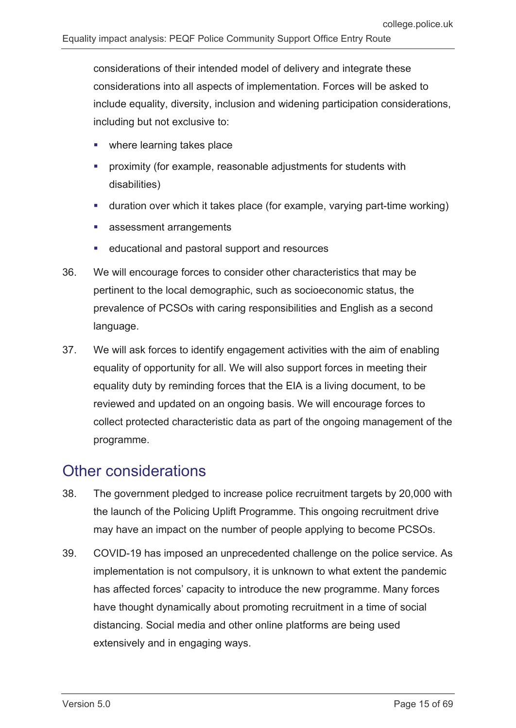considerations of their intended model of delivery and integrate these considerations into all aspects of implementation. Forces will be asked to include equality, diversity, inclusion and widening participation considerations, including but not exclusive to:

- where learning takes place
- proximity (for example, reasonable adjustments for students with disabilities)
- duration over which it takes place (for example, varying part-time working)
- assessment arrangements
- educational and pastoral support and resources

36. We will encourage forces to consider other characteristics that may be pertinent to the local demographic, such as socioeconomic status, the prevalence of PCSOs with caring responsibilities and English as a second language.

37. We will ask forces to identify engagement activities with the aim of enabling equality of opportunity for all. We will also support forces in meeting their equality duty by reminding forces that the EIA is a living document, to be reviewed and updated on an ongoing basis. We will encourage forces to collect protected characteristic data as part of the ongoing management of the programme.

## Other considerations

38. The government pledged to increase police recruitment targets by 20,000 with the launch of the Policing Uplift Programme. This ongoing recruitment drive may have an impact on the number of people applying to become PCSOs.

39. COVID-19 has imposed an unprecedented challenge on the police service. As implementation is not compulsory, it is unknown to what extent the pandemic has affected forces' capacity to introduce the new programme. Many forces have thought dynamically about promoting recruitment in a time of social distancing. Social media and other online platforms are being used extensively and in engaging ways.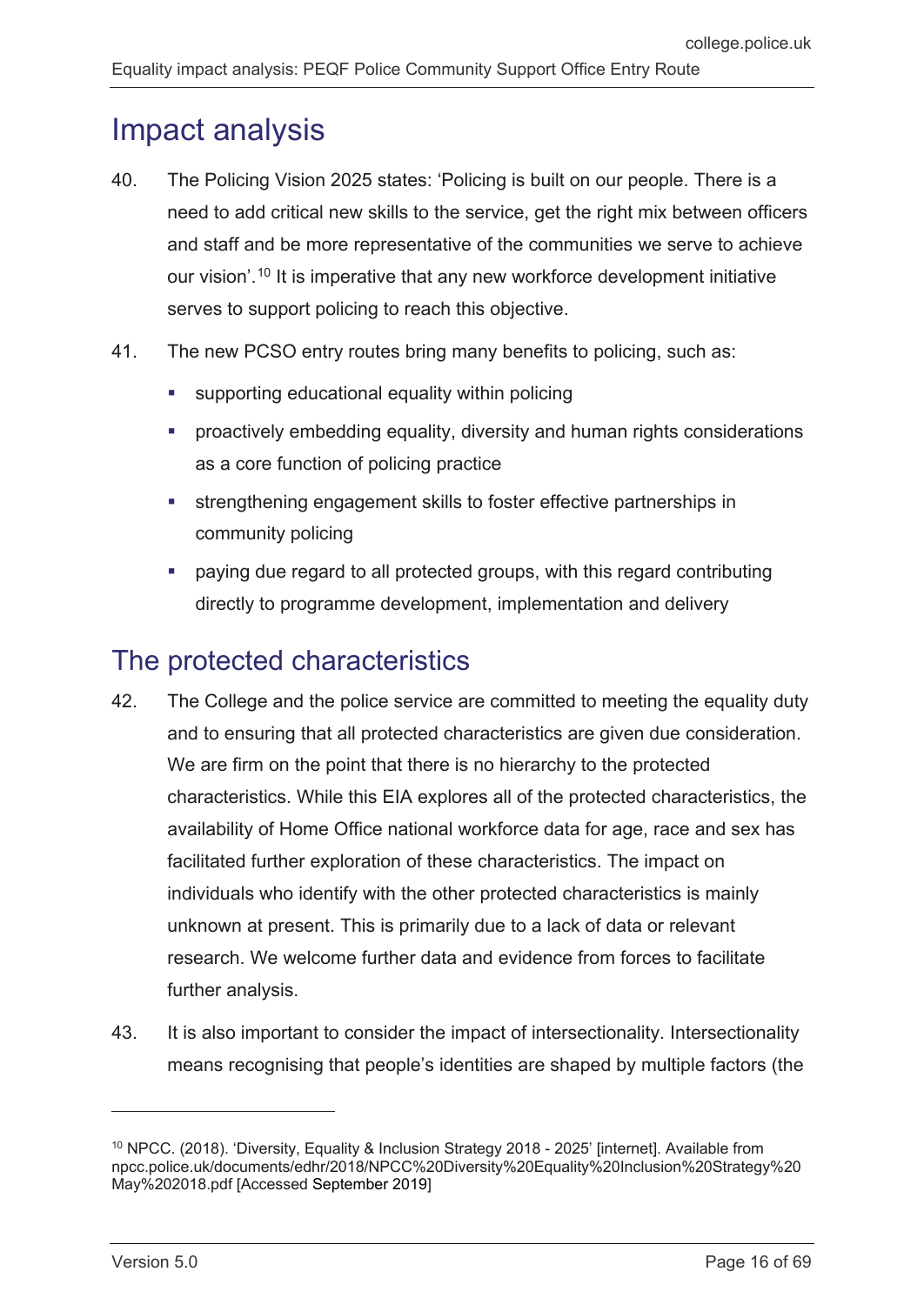# Impact analysis

40. The Policing Vision 2025 states: 'Policing is built on our people. There is a need to add critical new skills to the service, get the right mix between officers and staff and be more representative of the communities we serve to achieve our vision'.[10] It is imperative that any new workforce development initiative serves to support policing to reach this objective.

41. The new PCSO entry routes bring many benefits to policing, such as:

    - supporting educational equality within policing
    - proactively embedding equality, diversity and human rights considerations as a core function of policing practice
    - strengthening engagement skills to foster effective partnerships in community policing
    - paying due regard to all protected groups, with this regard contributing directly to programme development, implementation and delivery

## The protected characteristics

42. The College and the police service are committed to meeting the equality duty and to ensuring that all protected characteristics are given due consideration. We are firm on the point that there is no hierarchy to the protected characteristics. While this EIA explores all of the protected characteristics, the availability of Home Office national workforce data for age, race and sex has facilitated further exploration of these characteristics. The impact on individuals who identify with the other protected characteristics is mainly unknown at present. This is primarily due to a lack of data or relevant research. We welcome further data and evidence from forces to facilitate further analysis.

43. It is also important to consider the impact of intersectionality. Intersectionality means recognising that people's identities are shaped by multiple factors (the

---

[10] NPCC. (2018). 'Diversity, Equality & Inclusion Strategy 2018 - 2025' [internet]. Available from npcc.police.uk/documents/edhr/2018/NPCC%20Diversity%20Equality%20Inclusion%20Strategy%20May%202018.pdf [Accessed September 2019]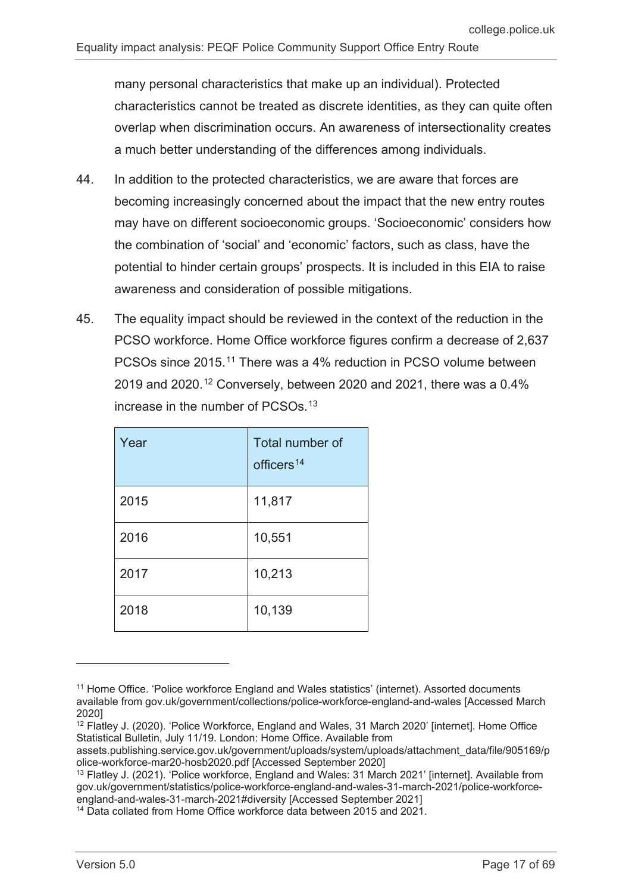many personal characteristics that make up an individual). Protected characteristics cannot be treated as discrete identities, as they can quite often overlap when discrimination occurs. An awareness of intersectionality creates a much better understanding of the differences among individuals.

44. In addition to the protected characteristics, we are aware that forces are becoming increasingly concerned about the impact that the new entry routes may have on different socioeconomic groups. 'Socioeconomic' considers how the combination of 'social' and 'economic' factors, such as class, have the potential to hinder certain groups' prospects. It is included in this EIA to raise awareness and consideration of possible mitigations.

45. The equality impact should be reviewed in the context of the reduction in the PCSO workforce. Home Office workforce figures confirm a decrease of 2,637 PCSOs since 2015.[11] There was a 4% reduction in PCSO volume between 2019 and 2020.[12] Conversely, between 2020 and 2021, there was a 0.4% increase in the number of PCSOs.[13]

| Year | Total number of officers[14] |
| --- | --- |
| 2015 | 11,817 |
| 2016 | 10,551 |
| 2017 | 10,213 |
| 2018 | 10,139 |

[11] Home Office. 'Police workforce England and Wales statistics' (internet). Assorted documents available from gov.uk/government/collections/police-workforce-england-and-wales [Accessed March 2020]

[12] Flatley J. (2020). 'Police Workforce, England and Wales, 31 March 2020' [internet]. Home Office Statistical Bulletin, July 11/19. London: Home Office. Available from assets.publishing.service.gov.uk/government/uploads/system/uploads/attachment_data/file/905169/police-workforce-mar20-hosb2020.pdf [Accessed September 2020]

[13] Flatley J. (2021). 'Police workforce, England and Wales: 31 March 2021' [internet]. Available from gov.uk/government/statistics/police-workforce-england-and-wales-31-march-2021/police-workforce-england-and-wales-31-march-2021#diversity [Accessed September 2021]

[14] Data collated from Home Office workforce data between 2015 and 2021.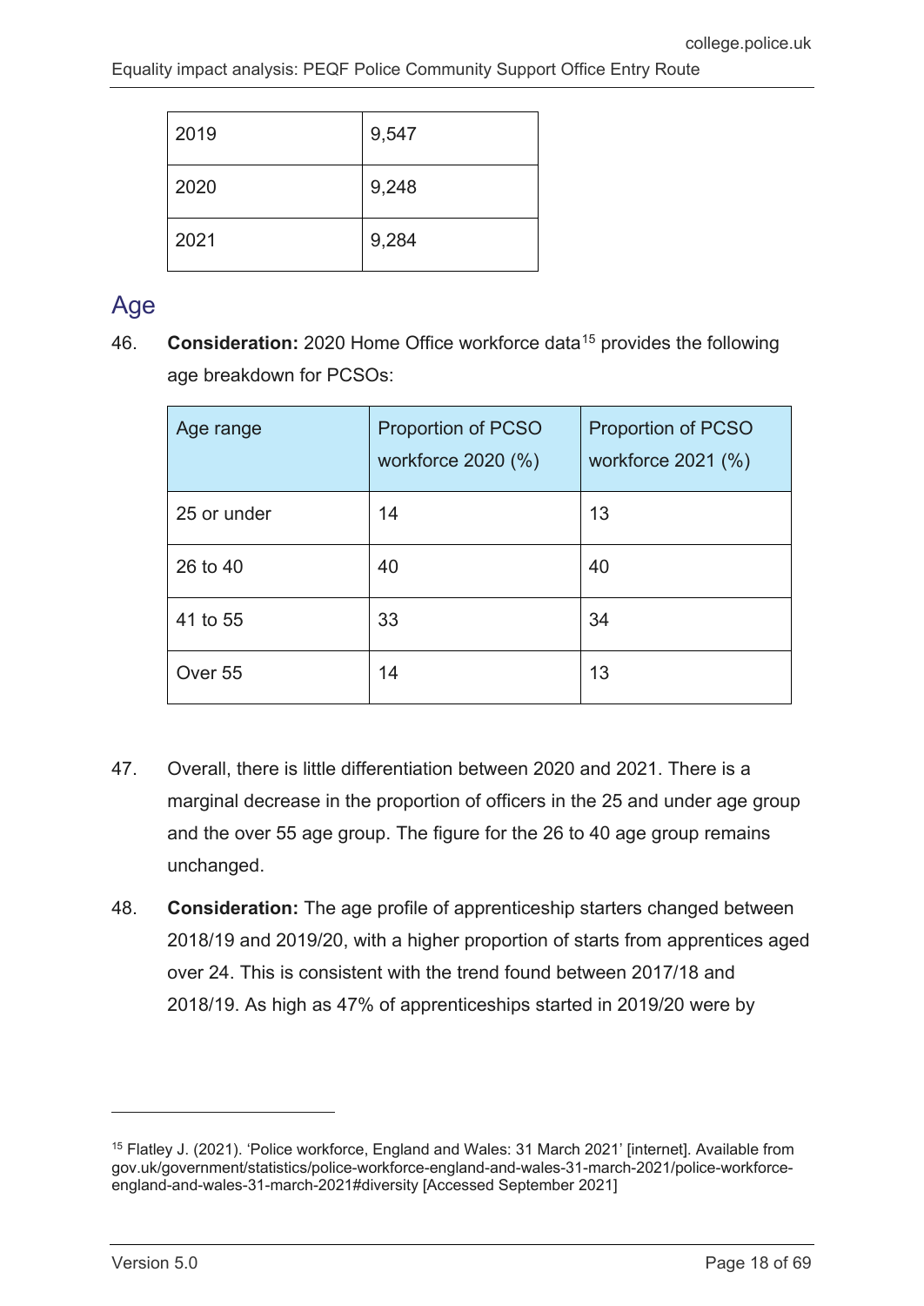| 2019 | 9,547 |
|---|---|
| 2020 | 9,248 |
| 2021 | 9,284 |

## Age

46. **Consideration:** 2020 Home Office workforce data[15] provides the following age breakdown for PCSOs:

| Age range | Proportion of PCSO workforce 2020 (%) | Proportion of PCSO workforce 2021 (%) |
|---|---|---|
| 25 or under | 14 | 13 |
| 26 to 40 | 40 | 40 |
| 41 to 55 | 33 | 34 |
| Over 55 | 14 | 13 |

47. Overall, there is little differentiation between 2020 and 2021. There is a marginal decrease in the proportion of officers in the 25 and under age group and the over 55 age group. The figure for the 26 to 40 age group remains unchanged.

48. **Consideration:** The age profile of apprenticeship starters changed between 2018/19 and 2019/20, with a higher proportion of starts from apprentices aged over 24. This is consistent with the trend found between 2017/18 and 2018/19. As high as 47% of apprenticeships started in 2019/20 were by

---

[15] Flatley J. (2021). 'Police workforce, England and Wales: 31 March 2021' [internet]. Available from gov.uk/government/statistics/police-workforce-england-and-wales-31-march-2021/police-workforce-england-and-wales-31-march-2021#diversity [Accessed September 2021]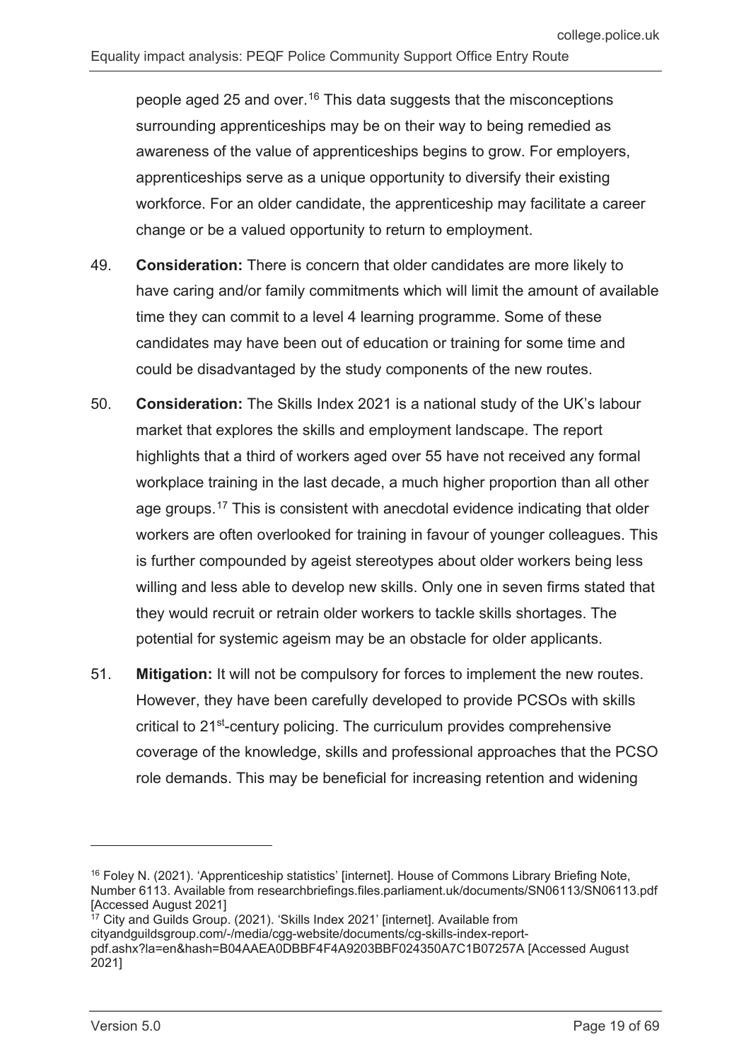people aged 25 and over.[16] This data suggests that the misconceptions surrounding apprenticeships may be on their way to being remedied as awareness of the value of apprenticeships begins to grow. For employers, apprenticeships serve as a unique opportunity to diversify their existing workforce. For an older candidate, the apprenticeship may facilitate a career change or be a valued opportunity to return to employment.

49. **Consideration:** There is concern that older candidates are more likely to have caring and/or family commitments which will limit the amount of available time they can commit to a level 4 learning programme. Some of these candidates may have been out of education or training for some time and could be disadvantaged by the study components of the new routes.

50. **Consideration:** The Skills Index 2021 is a national study of the UK's labour market that explores the skills and employment landscape. The report highlights that a third of workers aged over 55 have not received any formal workplace training in the last decade, a much higher proportion than all other age groups.[17] This is consistent with anecdotal evidence indicating that older workers are often overlooked for training in favour of younger colleagues. This is further compounded by ageist stereotypes about older workers being less willing and less able to develop new skills. Only one in seven firms stated that they would recruit or retrain older workers to tackle skills shortages. The potential for systemic ageism may be an obstacle for older applicants.

51. **Mitigation:** It will not be compulsory for forces to implement the new routes. However, they have been carefully developed to provide PCSOs with skills critical to 21st-century policing. The curriculum provides comprehensive coverage of the knowledge, skills and professional approaches that the PCSO role demands. This may be beneficial for increasing retention and widening

---

[16] Foley N. (2021). 'Apprenticeship statistics' [internet]. House of Commons Library Briefing Note, Number 6113. Available from researchbriefings.files.parliament.uk/documents/SN06113/SN06113.pdf [Accessed August 2021]

[17] City and Guilds Group. (2021). 'Skills Index 2021' [internet]. Available from cityandguildsgroup.com/-/media/cgg-website/documents/cg-skills-index-report-pdf.ashx?la=en&hash=B04AAEA0DBBF4F4A9203BBF024350A7C1B07257A [Accessed August 2021]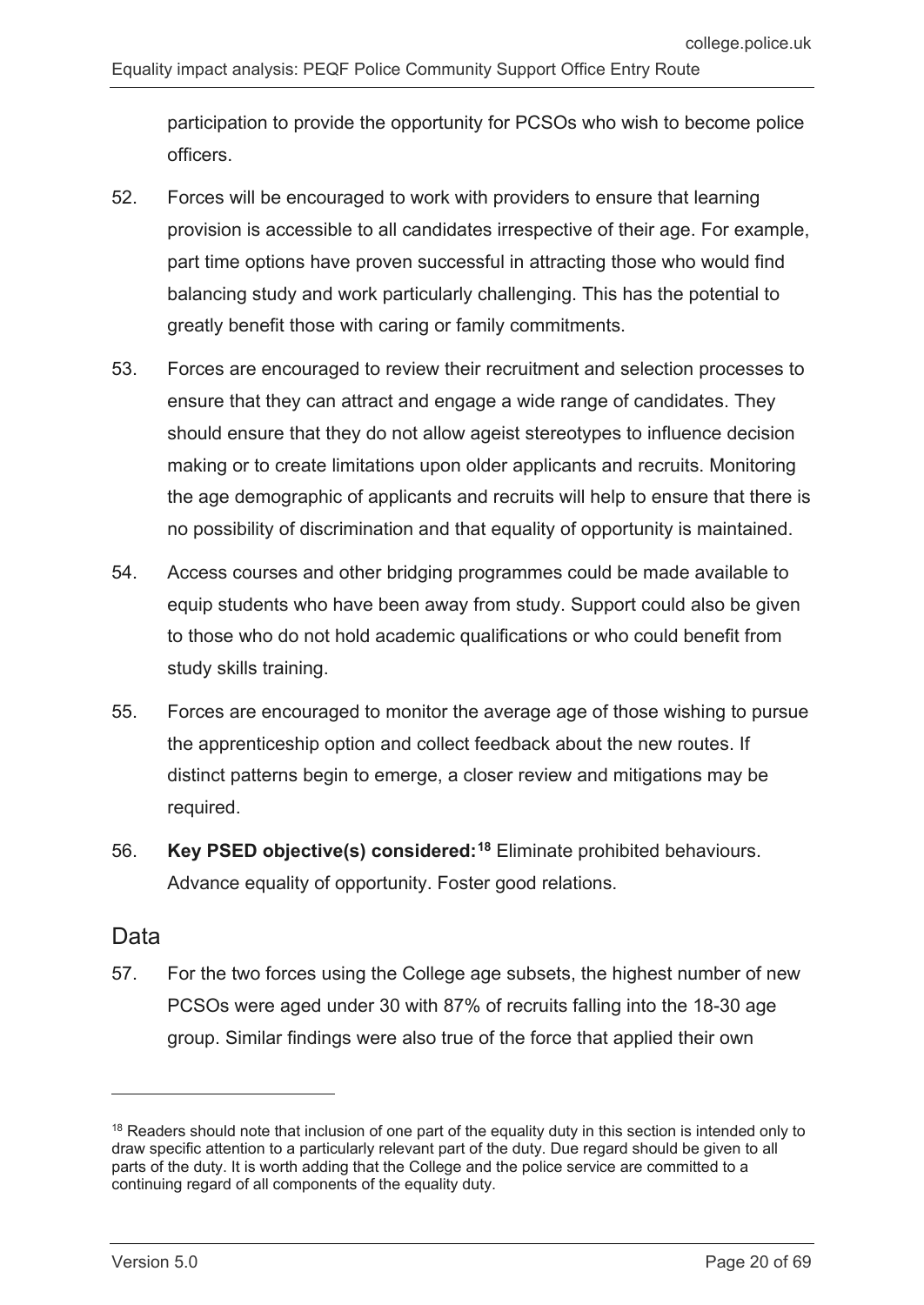participation to provide the opportunity for PCSOs who wish to become police officers.

52. Forces will be encouraged to work with providers to ensure that learning provision is accessible to all candidates irrespective of their age. For example, part time options have proven successful in attracting those who would find balancing study and work particularly challenging. This has the potential to greatly benefit those with caring or family commitments.

53. Forces are encouraged to review their recruitment and selection processes to ensure that they can attract and engage a wide range of candidates. They should ensure that they do not allow ageist stereotypes to influence decision making or to create limitations upon older applicants and recruits. Monitoring the age demographic of applicants and recruits will help to ensure that there is no possibility of discrimination and that equality of opportunity is maintained.

54. Access courses and other bridging programmes could be made available to equip students who have been away from study. Support could also be given to those who do not hold academic qualifications or who could benefit from study skills training.

55. Forces are encouraged to monitor the average age of those wishing to pursue the apprenticeship option and collect feedback about the new routes. If distinct patterns begin to emerge, a closer review and mitigations may be required.

56. **Key PSED objective(s) considered:**[18] Eliminate prohibited behaviours. Advance equality of opportunity. Foster good relations.

## Data

57. For the two forces using the College age subsets, the highest number of new PCSOs were aged under 30 with 87% of recruits falling into the 18-30 age group. Similar findings were also true of the force that applied their own

---

[18] Readers should note that inclusion of one part of the equality duty in this section is intended only to draw specific attention to a particularly relevant part of the duty. Due regard should be given to all parts of the duty. It is worth adding that the College and the police service are committed to a continuing regard of all components of the equality duty.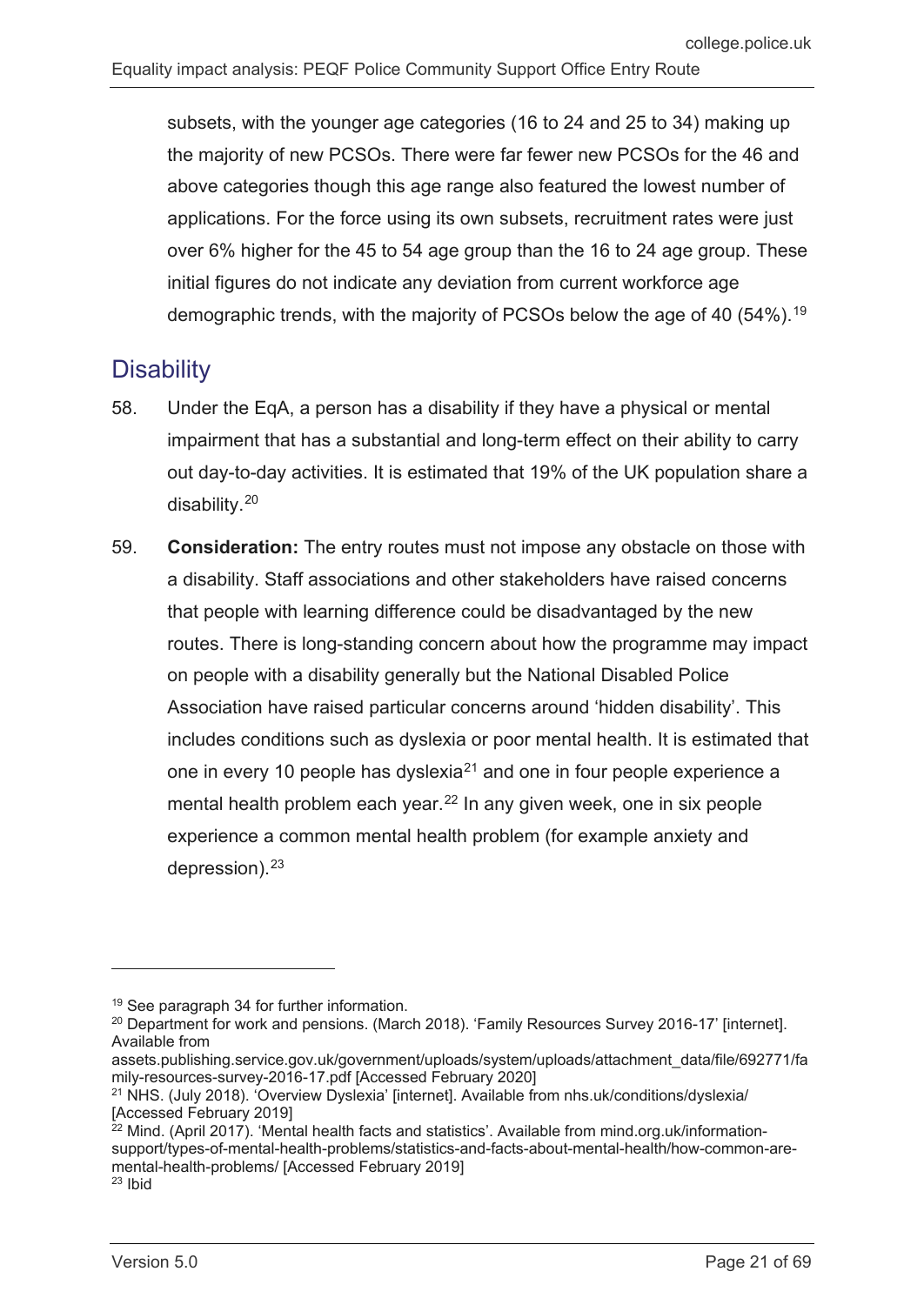subsets, with the younger age categories (16 to 24 and 25 to 34) making up the majority of new PCSOs. There were far fewer new PCSOs for the 46 and above categories though this age range also featured the lowest number of applications. For the force using its own subsets, recruitment rates were just over 6% higher for the 45 to 54 age group than the 16 to 24 age group. These initial figures do not indicate any deviation from current workforce age demographic trends, with the majority of PCSOs below the age of 40 (54%).[19]

## Disability

58. Under the EqA, a person has a disability if they have a physical or mental impairment that has a substantial and long-term effect on their ability to carry out day-to-day activities. It is estimated that 19% of the UK population share a disability.[20]

59. **Consideration:** The entry routes must not impose any obstacle on those with a disability. Staff associations and other stakeholders have raised concerns that people with learning difference could be disadvantaged by the new routes. There is long-standing concern about how the programme may impact on people with a disability generally but the National Disabled Police Association have raised particular concerns around 'hidden disability'. This includes conditions such as dyslexia or poor mental health. It is estimated that one in every 10 people has dyslexia[21] and one in four people experience a mental health problem each year.[22] In any given week, one in six people experience a common mental health problem (for example anxiety and depression).[23]

---

[19] See paragraph 34 for further information.

[20] Department for work and pensions. (March 2018). 'Family Resources Survey 2016-17' [internet]. Available from assets.publishing.service.gov.uk/government/uploads/system/uploads/attachment_data/file/692771/family-resources-survey-2016-17.pdf [Accessed February 2020]

[21] NHS. (July 2018). 'Overview Dyslexia' [internet]. Available from nhs.uk/conditions/dyslexia/ [Accessed February 2019]

[22] Mind. (April 2017). 'Mental health facts and statistics'. Available from mind.org.uk/information-support/types-of-mental-health-problems/statistics-and-facts-about-mental-health/how-common-are-mental-health-problems/ [Accessed February 2019]

[23] Ibid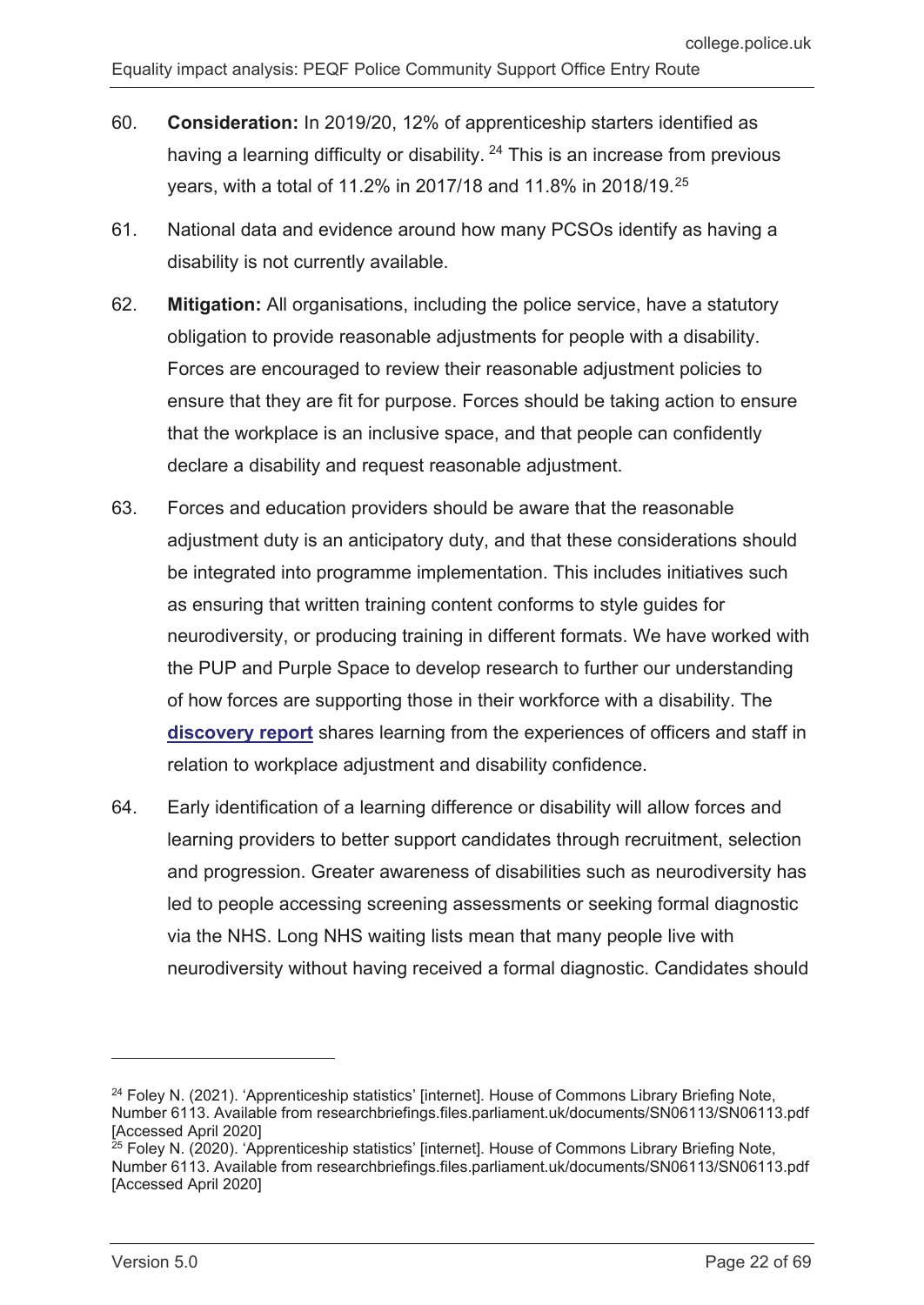60. **Consideration:** In 2019/20, 12% of apprenticeship starters identified as having a learning difficulty or disability. [24] This is an increase from previous years, with a total of 11.2% in 2017/18 and 11.8% in 2018/19.[25]

61. National data and evidence around how many PCSOs identify as having a disability is not currently available.

62. **Mitigation:** All organisations, including the police service, have a statutory obligation to provide reasonable adjustments for people with a disability. Forces are encouraged to review their reasonable adjustment policies to ensure that they are fit for purpose. Forces should be taking action to ensure that the workplace is an inclusive space, and that people can confidently declare a disability and request reasonable adjustment.

63. Forces and education providers should be aware that the reasonable adjustment duty is an anticipatory duty, and that these considerations should be integrated into programme implementation. This includes initiatives such as ensuring that written training content conforms to style guides for neurodiversity, or producing training in different formats. We have worked with the PUP and Purple Space to develop research to further our understanding of how forces are supporting those in their workforce with a disability. The **discovery report** shares learning from the experiences of officers and staff in relation to workplace adjustment and disability confidence.

64. Early identification of a learning difference or disability will allow forces and learning providers to better support candidates through recruitment, selection and progression. Greater awareness of disabilities such as neurodiversity has led to people accessing screening assessments or seeking formal diagnostic via the NHS. Long NHS waiting lists mean that many people live with neurodiversity without having received a formal diagnostic. Candidates should

---

[24] Foley N. (2021). 'Apprenticeship statistics' [internet]. House of Commons Library Briefing Note, Number 6113. Available from researchbriefings.files.parliament.uk/documents/SN06113/SN06113.pdf [Accessed April 2020]

[25] Foley N. (2020). 'Apprenticeship statistics' [internet]. House of Commons Library Briefing Note, Number 6113. Available from researchbriefings.files.parliament.uk/documents/SN06113/SN06113.pdf [Accessed April 2020]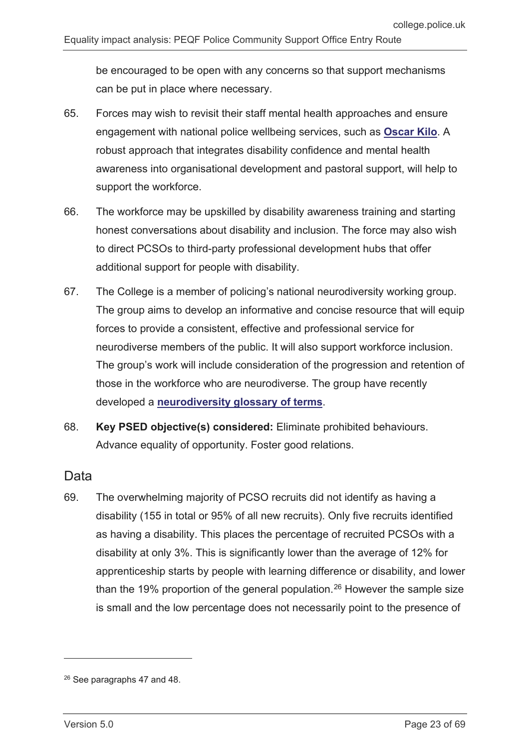be encouraged to be open with any concerns so that support mechanisms can be put in place where necessary.

65. Forces may wish to revisit their staff mental health approaches and ensure engagement with national police wellbeing services, such as **Oscar Kilo**. A robust approach that integrates disability confidence and mental health awareness into organisational development and pastoral support, will help to support the workforce.

66. The workforce may be upskilled by disability awareness training and starting honest conversations about disability and inclusion. The force may also wish to direct PCSOs to third-party professional development hubs that offer additional support for people with disability.

67. The College is a member of policing's national neurodiversity working group. The group aims to develop an informative and concise resource that will equip forces to provide a consistent, effective and professional service for neurodiverse members of the public. It will also support workforce inclusion. The group's work will include consideration of the progression and retention of those in the workforce who are neurodiverse. The group have recently developed a **neurodiversity glossary of terms**.

68. **Key PSED objective(s) considered:** Eliminate prohibited behaviours. Advance equality of opportunity. Foster good relations.

## Data

69. The overwhelming majority of PCSO recruits did not identify as having a disability (155 in total or 95% of all new recruits). Only five recruits identified as having a disability. This places the percentage of recruited PCSOs with a disability at only 3%. This is significantly lower than the average of 12% for apprenticeship starts by people with learning difference or disability, and lower than the 19% proportion of the general population.[26] However the sample size is small and the low percentage does not necessarily point to the presence of

[26] See paragraphs 47 and 48.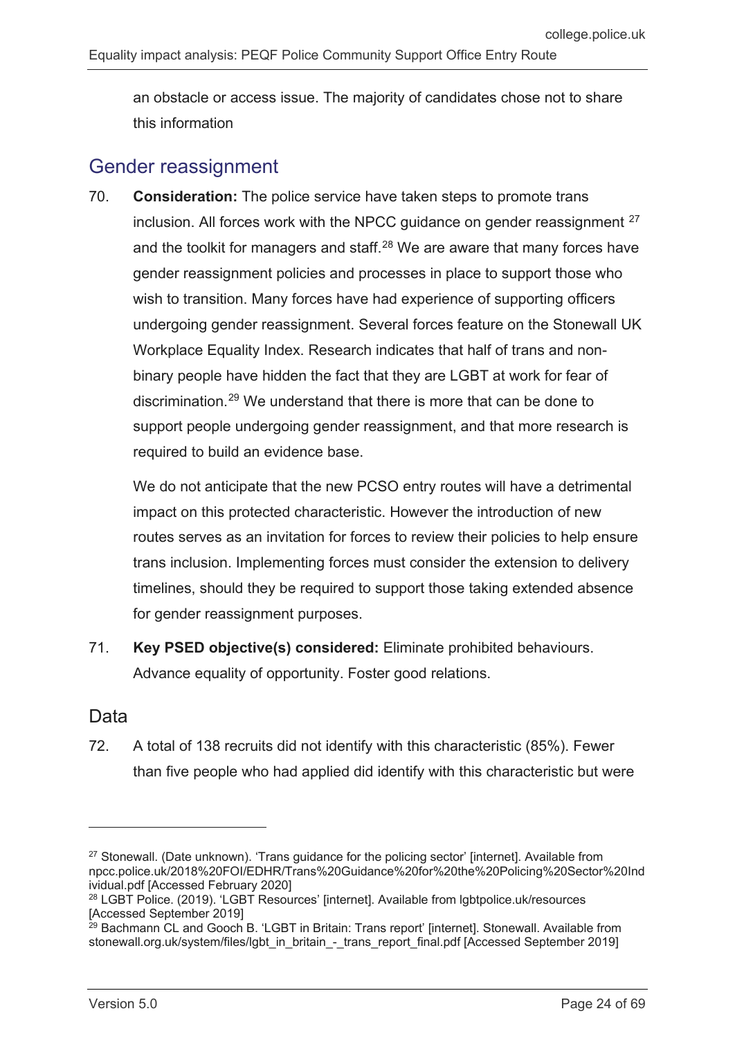an obstacle or access issue. The majority of candidates chose not to share this information

## Gender reassignment

70. **Consideration:** The police service have taken steps to promote trans inclusion. All forces work with the NPCC guidance on gender reassignment [27] and the toolkit for managers and staff.[28] We are aware that many forces have gender reassignment policies and processes in place to support those who wish to transition. Many forces have had experience of supporting officers undergoing gender reassignment. Several forces feature on the Stonewall UK Workplace Equality Index. Research indicates that half of trans and non-binary people have hidden the fact that they are LGBT at work for fear of discrimination.[29] We understand that there is more that can be done to support people undergoing gender reassignment, and that more research is required to build an evidence base.

    We do not anticipate that the new PCSO entry routes will have a detrimental impact on this protected characteristic. However the introduction of new routes serves as an invitation for forces to review their policies to help ensure trans inclusion. Implementing forces must consider the extension to delivery timelines, should they be required to support those taking extended absence for gender reassignment purposes.

71. **Key PSED objective(s) considered:** Eliminate prohibited behaviours. Advance equality of opportunity. Foster good relations.

### Data

72. A total of 138 recruits did not identify with this characteristic (85%). Fewer than five people who had applied did identify with this characteristic but were

---

[27] Stonewall. (Date unknown). 'Trans guidance for the policing sector' [internet]. Available from npcc.police.uk/2018%20FOI/EDHR/Trans%20Guidance%20for%20the%20Policing%20Sector%20Individual.pdf [Accessed February 2020]

[28] LGBT Police. (2019). 'LGBT Resources' [internet]. Available from lgbtpolice.uk/resources [Accessed September 2019]

[29] Bachmann CL and Gooch B. 'LGBT in Britain: Trans report' [internet]. Stonewall. Available from stonewall.org.uk/system/files/lgbt_in_britain_-_trans_report_final.pdf [Accessed September 2019]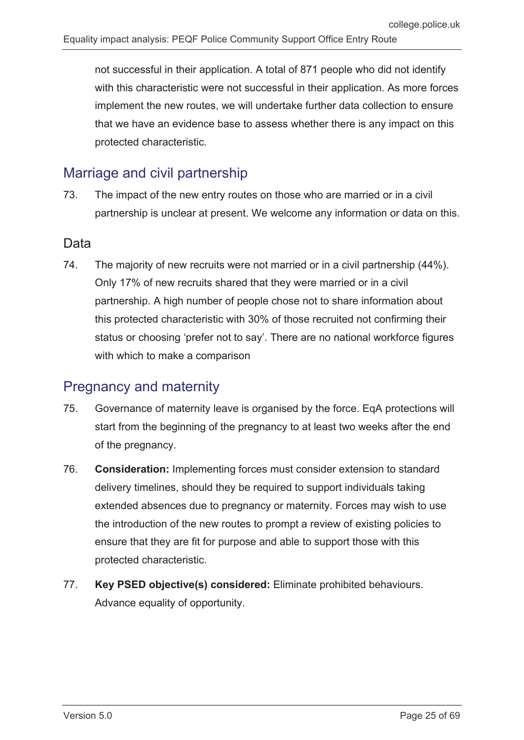not successful in their application. A total of 871 people who did not identify with this characteristic were not successful in their application. As more forces implement the new routes, we will undertake further data collection to ensure that we have an evidence base to assess whether there is any impact on this protected characteristic.

## Marriage and civil partnership

73. The impact of the new entry routes on those who are married or in a civil partnership is unclear at present. We welcome any information or data on this.

### Data

74. The majority of new recruits were not married or in a civil partnership (44%). Only 17% of new recruits shared that they were married or in a civil partnership. A high number of people chose not to share information about this protected characteristic with 30% of those recruited not confirming their status or choosing 'prefer not to say'. There are no national workforce figures with which to make a comparison

## Pregnancy and maternity

75. Governance of maternity leave is organised by the force. EqA protections will start from the beginning of the pregnancy to at least two weeks after the end of the pregnancy.

76. **Consideration:** Implementing forces must consider extension to standard delivery timelines, should they be required to support individuals taking extended absences due to pregnancy or maternity. Forces may wish to use the introduction of the new routes to prompt a review of existing policies to ensure that they are fit for purpose and able to support those with this protected characteristic.

77. **Key PSED objective(s) considered:** Eliminate prohibited behaviours. Advance equality of opportunity.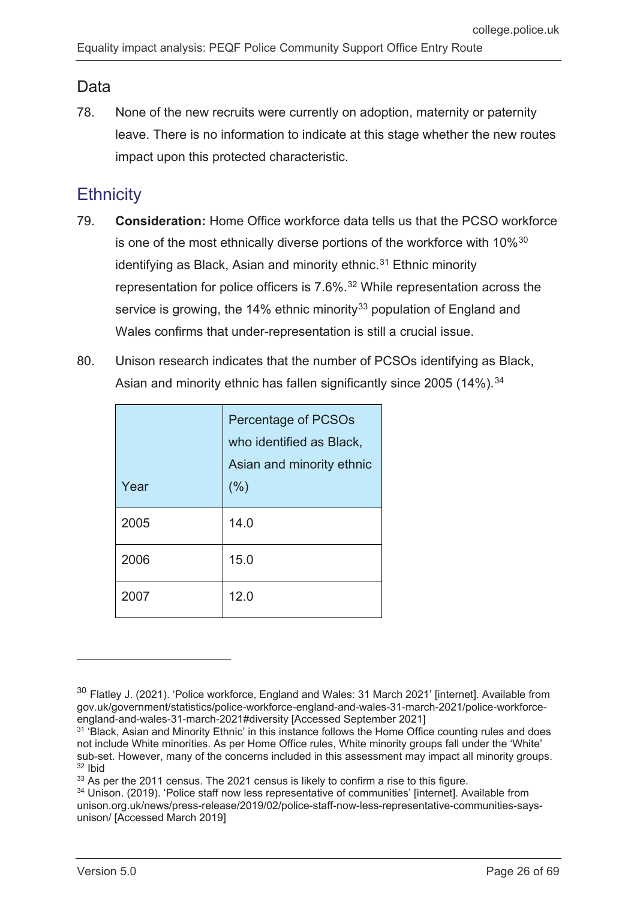## Data

78. None of the new recruits were currently on adoption, maternity or paternity leave. There is no information to indicate at this stage whether the new routes impact upon this protected characteristic.

## Ethnicity

79. **Consideration:** Home Office workforce data tells us that the PCSO workforce is one of the most ethnically diverse portions of the workforce with 10%[30] identifying as Black, Asian and minority ethnic.[31] Ethnic minority representation for police officers is 7.6%.[32] While representation across the service is growing, the 14% ethnic minority[33] population of England and Wales confirms that under-representation is still a crucial issue.

80. Unison research indicates that the number of PCSOs identifying as Black, Asian and minority ethnic has fallen significantly since 2005 (14%).[34]

| Year | Percentage of PCSOs who identified as Black, Asian and minority ethnic (%) |
|---|---|
| 2005 | 14.0 |
| 2006 | 15.0 |
| 2007 | 12.0 |

---

[30] Flatley J. (2021). 'Police workforce, England and Wales: 31 March 2021' [internet]. Available from gov.uk/government/statistics/police-workforce-england-and-wales-31-march-2021/police-workforce-england-and-wales-31-march-2021#diversity [Accessed September 2021]

[31] 'Black, Asian and Minority Ethnic' in this instance follows the Home Office counting rules and does not include White minorities. As per Home Office rules, White minority groups fall under the 'White' sub-set. However, many of the concerns included in this assessment may impact all minority groups.

[32] Ibid

[33] As per the 2011 census. The 2021 census is likely to confirm a rise to this figure.

[34] Unison. (2019). 'Police staff now less representative of communities' [internet]. Available from unison.org.uk/news/press-release/2019/02/police-staff-now-less-representative-communities-says-unison/ [Accessed March 2019]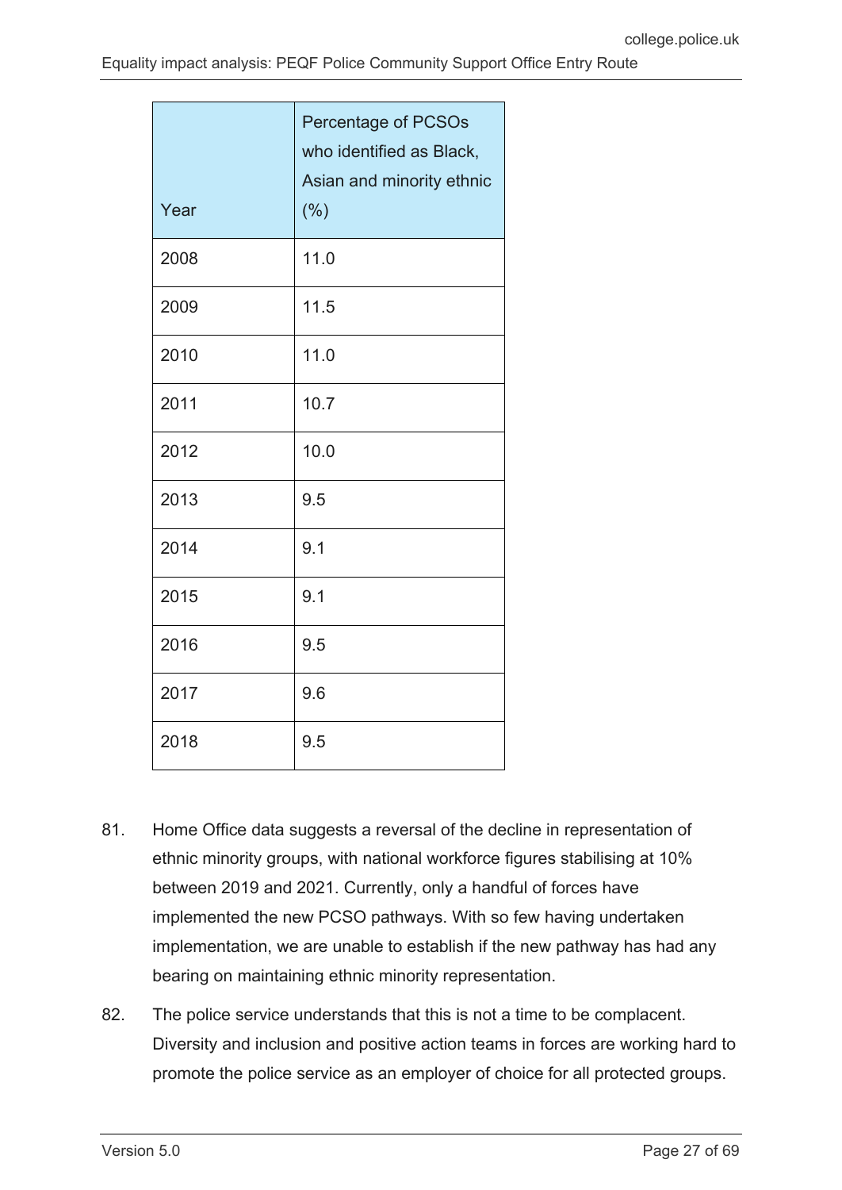| Year | Percentage of PCSOs who identified as Black, Asian and minority ethnic (%) |
|---|---|
| 2008 | 11.0 |
| 2009 | 11.5 |
| 2010 | 11.0 |
| 2011 | 10.7 |
| 2012 | 10.0 |
| 2013 | 9.5 |
| 2014 | 9.1 |
| 2015 | 9.1 |
| 2016 | 9.5 |
| 2017 | 9.6 |
| 2018 | 9.5 |

81. Home Office data suggests a reversal of the decline in representation of ethnic minority groups, with national workforce figures stabilising at 10% between 2019 and 2021. Currently, only a handful of forces have implemented the new PCSO pathways. With so few having undertaken implementation, we are unable to establish if the new pathway has had any bearing on maintaining ethnic minority representation.

82. The police service understands that this is not a time to be complacent. Diversity and inclusion and positive action teams in forces are working hard to promote the police service as an employer of choice for all protected groups.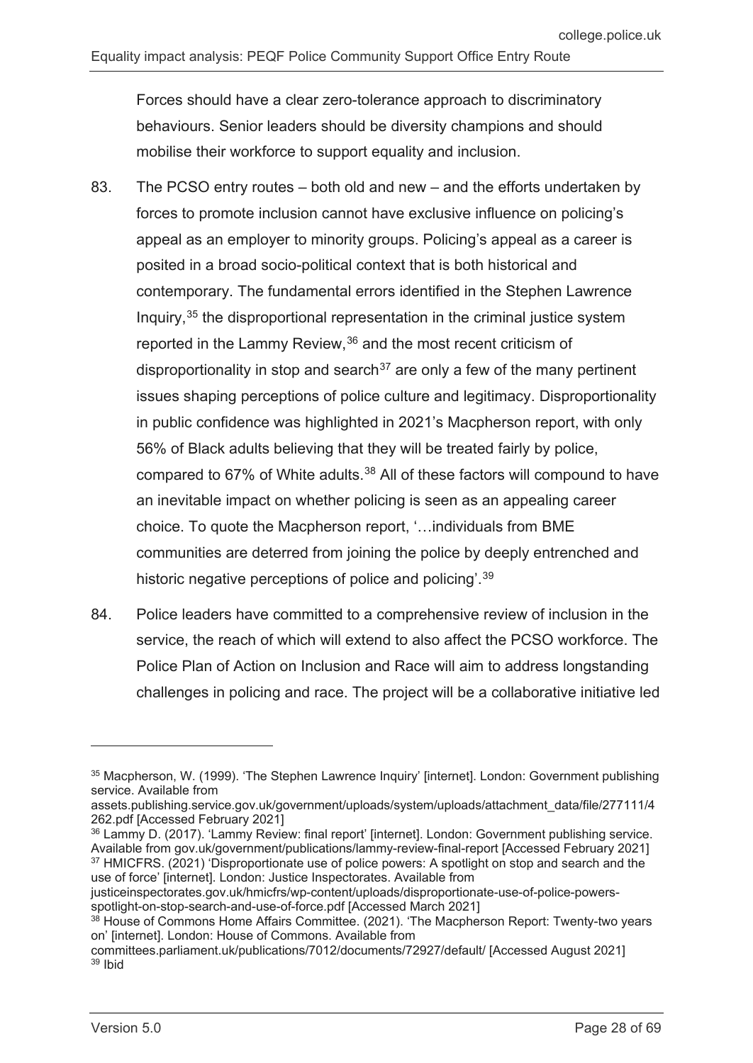Forces should have a clear zero-tolerance approach to discriminatory behaviours. Senior leaders should be diversity champions and should mobilise their workforce to support equality and inclusion.

83. The PCSO entry routes – both old and new – and the efforts undertaken by forces to promote inclusion cannot have exclusive influence on policing's appeal as an employer to minority groups. Policing's appeal as a career is posited in a broad socio-political context that is both historical and contemporary. The fundamental errors identified in the Stephen Lawrence Inquiry,[35] the disproportional representation in the criminal justice system reported in the Lammy Review,[36] and the most recent criticism of disproportionality in stop and search[37] are only a few of the many pertinent issues shaping perceptions of police culture and legitimacy. Disproportionality in public confidence was highlighted in 2021's Macpherson report, with only 56% of Black adults believing that they will be treated fairly by police, compared to 67% of White adults.[38] All of these factors will compound to have an inevitable impact on whether policing is seen as an appealing career choice. To quote the Macpherson report, '…individuals from BME communities are deterred from joining the police by deeply entrenched and historic negative perceptions of police and policing'.[39]

84. Police leaders have committed to a comprehensive review of inclusion in the service, the reach of which will extend to also affect the PCSO workforce. The Police Plan of Action on Inclusion and Race will aim to address longstanding challenges in policing and race. The project will be a collaborative initiative led

---

[35] Macpherson, W. (1999). 'The Stephen Lawrence Inquiry' [internet]. London: Government publishing service. Available from assets.publishing.service.gov.uk/government/uploads/system/uploads/attachment_data/file/277111/4262.pdf [Accessed February 2021]

[36] Lammy D. (2017). 'Lammy Review: final report' [internet]. London: Government publishing service. Available from gov.uk/government/publications/lammy-review-final-report [Accessed February 2021]

[37] HMICFRS. (2021) 'Disproportionate use of police powers: A spotlight on stop and search and the use of force' [internet]. London: Justice Inspectorates. Available from justiceinspectorates.gov.uk/hmicfrs/wp-content/uploads/disproportionate-use-of-police-powers-spotlight-on-stop-search-and-use-of-force.pdf [Accessed March 2021]

[38] House of Commons Home Affairs Committee. (2021). 'The Macpherson Report: Twenty-two years on' [internet]. London: House of Commons. Available from committees.parliament.uk/publications/7012/documents/72927/default/ [Accessed August 2021]

[39] Ibid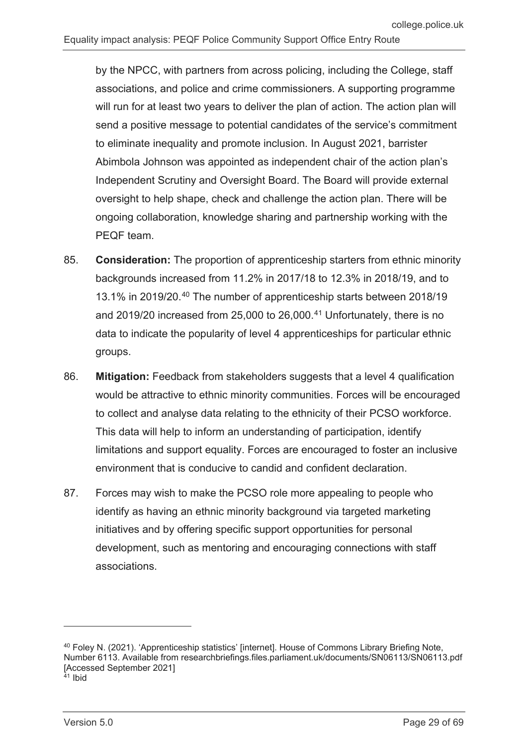by the NPCC, with partners from across policing, including the College, staff associations, and police and crime commissioners. A supporting programme will run for at least two years to deliver the plan of action. The action plan will send a positive message to potential candidates of the service's commitment to eliminate inequality and promote inclusion. In August 2021, barrister Abimbola Johnson was appointed as independent chair of the action plan's Independent Scrutiny and Oversight Board. The Board will provide external oversight to help shape, check and challenge the action plan. There will be ongoing collaboration, knowledge sharing and partnership working with the PEQF team.

85. **Consideration:** The proportion of apprenticeship starters from ethnic minority backgrounds increased from 11.2% in 2017/18 to 12.3% in 2018/19, and to 13.1% in 2019/20.[40] The number of apprenticeship starts between 2018/19 and 2019/20 increased from 25,000 to 26,000.[41] Unfortunately, there is no data to indicate the popularity of level 4 apprenticeships for particular ethnic groups.

86. **Mitigation:** Feedback from stakeholders suggests that a level 4 qualification would be attractive to ethnic minority communities. Forces will be encouraged to collect and analyse data relating to the ethnicity of their PCSO workforce. This data will help to inform an understanding of participation, identify limitations and support equality. Forces are encouraged to foster an inclusive environment that is conducive to candid and confident declaration.

87. Forces may wish to make the PCSO role more appealing to people who identify as having an ethnic minority background via targeted marketing initiatives and by offering specific support opportunities for personal development, such as mentoring and encouraging connections with staff associations.

---

[40] Foley N. (2021). 'Apprenticeship statistics' [internet]. House of Commons Library Briefing Note, Number 6113. Available from researchbriefings.files.parliament.uk/documents/SN06113/SN06113.pdf [Accessed September 2021]

[41] Ibid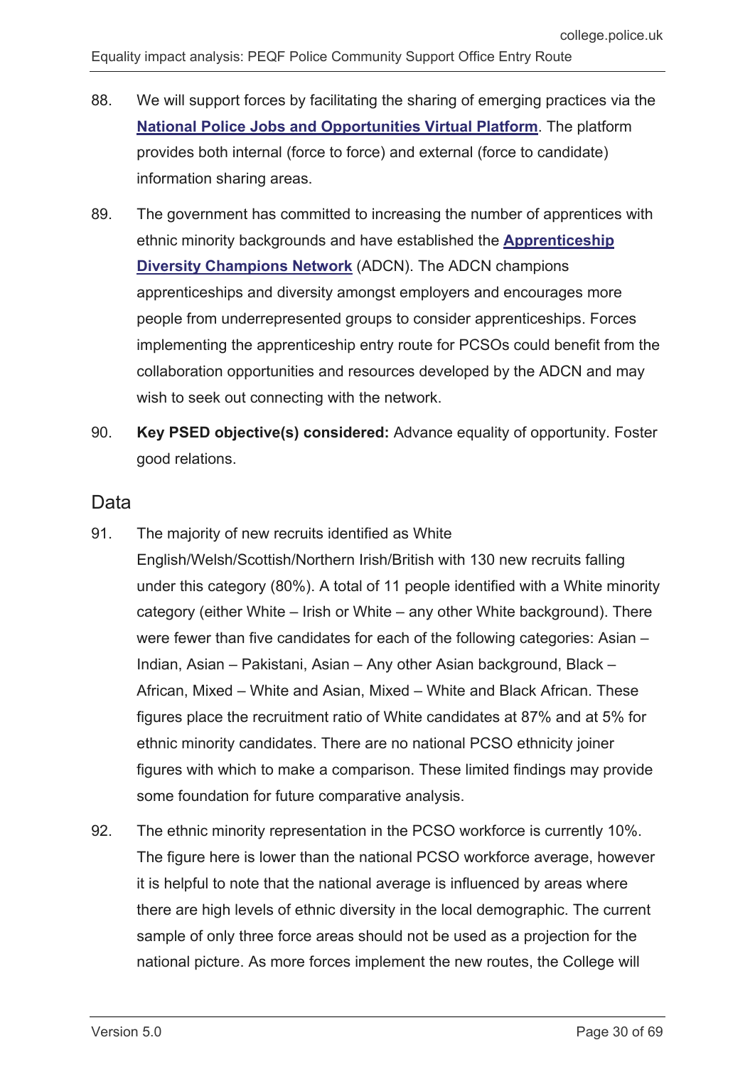88. We will support forces by facilitating the sharing of emerging practices via the **National Police Jobs and Opportunities Virtual Platform**. The platform provides both internal (force to force) and external (force to candidate) information sharing areas.

89. The government has committed to increasing the number of apprentices with ethnic minority backgrounds and have established the **Apprenticeship Diversity Champions Network** (ADCN). The ADCN champions apprenticeships and diversity amongst employers and encourages more people from underrepresented groups to consider apprenticeships. Forces implementing the apprenticeship entry route for PCSOs could benefit from the collaboration opportunities and resources developed by the ADCN and may wish to seek out connecting with the network.

90. **Key PSED objective(s) considered:** Advance equality of opportunity. Foster good relations.

## Data

91. The majority of new recruits identified as White English/Welsh/Scottish/Northern Irish/British with 130 new recruits falling under this category (80%). A total of 11 people identified with a White minority category (either White – Irish or White – any other White background). There were fewer than five candidates for each of the following categories: Asian – Indian, Asian – Pakistani, Asian – Any other Asian background, Black – African, Mixed – White and Asian, Mixed – White and Black African. These figures place the recruitment ratio of White candidates at 87% and at 5% for ethnic minority candidates. There are no national PCSO ethnicity joiner figures with which to make a comparison. These limited findings may provide some foundation for future comparative analysis.

92. The ethnic minority representation in the PCSO workforce is currently 10%. The figure here is lower than the national PCSO workforce average, however it is helpful to note that the national average is influenced by areas where there are high levels of ethnic diversity in the local demographic. The current sample of only three force areas should not be used as a projection for the national picture. As more forces implement the new routes, the College will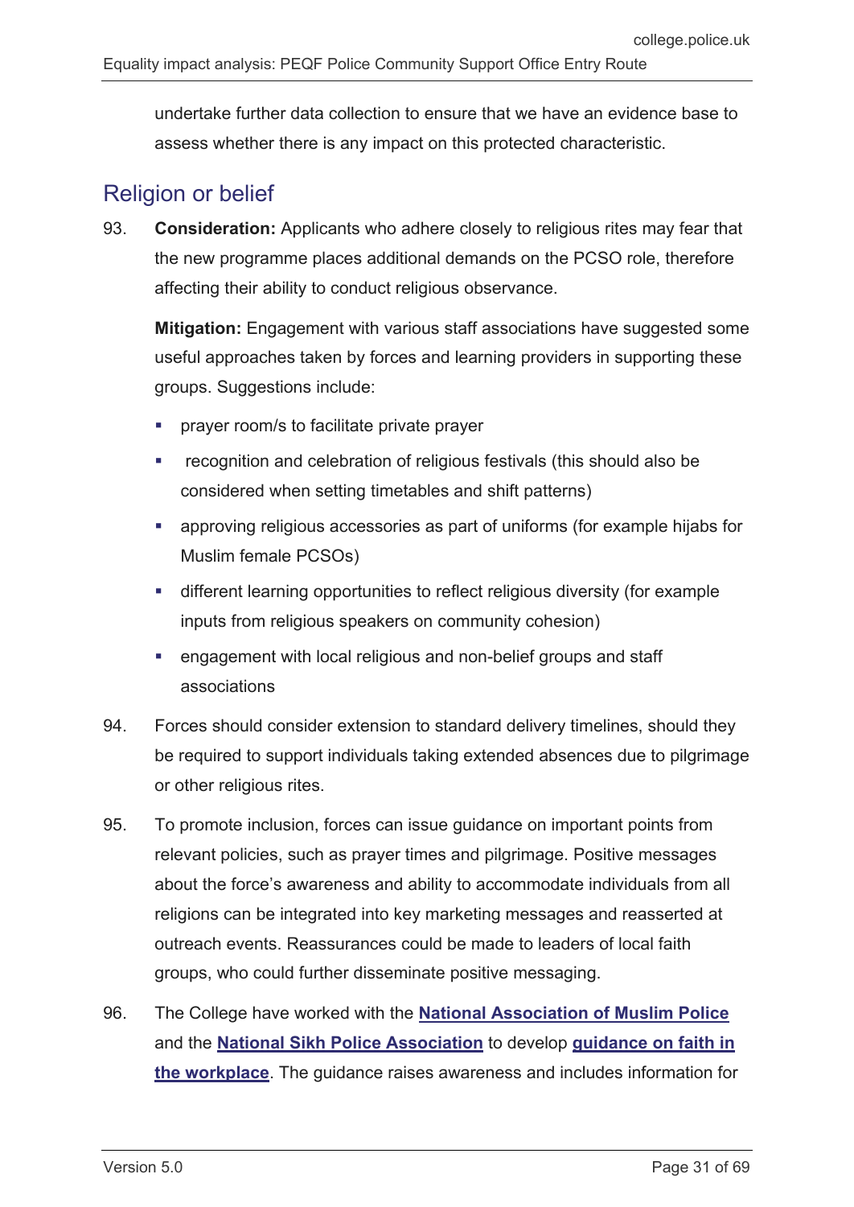undertake further data collection to ensure that we have an evidence base to assess whether there is any impact on this protected characteristic.

## Religion or belief

93. **Consideration:** Applicants who adhere closely to religious rites may fear that the new programme places additional demands on the PCSO role, therefore affecting their ability to conduct religious observance.

    **Mitigation:** Engagement with various staff associations have suggested some useful approaches taken by forces and learning providers in supporting these groups. Suggestions include:

    - prayer room/s to facilitate private prayer
    - recognition and celebration of religious festivals (this should also be considered when setting timetables and shift patterns)
    - approving religious accessories as part of uniforms (for example hijabs for Muslim female PCSOs)
    - different learning opportunities to reflect religious diversity (for example inputs from religious speakers on community cohesion)
    - engagement with local religious and non-belief groups and staff associations

94. Forces should consider extension to standard delivery timelines, should they be required to support individuals taking extended absences due to pilgrimage or other religious rites.

95. To promote inclusion, forces can issue guidance on important points from relevant policies, such as prayer times and pilgrimage. Positive messages about the force's awareness and ability to accommodate individuals from all religions can be integrated into key marketing messages and reasserted at outreach events. Reassurances could be made to leaders of local faith groups, who could further disseminate positive messaging.

96. The College have worked with the **National Association of Muslim Police** and the **National Sikh Police Association** to develop **guidance on faith in the workplace**. The guidance raises awareness and includes information for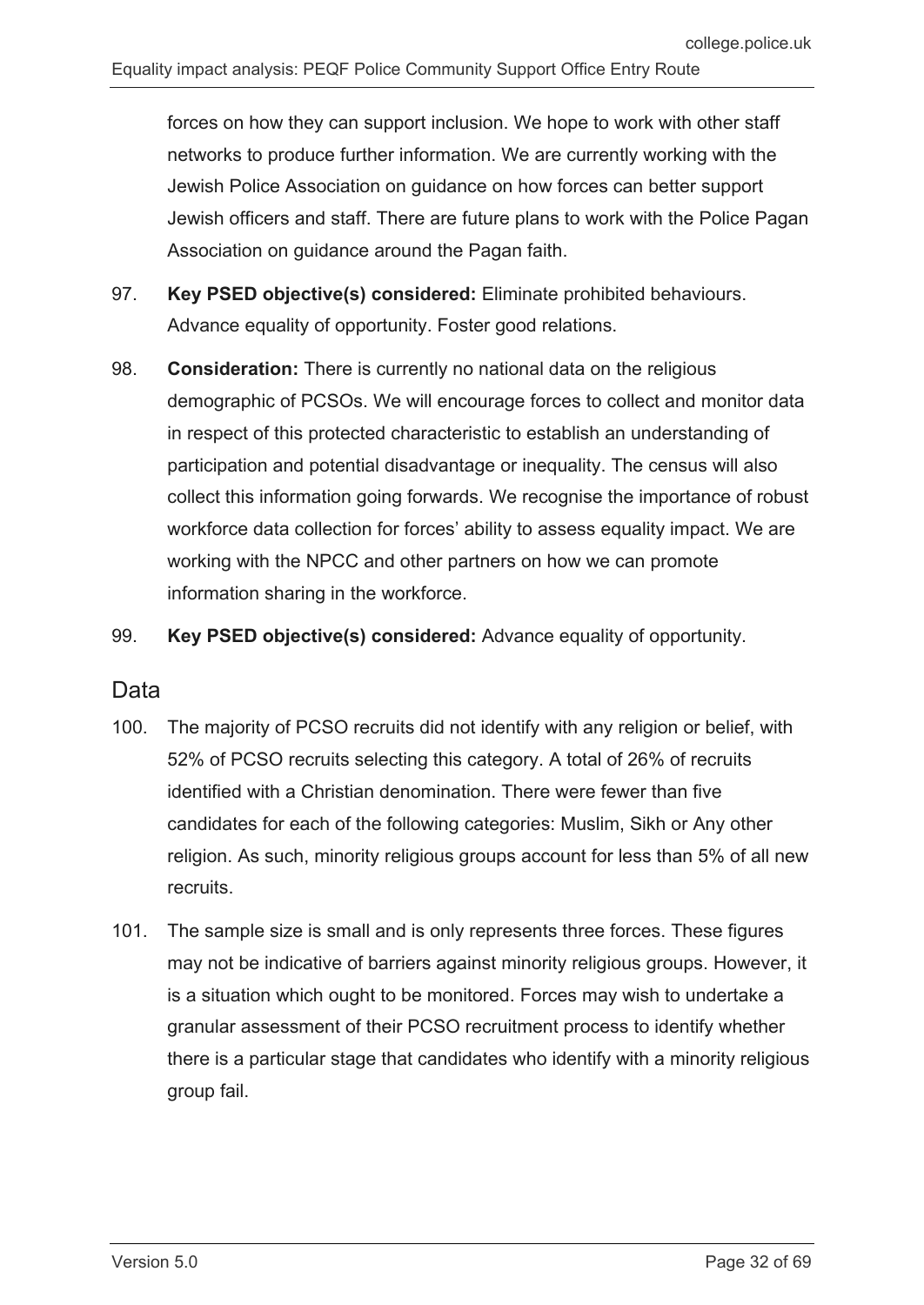forces on how they can support inclusion. We hope to work with other staff networks to produce further information. We are currently working with the Jewish Police Association on guidance on how forces can better support Jewish officers and staff. There are future plans to work with the Police Pagan Association on guidance around the Pagan faith.

97. **Key PSED objective(s) considered:** Eliminate prohibited behaviours. Advance equality of opportunity. Foster good relations.

98. **Consideration:** There is currently no national data on the religious demographic of PCSOs. We will encourage forces to collect and monitor data in respect of this protected characteristic to establish an understanding of participation and potential disadvantage or inequality. The census will also collect this information going forwards. We recognise the importance of robust workforce data collection for forces' ability to assess equality impact. We are working with the NPCC and other partners on how we can promote information sharing in the workforce.

99. **Key PSED objective(s) considered:** Advance equality of opportunity.

## Data

100. The majority of PCSO recruits did not identify with any religion or belief, with 52% of PCSO recruits selecting this category. A total of 26% of recruits identified with a Christian denomination. There were fewer than five candidates for each of the following categories: Muslim, Sikh or Any other religion. As such, minority religious groups account for less than 5% of all new recruits.

101. The sample size is small and is only represents three forces. These figures may not be indicative of barriers against minority religious groups. However, it is a situation which ought to be monitored. Forces may wish to undertake a granular assessment of their PCSO recruitment process to identify whether there is a particular stage that candidates who identify with a minority religious group fail.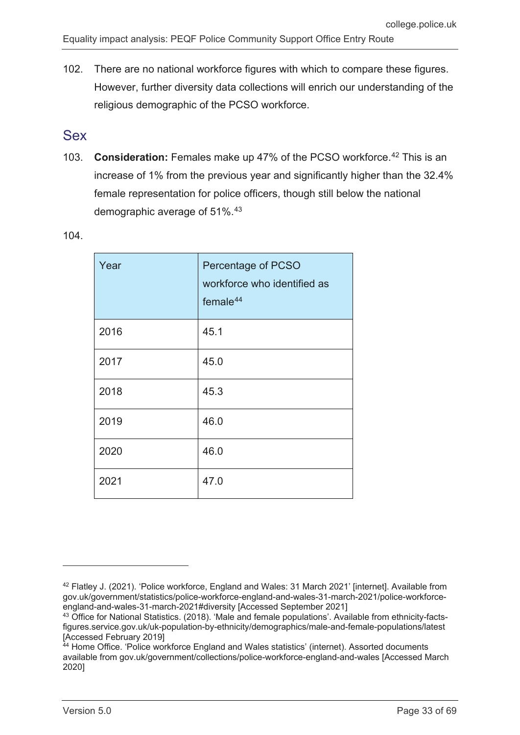102. There are no national workforce figures with which to compare these figures. However, further diversity data collections will enrich our understanding of the religious demographic of the PCSO workforce.

## Sex

103. **Consideration:** Females make up 47% of the PCSO workforce.[42] This is an increase of 1% from the previous year and significantly higher than the 32.4% female representation for police officers, though still below the national demographic average of 51%.[43]

104.

| Year | Percentage of PCSO workforce who identified as female[44] |
|---|---|
| 2016 | 45.1 |
| 2017 | 45.0 |
| 2018 | 45.3 |
| 2019 | 46.0 |
| 2020 | 46.0 |
| 2021 | 47.0 |

[42] Flatley J. (2021). 'Police workforce, England and Wales: 31 March 2021' [internet]. Available from gov.uk/government/statistics/police-workforce-england-and-wales-31-march-2021/police-workforce-england-and-wales-31-march-2021#diversity [Accessed September 2021]

[43] Office for National Statistics. (2018). 'Male and female populations'. Available from ethnicity-facts-figures.service.gov.uk/uk-population-by-ethnicity/demographics/male-and-female-populations/latest [Accessed February 2019]

[44] Home Office. 'Police workforce England and Wales statistics' (internet). Assorted documents available from gov.uk/government/collections/police-workforce-england-and-wales [Accessed March 2020]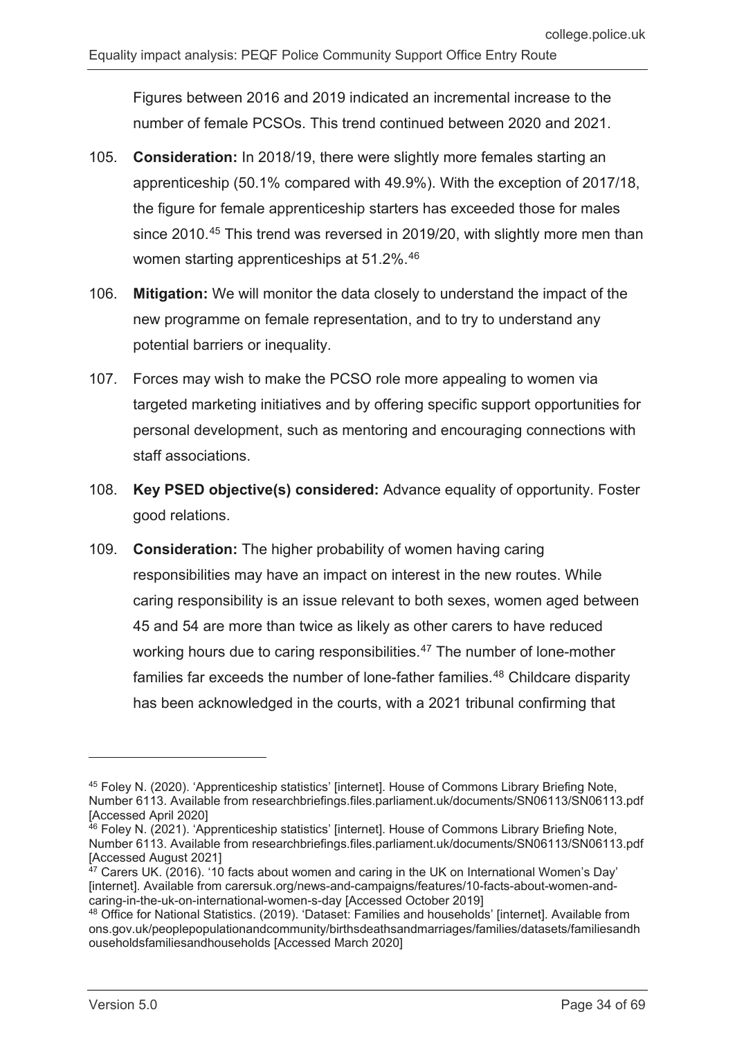Figures between 2016 and 2019 indicated an incremental increase to the number of female PCSOs. This trend continued between 2020 and 2021.

105. **Consideration:** In 2018/19, there were slightly more females starting an apprenticeship (50.1% compared with 49.9%). With the exception of 2017/18, the figure for female apprenticeship starters has exceeded those for males since 2010.[45] This trend was reversed in 2019/20, with slightly more men than women starting apprenticeships at 51.2%.[46]

106. **Mitigation:** We will monitor the data closely to understand the impact of the new programme on female representation, and to try to understand any potential barriers or inequality.

107. Forces may wish to make the PCSO role more appealing to women via targeted marketing initiatives and by offering specific support opportunities for personal development, such as mentoring and encouraging connections with staff associations.

108. **Key PSED objective(s) considered:** Advance equality of opportunity. Foster good relations.

109. **Consideration:** The higher probability of women having caring responsibilities may have an impact on interest in the new routes. While caring responsibility is an issue relevant to both sexes, women aged between 45 and 54 are more than twice as likely as other carers to have reduced working hours due to caring responsibilities.[47] The number of lone-mother families far exceeds the number of lone-father families.[48] Childcare disparity has been acknowledged in the courts, with a 2021 tribunal confirming that

---

[45] Foley N. (2020). 'Apprenticeship statistics' [internet]. House of Commons Library Briefing Note, Number 6113. Available from researchbriefings.files.parliament.uk/documents/SN06113/SN06113.pdf [Accessed April 2020]

[46] Foley N. (2021). 'Apprenticeship statistics' [internet]. House of Commons Library Briefing Note, Number 6113. Available from researchbriefings.files.parliament.uk/documents/SN06113/SN06113.pdf [Accessed August 2021]

[47] Carers UK. (2016). '10 facts about women and caring in the UK on International Women's Day' [internet]. Available from carersuk.org/news-and-campaigns/features/10-facts-about-women-and-caring-in-the-uk-on-international-women-s-day [Accessed October 2019]

[48] Office for National Statistics. (2019). 'Dataset: Families and households' [internet]. Available from ons.gov.uk/peoplepopulationandcommunity/birthsdeathsandmarriages/families/datasets/familiesandhouseholdsfamiliesandhouseholds [Accessed March 2020]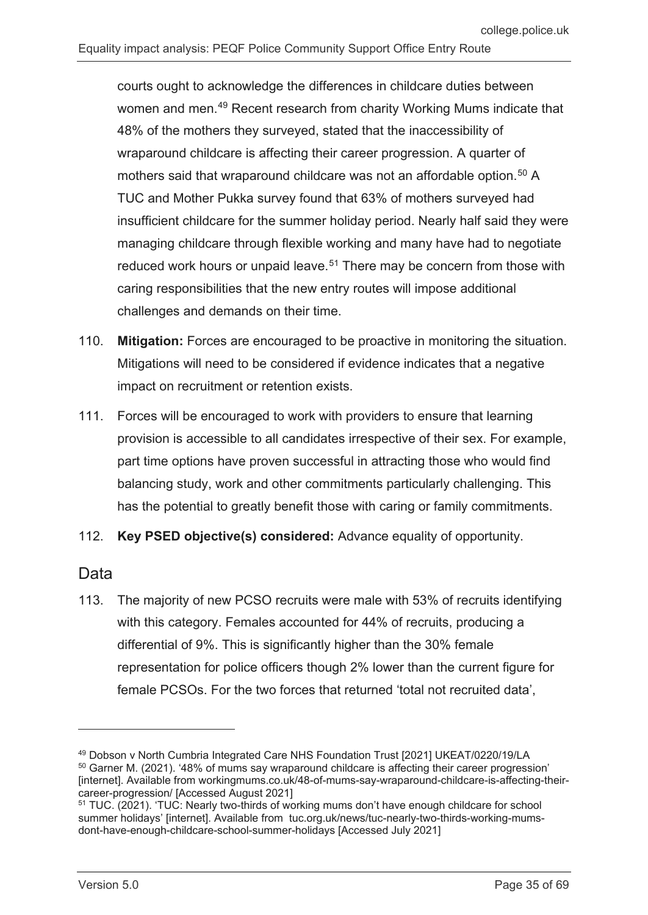courts ought to acknowledge the differences in childcare duties between women and men.[49] Recent research from charity Working Mums indicate that 48% of the mothers they surveyed, stated that the inaccessibility of wraparound childcare is affecting their career progression. A quarter of mothers said that wraparound childcare was not an affordable option.[50] A TUC and Mother Pukka survey found that 63% of mothers surveyed had insufficient childcare for the summer holiday period. Nearly half said they were managing childcare through flexible working and many have had to negotiate reduced work hours or unpaid leave.[51] There may be concern from those with caring responsibilities that the new entry routes will impose additional challenges and demands on their time.

110. **Mitigation:** Forces are encouraged to be proactive in monitoring the situation. Mitigations will need to be considered if evidence indicates that a negative impact on recruitment or retention exists.

111. Forces will be encouraged to work with providers to ensure that learning provision is accessible to all candidates irrespective of their sex. For example, part time options have proven successful in attracting those who would find balancing study, work and other commitments particularly challenging. This has the potential to greatly benefit those with caring or family commitments.

112. **Key PSED objective(s) considered:** Advance equality of opportunity.

## Data

113. The majority of new PCSO recruits were male with 53% of recruits identifying with this category. Females accounted for 44% of recruits, producing a differential of 9%. This is significantly higher than the 30% female representation for police officers though 2% lower than the current figure for female PCSOs. For the two forces that returned 'total not recruited data',

---

[49] Dobson v North Cumbria Integrated Care NHS Foundation Trust [2021] UKEAT/0220/19/LA

[50] Garner M. (2021). '48% of mums say wraparound childcare is affecting their career progression' [internet]. Available from workingmums.co.uk/48-of-mums-say-wraparound-childcare-is-affecting-their-career-progression/ [Accessed August 2021]

[51] TUC. (2021). 'TUC: Nearly two-thirds of working mums don't have enough childcare for school summer holidays' [internet]. Available from tuc.org.uk/news/tuc-nearly-two-thirds-working-mums-dont-have-enough-childcare-school-summer-holidays [Accessed July 2021]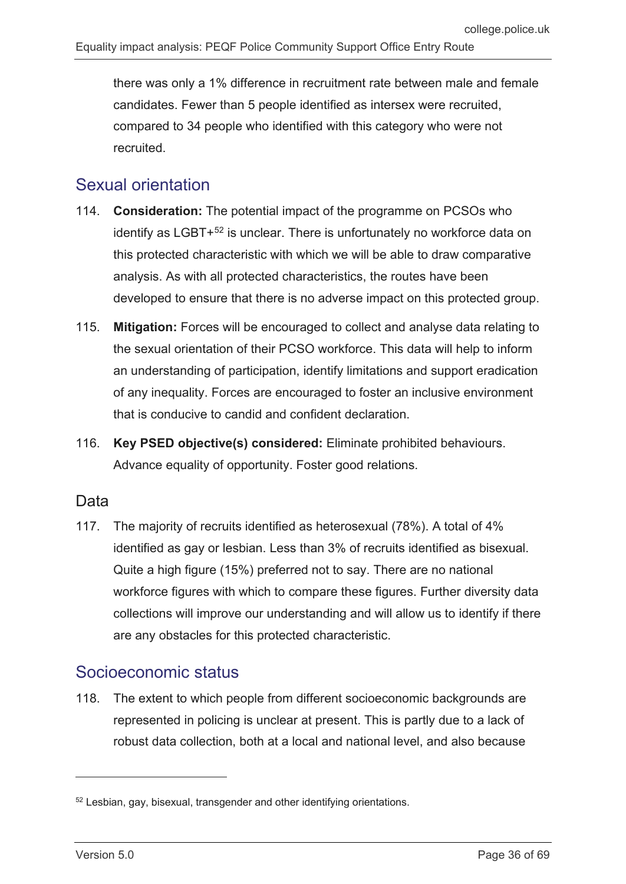there was only a 1% difference in recruitment rate between male and female candidates. Fewer than 5 people identified as intersex were recruited, compared to 34 people who identified with this category who were not recruited.

## Sexual orientation

114. **Consideration:** The potential impact of the programme on PCSOs who identify as LGBT+[52] is unclear. There is unfortunately no workforce data on this protected characteristic with which we will be able to draw comparative analysis. As with all protected characteristics, the routes have been developed to ensure that there is no adverse impact on this protected group.

115. **Mitigation:** Forces will be encouraged to collect and analyse data relating to the sexual orientation of their PCSO workforce. This data will help to inform an understanding of participation, identify limitations and support eradication of any inequality. Forces are encouraged to foster an inclusive environment that is conducive to candid and confident declaration.

116. **Key PSED objective(s) considered:** Eliminate prohibited behaviours. Advance equality of opportunity. Foster good relations.

### Data

117. The majority of recruits identified as heterosexual (78%). A total of 4% identified as gay or lesbian. Less than 3% of recruits identified as bisexual. Quite a high figure (15%) preferred not to say. There are no national workforce figures with which to compare these figures. Further diversity data collections will improve our understanding and will allow us to identify if there are any obstacles for this protected characteristic.

## Socioeconomic status

118. The extent to which people from different socioeconomic backgrounds are represented in policing is unclear at present. This is partly due to a lack of robust data collection, both at a local and national level, and also because

[52] Lesbian, gay, bisexual, transgender and other identifying orientations.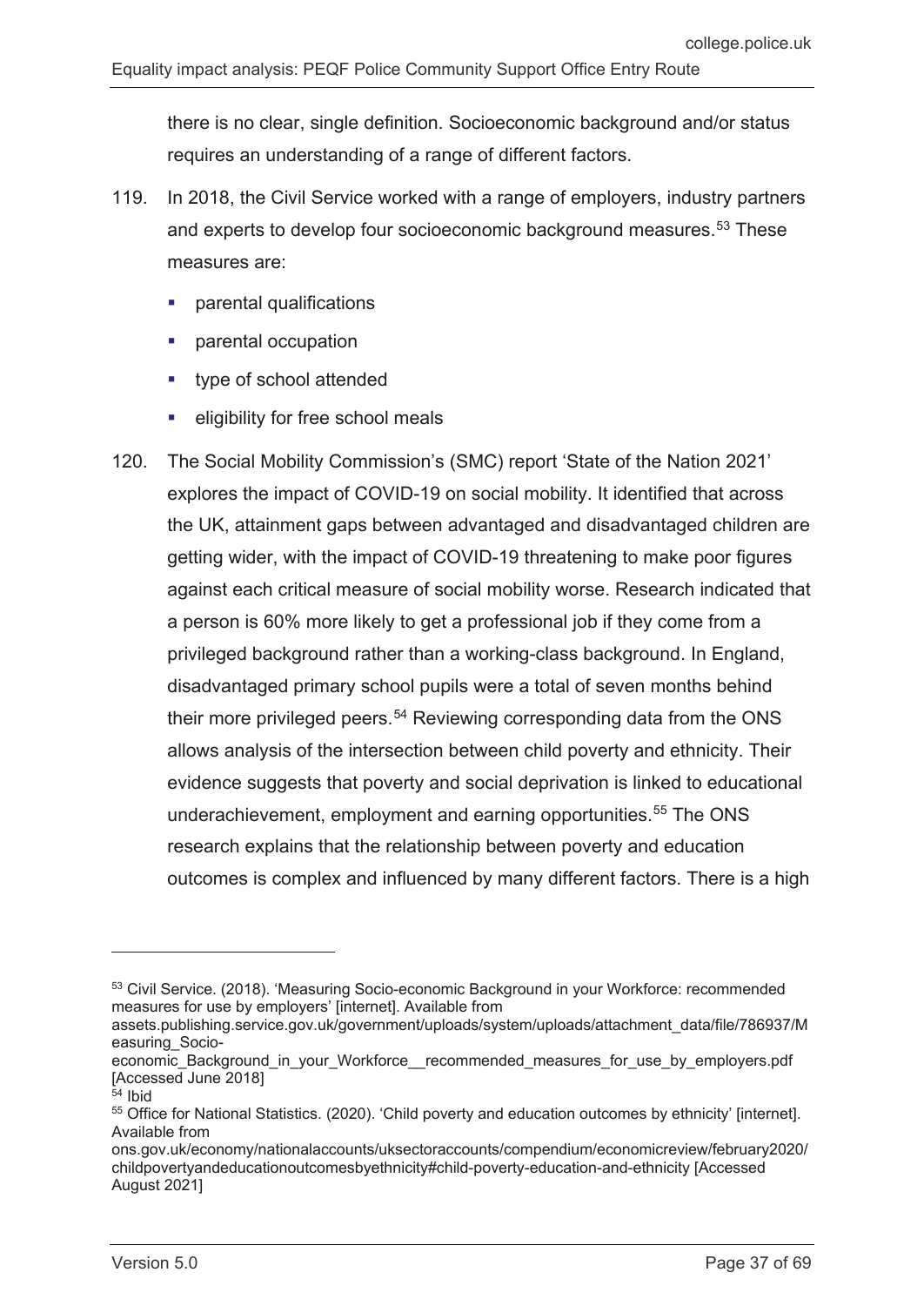there is no clear, single definition. Socioeconomic background and/or status requires an understanding of a range of different factors.

119. In 2018, the Civil Service worked with a range of employers, industry partners and experts to develop four socioeconomic background measures.[53] These measures are:

- parental qualifications
- parental occupation
- type of school attended
- eligibility for free school meals

120. The Social Mobility Commission's (SMC) report 'State of the Nation 2021' explores the impact of COVID-19 on social mobility. It identified that across the UK, attainment gaps between advantaged and disadvantaged children are getting wider, with the impact of COVID-19 threatening to make poor figures against each critical measure of social mobility worse. Research indicated that a person is 60% more likely to get a professional job if they come from a privileged background rather than a working-class background. In England, disadvantaged primary school pupils were a total of seven months behind their more privileged peers.[54] Reviewing corresponding data from the ONS allows analysis of the intersection between child poverty and ethnicity. Their evidence suggests that poverty and social deprivation is linked to educational underachievement, employment and earning opportunities.[55] The ONS research explains that the relationship between poverty and education outcomes is complex and influenced by many different factors. There is a high

---

[53] Civil Service. (2018). 'Measuring Socio-economic Background in your Workforce: recommended measures for use by employers' [internet]. Available from assets.publishing.service.gov.uk/government/uploads/system/uploads/attachment_data/file/786937/Measuring_Socio-economic_Background_in_your_Workforce__recommended_measures_for_use_by_employers.pdf [Accessed June 2018]

[54] Ibid

[55] Office for National Statistics. (2020). 'Child poverty and education outcomes by ethnicity' [internet]. Available from ons.gov.uk/economy/nationalaccounts/uksectoraccounts/compendium/economicreview/february2020/childpovertyandeducationoutcomesbyethnicity#child-poverty-education-and-ethnicity [Accessed August 2021]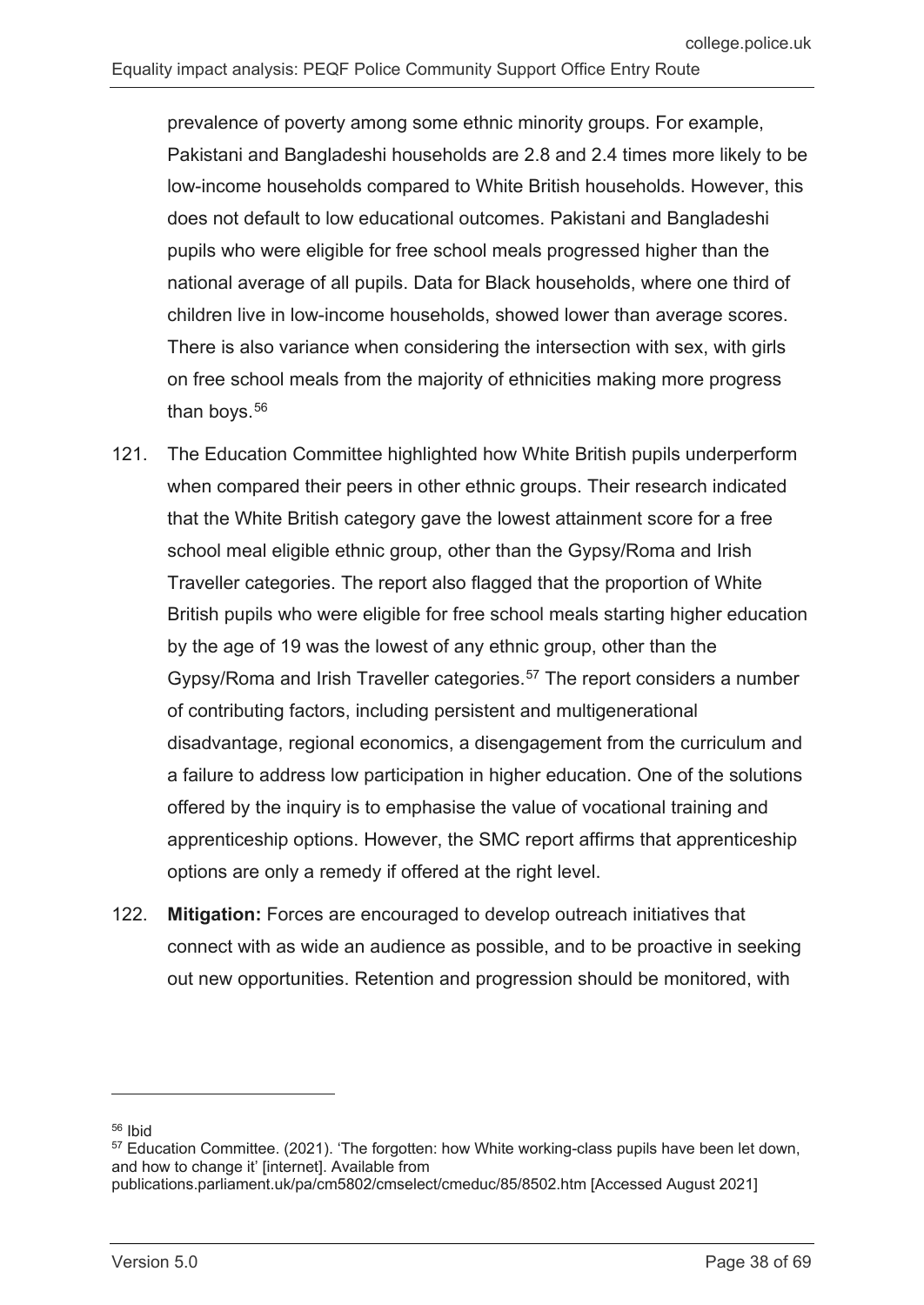prevalence of poverty among some ethnic minority groups. For example, Pakistani and Bangladeshi households are 2.8 and 2.4 times more likely to be low-income households compared to White British households. However, this does not default to low educational outcomes. Pakistani and Bangladeshi pupils who were eligible for free school meals progressed higher than the national average of all pupils. Data for Black households, where one third of children live in low-income households, showed lower than average scores. There is also variance when considering the intersection with sex, with girls on free school meals from the majority of ethnicities making more progress than boys.[56]

121. The Education Committee highlighted how White British pupils underperform when compared their peers in other ethnic groups. Their research indicated that the White British category gave the lowest attainment score for a free school meal eligible ethnic group, other than the Gypsy/Roma and Irish Traveller categories. The report also flagged that the proportion of White British pupils who were eligible for free school meals starting higher education by the age of 19 was the lowest of any ethnic group, other than the Gypsy/Roma and Irish Traveller categories.[57] The report considers a number of contributing factors, including persistent and multigenerational disadvantage, regional economics, a disengagement from the curriculum and a failure to address low participation in higher education. One of the solutions offered by the inquiry is to emphasise the value of vocational training and apprenticeship options. However, the SMC report affirms that apprenticeship options are only a remedy if offered at the right level.

122. **Mitigation:** Forces are encouraged to develop outreach initiatives that connect with as wide an audience as possible, and to be proactive in seeking out new opportunities. Retention and progression should be monitored, with

---

[56] Ibid

[57] Education Committee. (2021). 'The forgotten: how White working-class pupils have been let down, and how to change it' [internet]. Available from publications.parliament.uk/pa/cm5802/cmselect/cmeduc/85/8502.htm [Accessed August 2021]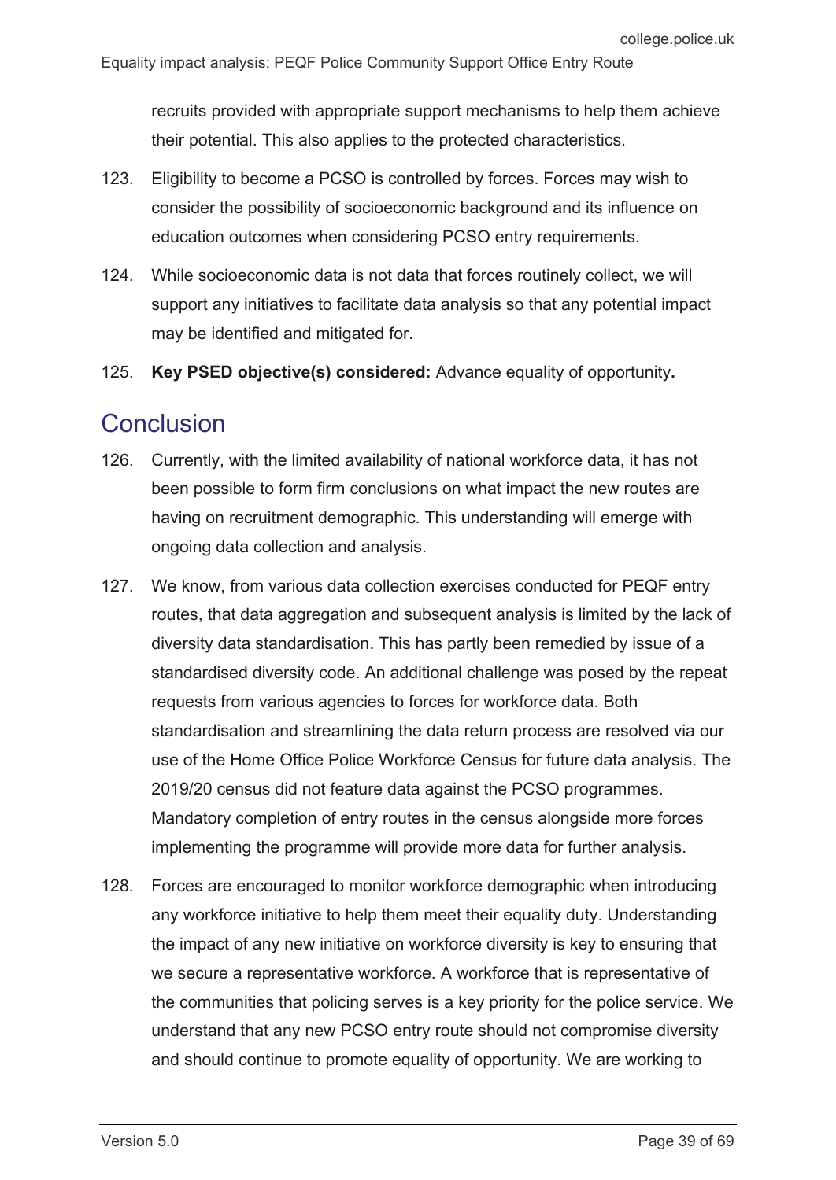recruits provided with appropriate support mechanisms to help them achieve their potential. This also applies to the protected characteristics.

123. Eligibility to become a PCSO is controlled by forces. Forces may wish to consider the possibility of socioeconomic background and its influence on education outcomes when considering PCSO entry requirements.

124. While socioeconomic data is not data that forces routinely collect, we will support any initiatives to facilitate data analysis so that any potential impact may be identified and mitigated for.

125. **Key PSED objective(s) considered:** Advance equality of opportunity**.**

## Conclusion

126. Currently, with the limited availability of national workforce data, it has not been possible to form firm conclusions on what impact the new routes are having on recruitment demographic. This understanding will emerge with ongoing data collection and analysis.

127. We know, from various data collection exercises conducted for PEQF entry routes, that data aggregation and subsequent analysis is limited by the lack of diversity data standardisation. This has partly been remedied by issue of a standardised diversity code. An additional challenge was posed by the repeat requests from various agencies to forces for workforce data. Both standardisation and streamlining the data return process are resolved via our use of the Home Office Police Workforce Census for future data analysis. The 2019/20 census did not feature data against the PCSO programmes. Mandatory completion of entry routes in the census alongside more forces implementing the programme will provide more data for further analysis.

128. Forces are encouraged to monitor workforce demographic when introducing any workforce initiative to help them meet their equality duty. Understanding the impact of any new initiative on workforce diversity is key to ensuring that we secure a representative workforce. A workforce that is representative of the communities that policing serves is a key priority for the police service. We understand that any new PCSO entry route should not compromise diversity and should continue to promote equality of opportunity. We are working to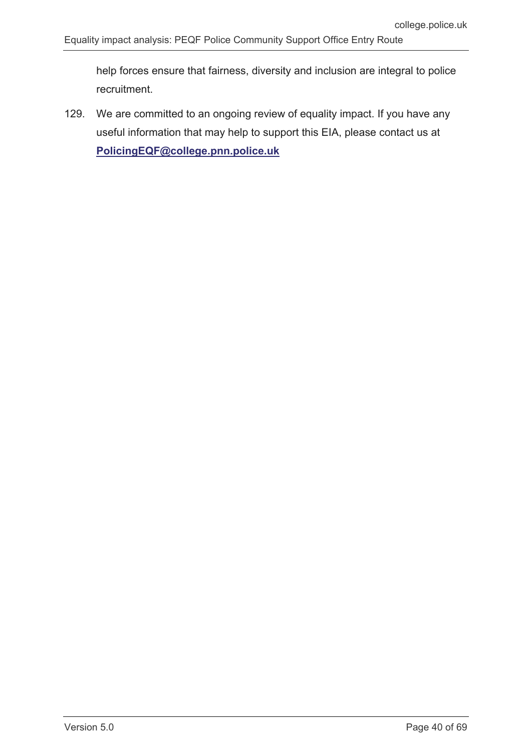help forces ensure that fairness, diversity and inclusion are integral to police recruitment.

129. We are committed to an ongoing review of equality impact. If you have any useful information that may help to support this EIA, please contact us at **PolicingEQF@college.pnn.police.uk**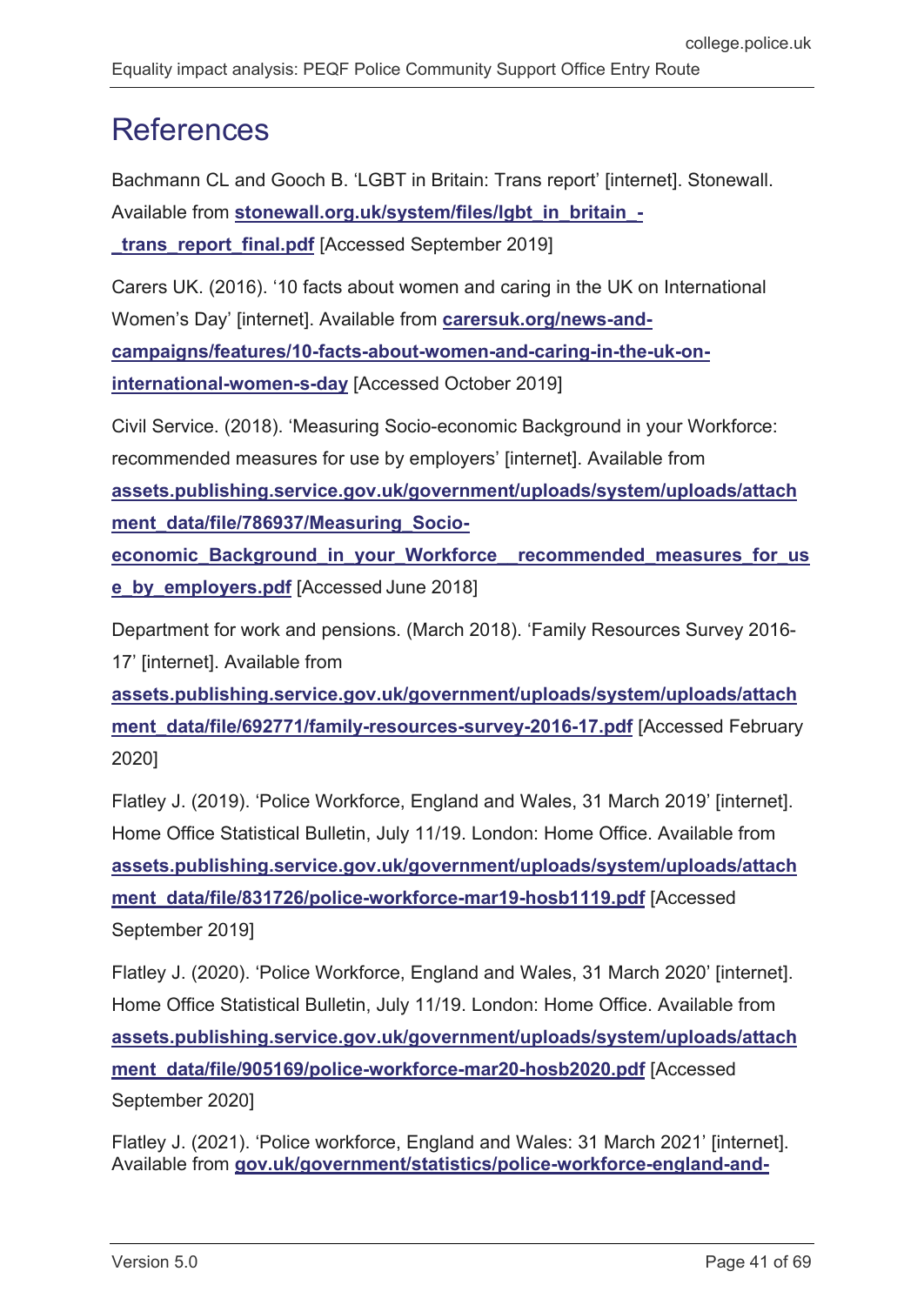# References

Bachmann CL and Gooch B. 'LGBT in Britain: Trans report' [internet]. Stonewall. Available from **stonewall.org.uk/system/files/lgbt_in_britain_-_trans_report_final.pdf** [Accessed September 2019]

Carers UK. (2016). '10 facts about women and caring in the UK on International Women's Day' [internet]. Available from **carersuk.org/news-and-campaigns/features/10-facts-about-women-and-caring-in-the-uk-on-international-women-s-day** [Accessed October 2019]

Civil Service. (2018). 'Measuring Socio-economic Background in your Workforce: recommended measures for use by employers' [internet]. Available from **assets.publishing.service.gov.uk/government/uploads/system/uploads/attachment_data/file/786937/Measuring_Socio-economic_Background_in_your_Workforce__recommended_measures_for_use_by_employers.pdf** [Accessed June 2018]

Department for work and pensions. (March 2018). 'Family Resources Survey 2016-17' [internet]. Available from **assets.publishing.service.gov.uk/government/uploads/system/uploads/attachment_data/file/692771/family-resources-survey-2016-17.pdf** [Accessed February 2020]

Flatley J. (2019). 'Police Workforce, England and Wales, 31 March 2019' [internet]. Home Office Statistical Bulletin, July 11/19. London: Home Office. Available from **assets.publishing.service.gov.uk/government/uploads/system/uploads/attachment_data/file/831726/police-workforce-mar19-hosb1119.pdf** [Accessed September 2019]

Flatley J. (2020). 'Police Workforce, England and Wales, 31 March 2020' [internet]. Home Office Statistical Bulletin, July 11/19. London: Home Office. Available from **assets.publishing.service.gov.uk/government/uploads/system/uploads/attachment_data/file/905169/police-workforce-mar20-hosb2020.pdf** [Accessed September 2020]

Flatley J. (2021). 'Police workforce, England and Wales: 31 March 2021' [internet]. Available from **gov.uk/government/statistics/police-workforce-england-and-**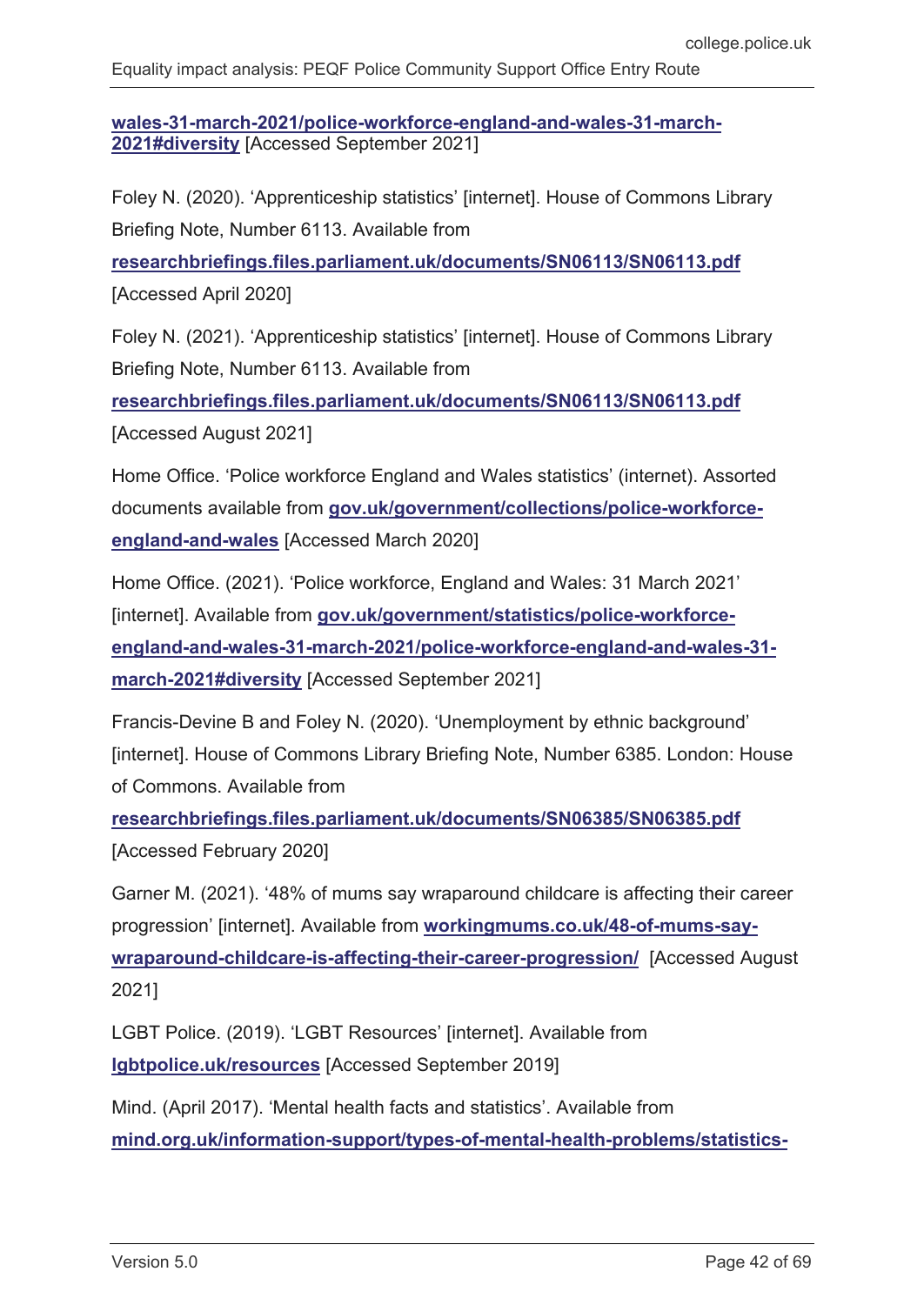**wales-31-march-2021/police-workforce-england-and-wales-31-march-2021#diversity** [Accessed September 2021]

Foley N. (2020). 'Apprenticeship statistics' [internet]. House of Commons Library Briefing Note, Number 6113. Available from **researchbriefings.files.parliament.uk/documents/SN06113/SN06113.pdf** [Accessed April 2020]

Foley N. (2021). 'Apprenticeship statistics' [internet]. House of Commons Library Briefing Note, Number 6113. Available from **researchbriefings.files.parliament.uk/documents/SN06113/SN06113.pdf** [Accessed August 2021]

Home Office. 'Police workforce England and Wales statistics' (internet). Assorted documents available from **gov.uk/government/collections/police-workforce-england-and-wales** [Accessed March 2020]

Home Office. (2021). 'Police workforce, England and Wales: 31 March 2021' [internet]. Available from **gov.uk/government/statistics/police-workforce-england-and-wales-31-march-2021/police-workforce-england-and-wales-31-march-2021#diversity** [Accessed September 2021]

Francis-Devine B and Foley N. (2020). 'Unemployment by ethnic background' [internet]. House of Commons Library Briefing Note, Number 6385. London: House of Commons. Available from **researchbriefings.files.parliament.uk/documents/SN06385/SN06385.pdf** [Accessed February 2020]

Garner M. (2021). '48% of mums say wraparound childcare is affecting their career progression' [internet]. Available from **workingmums.co.uk/48-of-mums-say-wraparound-childcare-is-affecting-their-career-progression/** [Accessed August 2021]

LGBT Police. (2019). 'LGBT Resources' [internet]. Available from **lgbtpolice.uk/resources** [Accessed September 2019]

Mind. (April 2017). 'Mental health facts and statistics'. Available from **mind.org.uk/information-support/types-of-mental-health-problems/statistics-**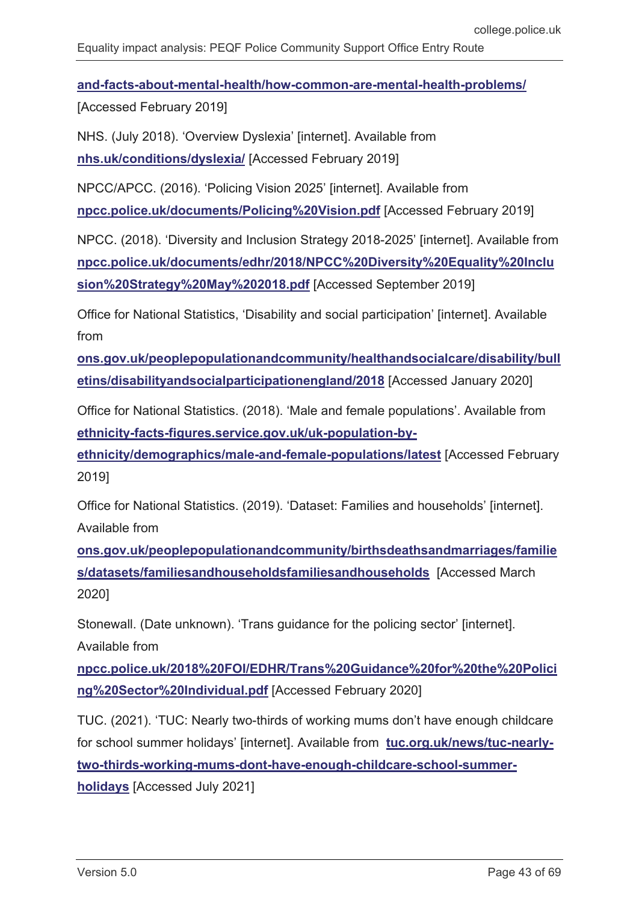**and-facts-about-mental-health/how-common-are-mental-health-problems/** [Accessed February 2019]

NHS. (July 2018). 'Overview Dyslexia' [internet]. Available from **nhs.uk/conditions/dyslexia/** [Accessed February 2019]

NPCC/APCC. (2016). 'Policing Vision 2025' [internet]. Available from **npcc.police.uk/documents/Policing%20Vision.pdf** [Accessed February 2019]

NPCC. (2018). 'Diversity and Inclusion Strategy 2018-2025' [internet]. Available from **npcc.police.uk/documents/edhr/2018/NPCC%20Diversity%20Equality%20Inclusion%20Strategy%20May%202018.pdf** [Accessed September 2019]

Office for National Statistics, 'Disability and social participation' [internet]. Available from **ons.gov.uk/peoplepopulationandcommunity/healthandsocialcare/disability/bulletins/disabilityandsocialparticipationengland/2018** [Accessed January 2020]

Office for National Statistics. (2018). 'Male and female populations'. Available from **ethnicity-facts-figures.service.gov.uk/uk-population-by-ethnicity/demographics/male-and-female-populations/latest** [Accessed February 2019]

Office for National Statistics. (2019). 'Dataset: Families and households' [internet]. Available from **ons.gov.uk/peoplepopulationandcommunity/birthsdeathsandmarriages/families/datasets/familiesandhouseholdsfamiliesandhouseholds** [Accessed March 2020]

Stonewall. (Date unknown). 'Trans guidance for the policing sector' [internet]. Available from **npcc.police.uk/2018%20FOI/EDHR/Trans%20Guidance%20for%20the%20Policing%20Sector%20Individual.pdf** [Accessed February 2020]

TUC. (2021). 'TUC: Nearly two-thirds of working mums don't have enough childcare for school summer holidays' [internet]. Available from **tuc.org.uk/news/tuc-nearly-two-thirds-working-mums-dont-have-enough-childcare-school-summer-holidays** [Accessed July 2021]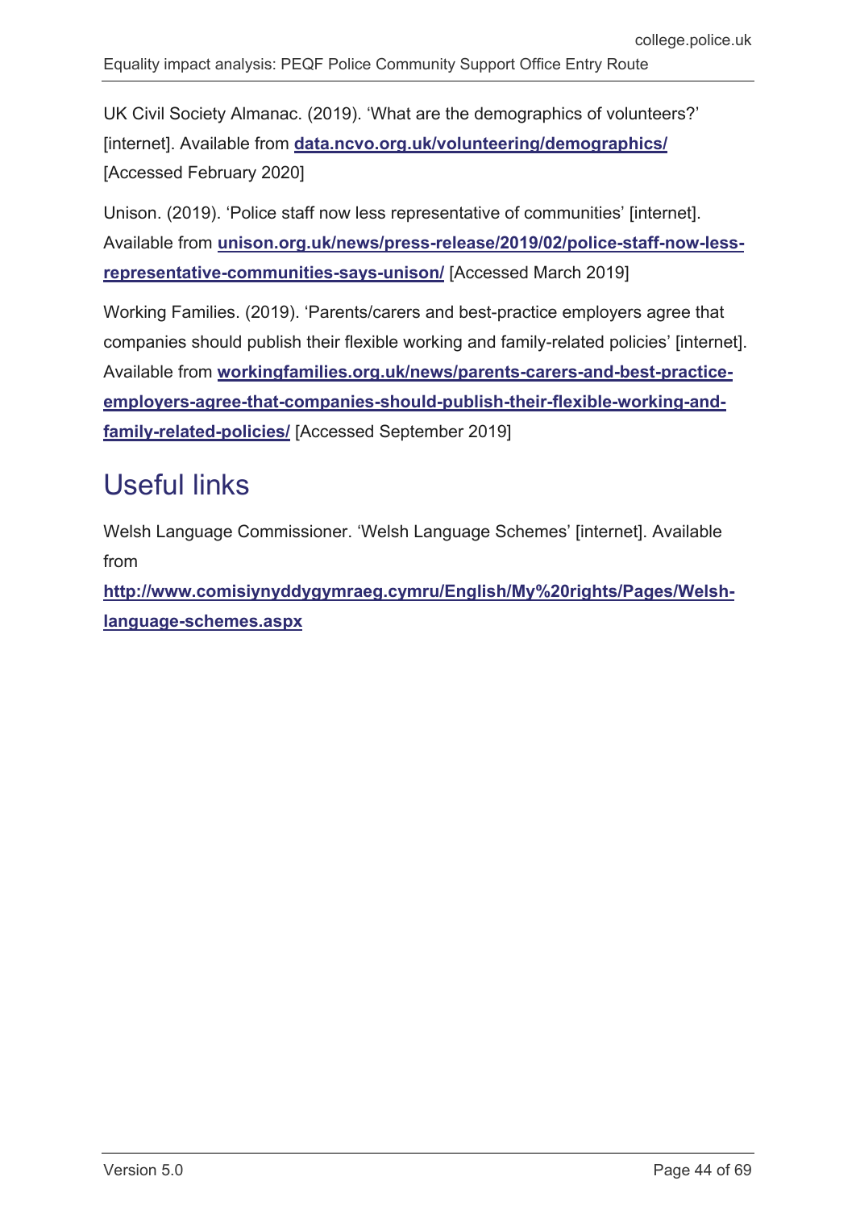UK Civil Society Almanac. (2019). 'What are the demographics of volunteers?' [internet]. Available from **data.ncvo.org.uk/volunteering/demographics/** [Accessed February 2020]

Unison. (2019). 'Police staff now less representative of communities' [internet]. Available from **unison.org.uk/news/press-release/2019/02/police-staff-now-less-representative-communities-says-unison/** [Accessed March 2019]

Working Families. (2019). 'Parents/carers and best-practice employers agree that companies should publish their flexible working and family-related policies' [internet]. Available from **workingfamilies.org.uk/news/parents-carers-and-best-practice-employers-agree-that-companies-should-publish-their-flexible-working-and-family-related-policies/** [Accessed September 2019]

## Useful links

Welsh Language Commissioner. 'Welsh Language Schemes' [internet]. Available from

**http://www.comisiynyddygymraeg.cymru/English/My%20rights/Pages/Welsh-language-schemes.aspx**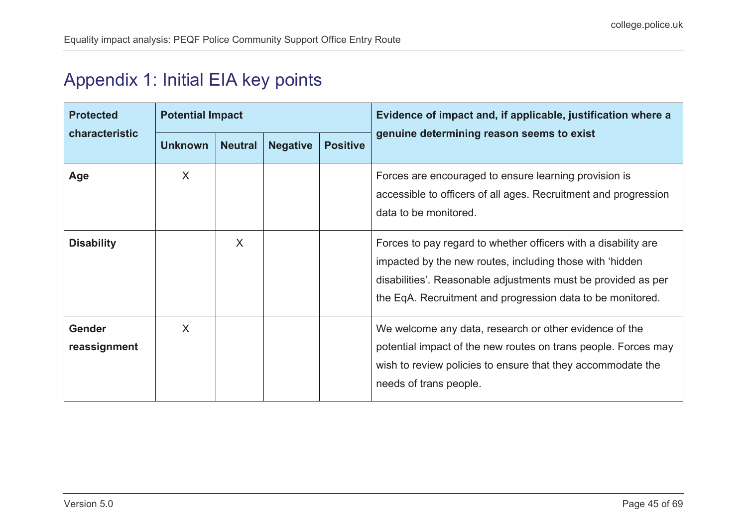# Appendix 1: Initial EIA key points

| Protected characteristic | Potential Impact | | | | Evidence of impact and, if applicable, justification where a genuine determining reason seems to exist |
|---|---|---|---|---|---|
| | Unknown | Neutral | Negative | Positive | |
| **Age** | X | | | | Forces are encouraged to ensure learning provision is accessible to officers of all ages. Recruitment and progression data to be monitored. |
| **Disability** | | X | | | Forces to pay regard to whether officers with a disability are impacted by the new routes, including those with 'hidden disabilities'. Reasonable adjustments must be provided as per the EqA. Recruitment and progression data to be monitored. |
| **Gender reassignment** | X | | | | We welcome any data, research or other evidence of the potential impact of the new routes on trans people. Forces may wish to review policies to ensure that they accommodate the needs of trans people. |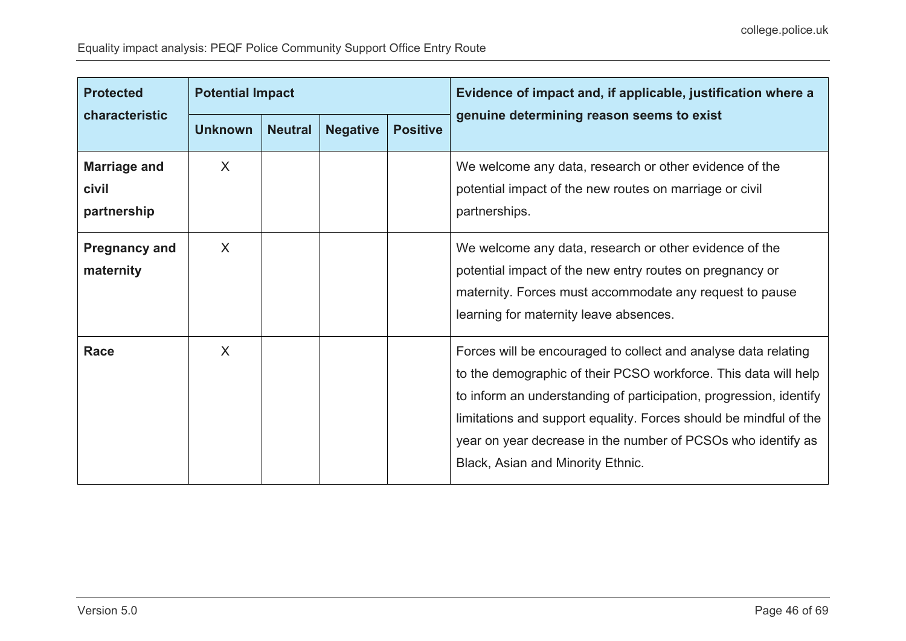| Protected characteristic | Potential Impact | | | | Evidence of impact and, if applicable, justification where a genuine determining reason seems to exist |
|---|---|---|---|---|---|
| | Unknown | Neutral | Negative | Positive | |
| **Marriage and civil partnership** | X | | | | We welcome any data, research or other evidence of the potential impact of the new routes on marriage or civil partnerships. |
| **Pregnancy and maternity** | X | | | | We welcome any data, research or other evidence of the potential impact of the new entry routes on pregnancy or maternity. Forces must accommodate any request to pause learning for maternity leave absences. |
| **Race** | X | | | | Forces will be encouraged to collect and analyse data relating to the demographic of their PCSO workforce. This data will help to inform an understanding of participation, progression, identify limitations and support equality. Forces should be mindful of the year on year decrease in the number of PCSOs who identify as Black, Asian and Minority Ethnic. |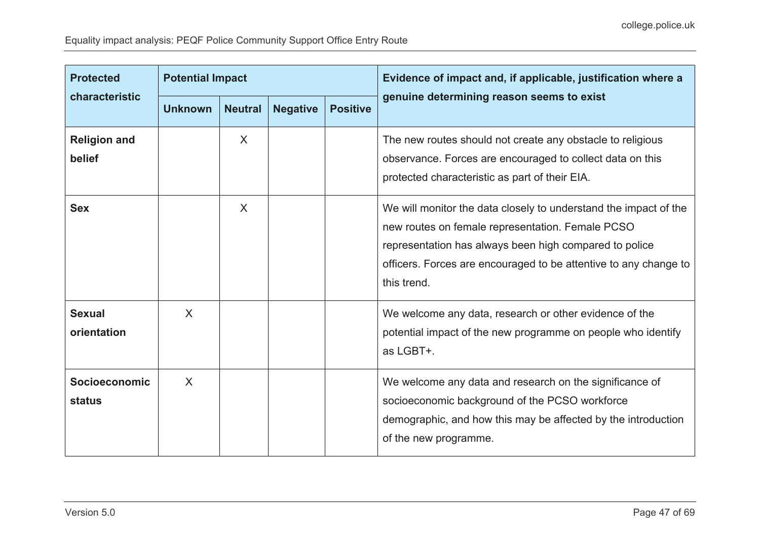| Protected characteristic | Potential Impact | | | | Evidence of impact and, if applicable, justification where a genuine determining reason seems to exist |
|---|---|---|---|---|---|
| | Unknown | Neutral | Negative | Positive | |
| **Religion and belief** | | X | | | The new routes should not create any obstacle to religious observance. Forces are encouraged to collect data on this protected characteristic as part of their EIA. |
| **Sex** | | X | | | We will monitor the data closely to understand the impact of the new routes on female representation. Female PCSO representation has always been high compared to police officers. Forces are encouraged to be attentive to any change to this trend. |
| **Sexual orientation** | X | | | | We welcome any data, research or other evidence of the potential impact of the new programme on people who identify as LGBT+. |
| **Socioeconomic status** | X | | | | We welcome any data and research on the significance of socioeconomic background of the PCSO workforce demographic, and how this may be affected by the introduction of the new programme. |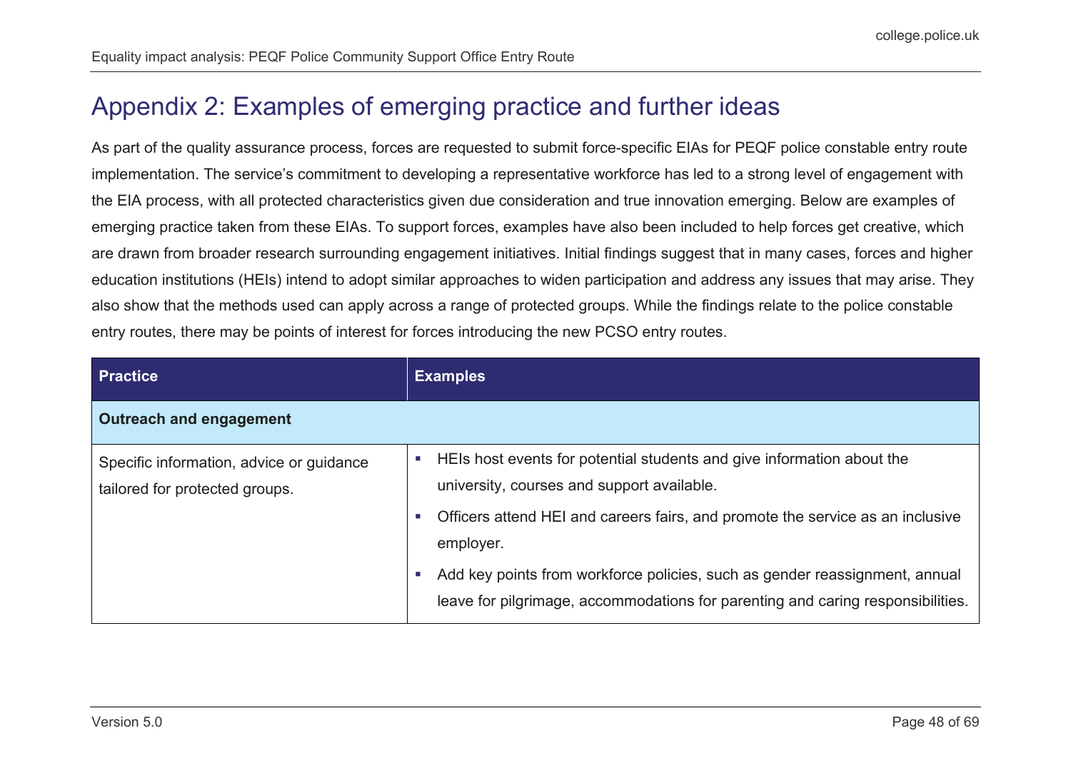# Appendix 2: Examples of emerging practice and further ideas

As part of the quality assurance process, forces are requested to submit force-specific EIAs for PEQF police constable entry route implementation. The service's commitment to developing a representative workforce has led to a strong level of engagement with the EIA process, with all protected characteristics given due consideration and true innovation emerging. Below are examples of emerging practice taken from these EIAs. To support forces, examples have also been included to help forces get creative, which are drawn from broader research surrounding engagement initiatives. Initial findings suggest that in many cases, forces and higher education institutions (HEIs) intend to adopt similar approaches to widen participation and address any issues that may arise. They also show that the methods used can apply across a range of protected groups. While the findings relate to the police constable entry routes, there may be points of interest for forces introducing the new PCSO entry routes.

| Practice | Examples |
|---|---|
| **Outreach and engagement** | |
| Specific information, advice or guidance tailored for protected groups. | ▪ HEIs host events for potential students and give information about the university, courses and support available.<br>▪ Officers attend HEI and careers fairs, and promote the service as an inclusive employer.<br>▪ Add key points from workforce policies, such as gender reassignment, annual leave for pilgrimage, accommodations for parenting and caring responsibilities. |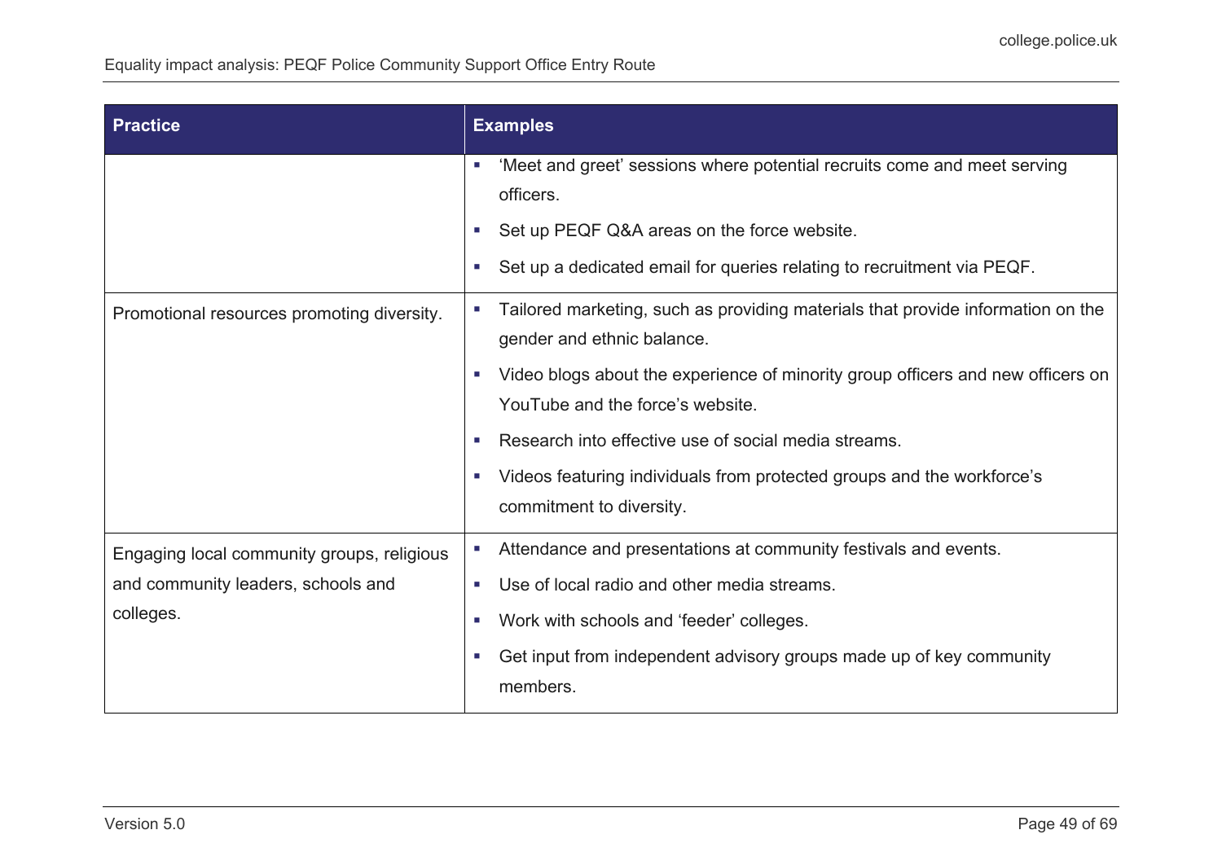| Practice | Examples |
|---|---|
| | ▪ 'Meet and greet' sessions where potential recruits come and meet serving officers.<br>▪ Set up PEQF Q&A areas on the force website.<br>▪ Set up a dedicated email for queries relating to recruitment via PEQF. |
| Promotional resources promoting diversity. | ▪ Tailored marketing, such as providing materials that provide information on the gender and ethnic balance.<br>▪ Video blogs about the experience of minority group officers and new officers on YouTube and the force's website.<br>▪ Research into effective use of social media streams.<br>▪ Videos featuring individuals from protected groups and the workforce's commitment to diversity. |
| Engaging local community groups, religious and community leaders, schools and colleges. | ▪ Attendance and presentations at community festivals and events.<br>▪ Use of local radio and other media streams.<br>▪ Work with schools and 'feeder' colleges.<br>▪ Get input from independent advisory groups made up of key community members. |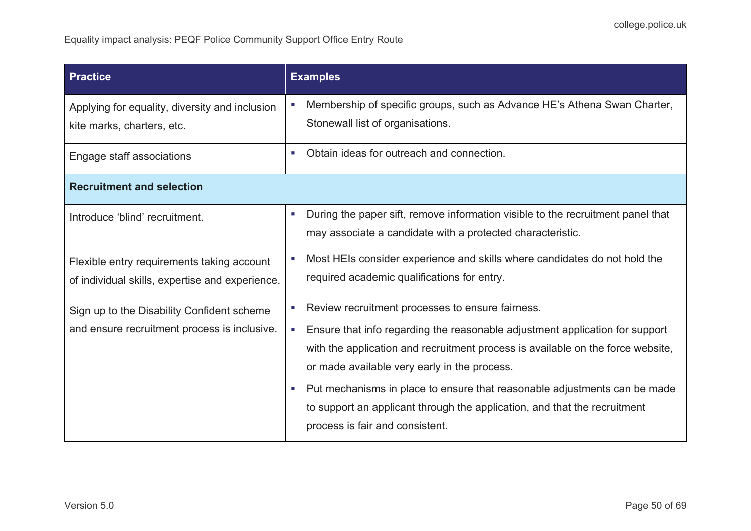| Practice | Examples |
| --- | --- |
| Applying for equality, diversity and inclusion kite marks, charters, etc. | ▪ Membership of specific groups, such as Advance HE's Athena Swan Charter, Stonewall list of organisations. |
| Engage staff associations | ▪ Obtain ideas for outreach and connection. |
| **Recruitment and selection** | |
| Introduce 'blind' recruitment. | ▪ During the paper sift, remove information visible to the recruitment panel that may associate a candidate with a protected characteristic. |
| Flexible entry requirements taking account of individual skills, expertise and experience. | ▪ Most HEIs consider experience and skills where candidates do not hold the required academic qualifications for entry. |
| Sign up to the Disability Confident scheme and ensure recruitment process is inclusive. | ▪ Review recruitment processes to ensure fairness.<br>▪ Ensure that info regarding the reasonable adjustment application for support with the application and recruitment process is available on the force website, or made available very early in the process.<br>▪ Put mechanisms in place to ensure that reasonable adjustments can be made to support an applicant through the application, and that the recruitment process is fair and consistent. |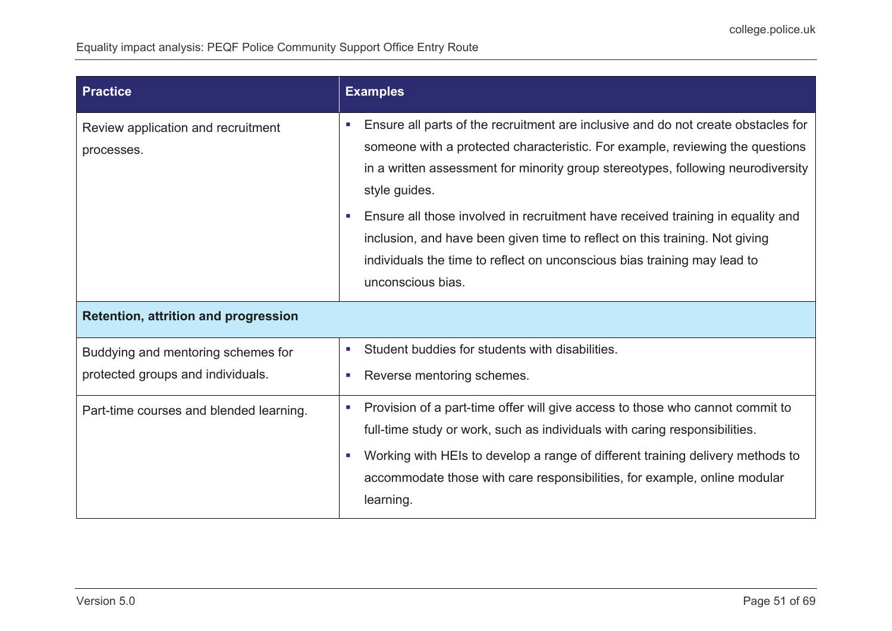| Practice | Examples |
|---|---|
| Review application and recruitment processes. | ▪ Ensure all parts of the recruitment are inclusive and do not create obstacles for someone with a protected characteristic. For example, reviewing the questions in a written assessment for minority group stereotypes, following neurodiversity style guides.<br>▪ Ensure all those involved in recruitment have received training in equality and inclusion, and have been given time to reflect on this training. Not giving individuals the time to reflect on unconscious bias training may lead to unconscious bias. |
| **Retention, attrition and progression** | |
| Buddying and mentoring schemes for protected groups and individuals. | ▪ Student buddies for students with disabilities.<br>▪ Reverse mentoring schemes. |
| Part-time courses and blended learning. | ▪ Provision of a part-time offer will give access to those who cannot commit to full-time study or work, such as individuals with caring responsibilities.<br>▪ Working with HEIs to develop a range of different training delivery methods to accommodate those with care responsibilities, for example, online modular learning. |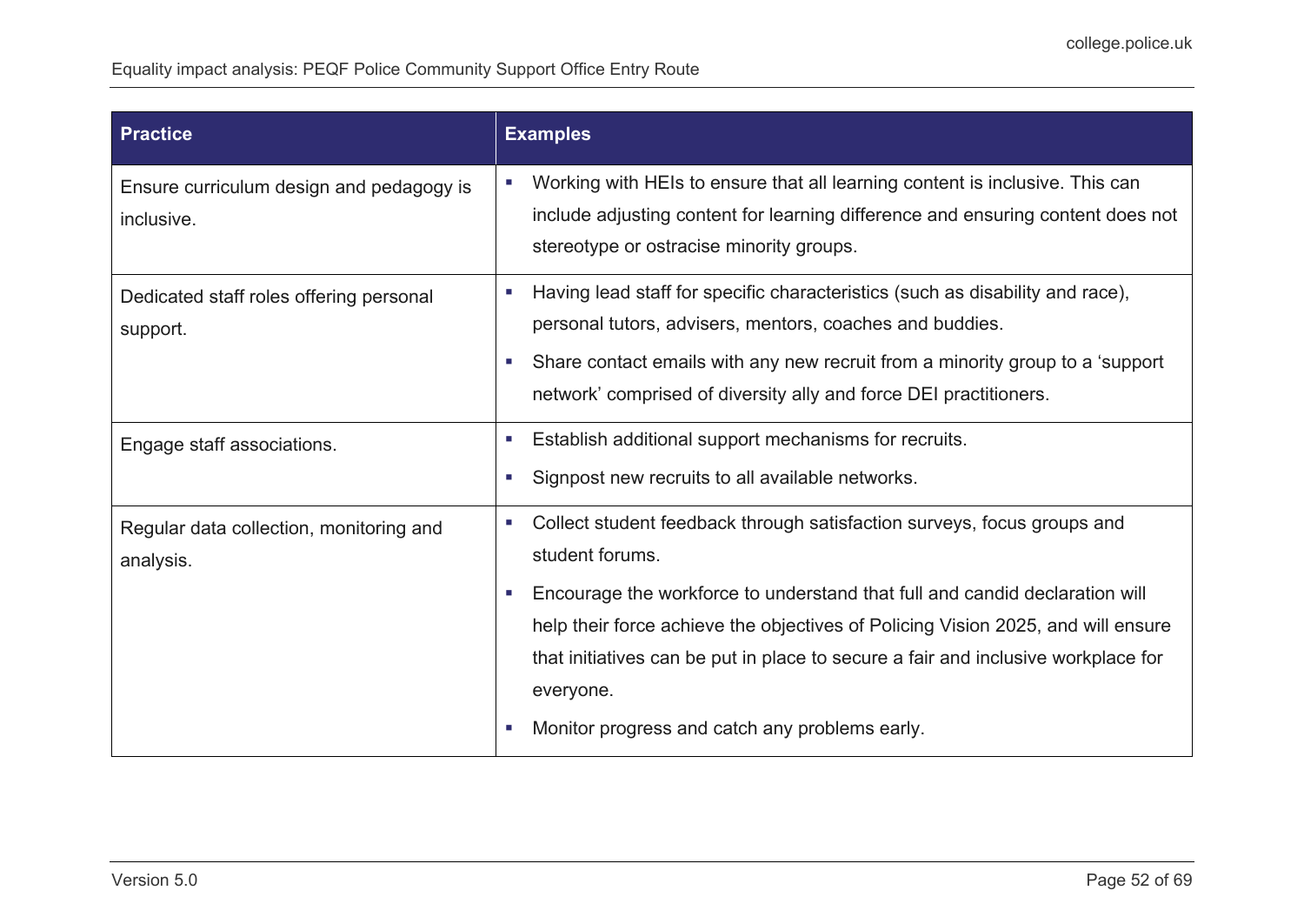| Practice | Examples |
|---|---|
| Ensure curriculum design and pedagogy is inclusive. | ▪ Working with HEIs to ensure that all learning content is inclusive. This can include adjusting content for learning difference and ensuring content does not stereotype or ostracise minority groups. |
| Dedicated staff roles offering personal support. | ▪ Having lead staff for specific characteristics (such as disability and race), personal tutors, advisers, mentors, coaches and buddies.<br>▪ Share contact emails with any new recruit from a minority group to a ‘support network’ comprised of diversity ally and force DEI practitioners. |
| Engage staff associations. | ▪ Establish additional support mechanisms for recruits.<br>▪ Signpost new recruits to all available networks. |
| Regular data collection, monitoring and analysis. | ▪ Collect student feedback through satisfaction surveys, focus groups and student forums.<br>▪ Encourage the workforce to understand that full and candid declaration will help their force achieve the objectives of Policing Vision 2025, and will ensure that initiatives can be put in place to secure a fair and inclusive workplace for everyone.<br>▪ Monitor progress and catch any problems early. |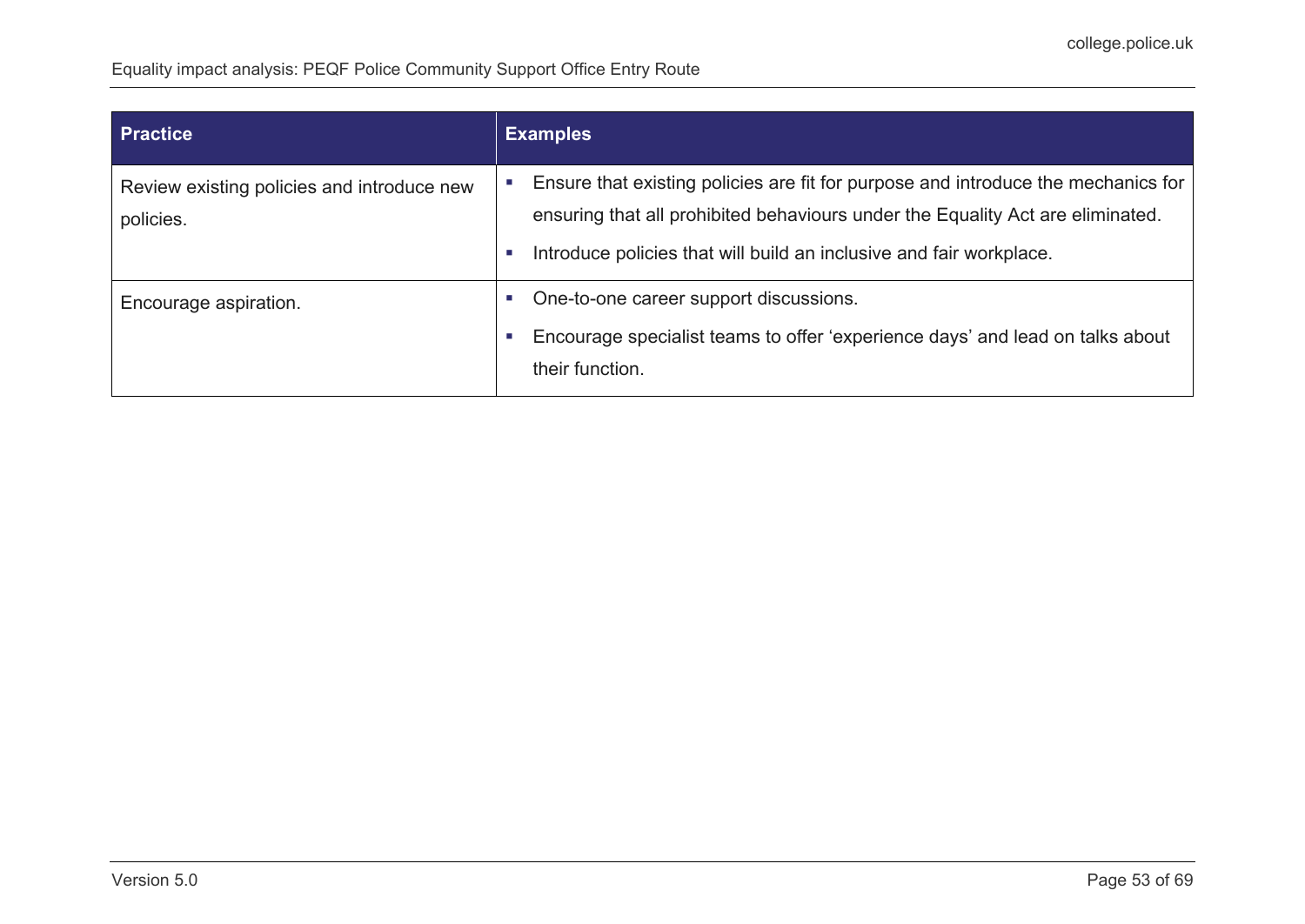| Practice | Examples |
|---|---|
| Review existing policies and introduce new policies. | ▪ Ensure that existing policies are fit for purpose and introduce the mechanics for ensuring that all prohibited behaviours under the Equality Act are eliminated.<br>▪ Introduce policies that will build an inclusive and fair workplace. |
| Encourage aspiration. | ▪ One-to-one career support discussions.<br>▪ Encourage specialist teams to offer 'experience days' and lead on talks about their function. |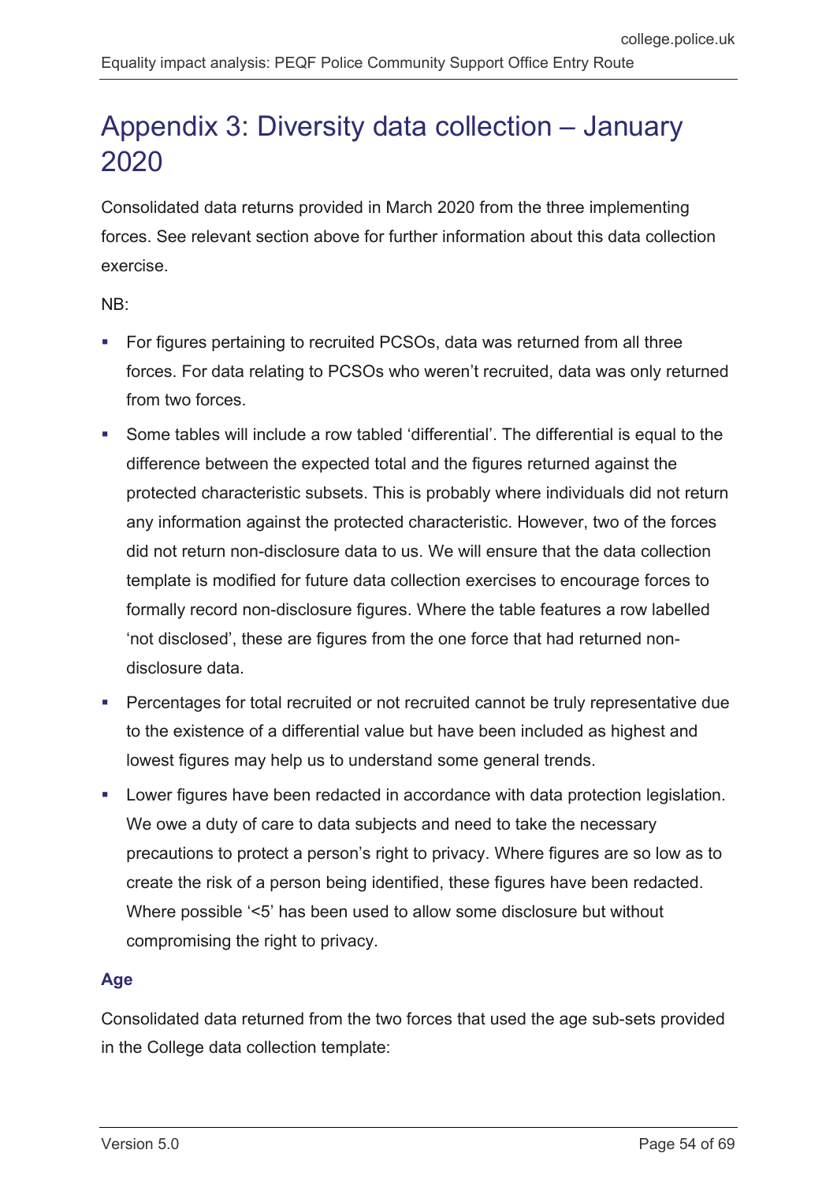# Appendix 3: Diversity data collection – January 2020

Consolidated data returns provided in March 2020 from the three implementing forces. See relevant section above for further information about this data collection exercise.

NB:

- For figures pertaining to recruited PCSOs, data was returned from all three forces. For data relating to PCSOs who weren't recruited, data was only returned from two forces.
- Some tables will include a row tabled 'differential'. The differential is equal to the difference between the expected total and the figures returned against the protected characteristic subsets. This is probably where individuals did not return any information against the protected characteristic. However, two of the forces did not return non-disclosure data to us. We will ensure that the data collection template is modified for future data collection exercises to encourage forces to formally record non-disclosure figures. Where the table features a row labelled 'not disclosed', these are figures from the one force that had returned non-disclosure data.
- Percentages for total recruited or not recruited cannot be truly representative due to the existence of a differential value but have been included as highest and lowest figures may help us to understand some general trends.
- Lower figures have been redacted in accordance with data protection legislation. We owe a duty of care to data subjects and need to take the necessary precautions to protect a person's right to privacy. Where figures are so low as to create the risk of a person being identified, these figures have been redacted. Where possible '<5' has been used to allow some disclosure but without compromising the right to privacy.

### Age

Consolidated data returned from the two forces that used the age sub-sets provided in the College data collection template: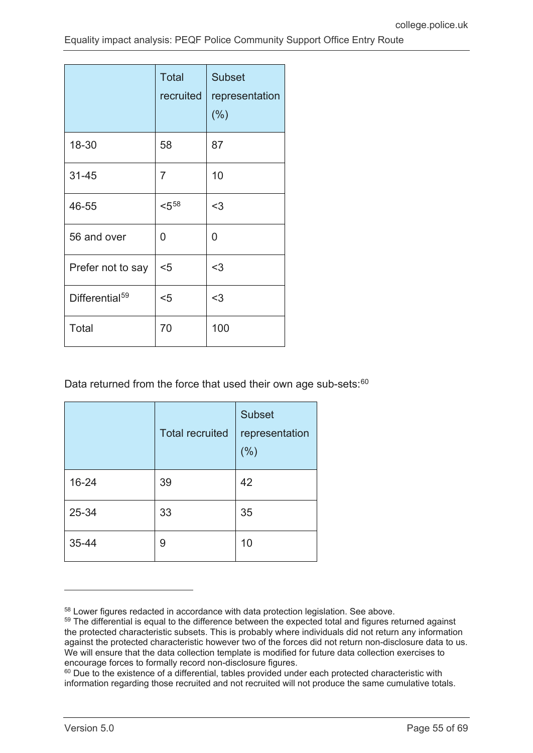| | Total recruited | Subset representation (%) |
|---|---|---|
| 18-30 | 58 | 87 |
| 31-45 | 7 | 10 |
| 46-55 | <5[58] | <3 |
| 56 and over | 0 | 0 |
| Prefer not to say | <5 | <3 |
| Differential[59] | <5 | <3 |
| Total | 70 | 100 |

Data returned from the force that used their own age sub-sets:[60]

| | Total recruited | Subset representation (%) |
|---|---|---|
| 16-24 | 39 | 42 |
| 25-34 | 33 | 35 |
| 35-44 | 9 | 10 |

---

[58] Lower figures redacted in accordance with data protection legislation. See above.

[59] The differential is equal to the difference between the expected total and figures returned against the protected characteristic subsets. This is probably where individuals did not return any information against the protected characteristic however two of the forces did not return non-disclosure data to us. We will ensure that the data collection template is modified for future data collection exercises to encourage forces to formally record non-disclosure figures.

[60] Due to the existence of a differential, tables provided under each protected characteristic with information regarding those recruited and not recruited will not produce the same cumulative totals.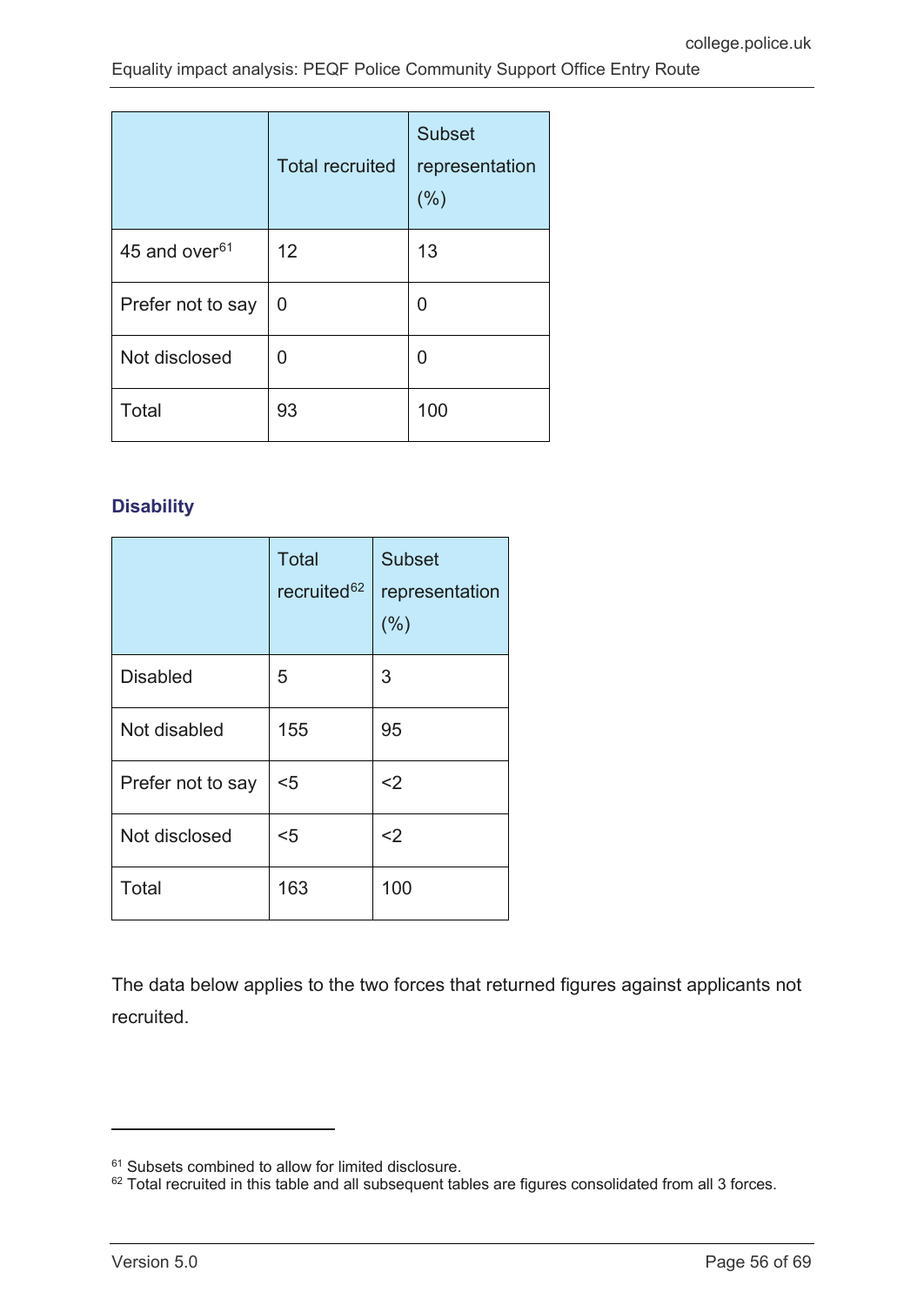| | Total recruited | Subset representation (%) |
|---|---|---|
| 45 and over[61] | 12 | 13 |
| Prefer not to say | 0 | 0 |
| Not disclosed | 0 | 0 |
| Total | 93 | 100 |

### Disability

| | Total recruited[62] | Subset representation (%) |
|---|---|---|
| Disabled | 5 | 3 |
| Not disabled | 155 | 95 |
| Prefer not to say | <5 | <2 |
| Not disclosed | <5 | <2 |
| Total | 163 | 100 |

The data below applies to the two forces that returned figures against applicants not recruited.

[61] Subsets combined to allow for limited disclosure.

[62] Total recruited in this table and all subsequent tables are figures consolidated from all 3 forces.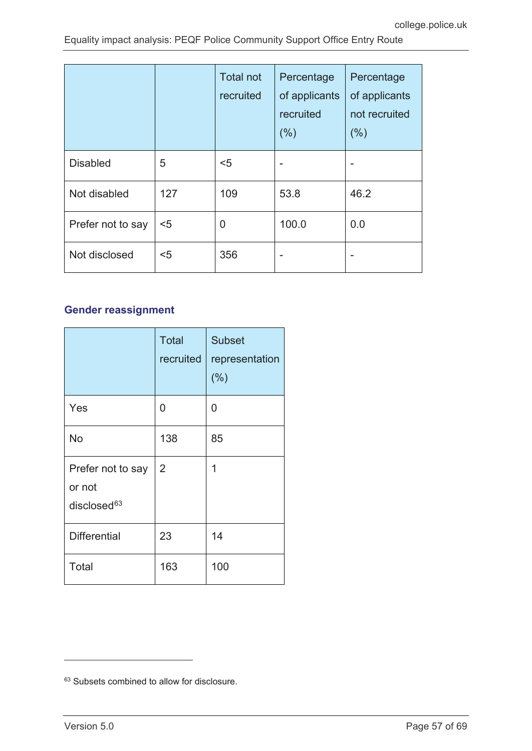|  |  | Total not recruited | Percentage of applicants recruited (%) | Percentage of applicants not recruited (%) |
|---|---|---|---|---|
| Disabled | 5 | <5 | - | - |
| Not disabled | 127 | 109 | 53.8 | 46.2 |
| Prefer not to say | <5 | 0 | 100.0 | 0.0 |
| Not disclosed | <5 | 356 | - | - |

### Gender reassignment

|  | Total recruited | Subset representation (%) |
|---|---|---|
| Yes | 0 | 0 |
| No | 138 | 85 |
| Prefer not to say or not disclosed[63] | 2 | 1 |
| Differential | 23 | 14 |
| Total | 163 | 100 |

[63] Subsets combined to allow for disclosure.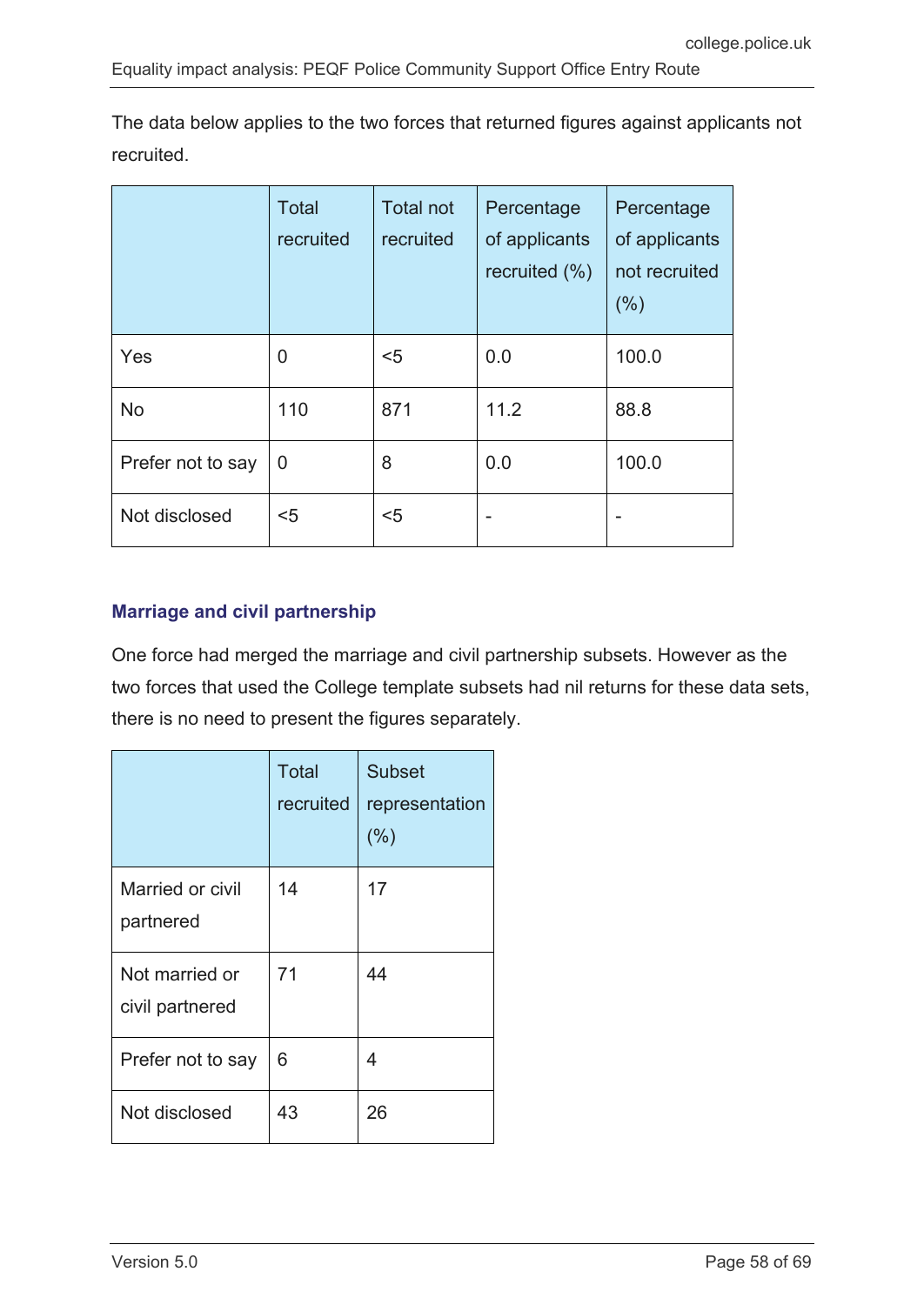The data below applies to the two forces that returned figures against applicants not recruited.

| | Total recruited | Total not recruited | Percentage of applicants recruited (%) | Percentage of applicants not recruited (%) |
|---|---|---|---|---|
| Yes | 0 | <5 | 0.0 | 100.0 |
| No | 110 | 871 | 11.2 | 88.8 |
| Prefer not to say | 0 | 8 | 0.0 | 100.0 |
| Not disclosed | <5 | <5 | - | - |

### Marriage and civil partnership

One force had merged the marriage and civil partnership subsets. However as the two forces that used the College template subsets had nil returns for these data sets, there is no need to present the figures separately.

| | Total recruited | Subset representation (%) |
|---|---|---|
| Married or civil partnered | 14 | 17 |
| Not married or civil partnered | 71 | 44 |
| Prefer not to say | 6 | 4 |
| Not disclosed | 43 | 26 |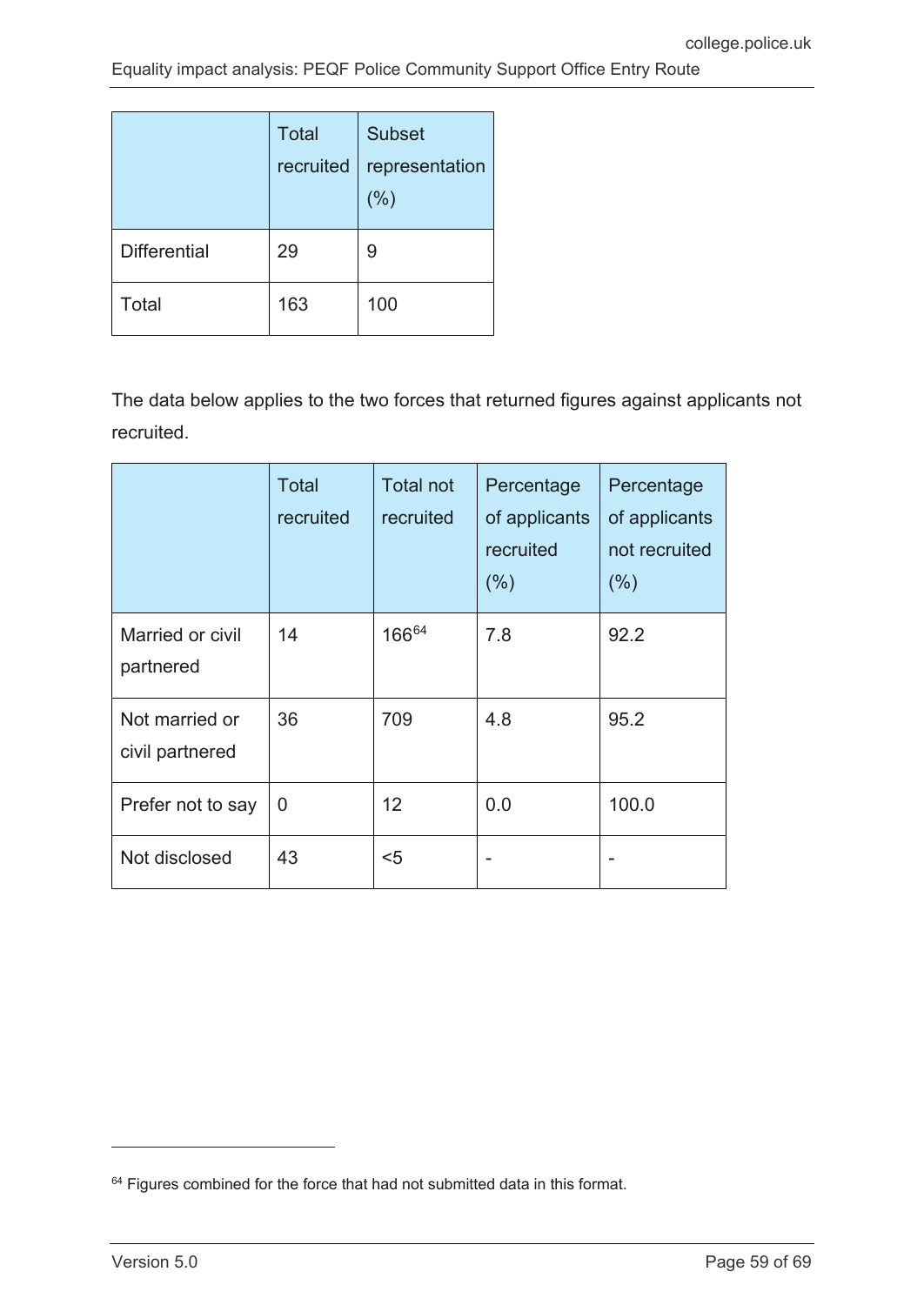| | Total recruited | Subset representation (%) |
|---|---|---|
| Differential | 29 | 9 |
| Total | 163 | 100 |

The data below applies to the two forces that returned figures against applicants not recruited.

| | Total recruited | Total not recruited | Percentage of applicants recruited (%) | Percentage of applicants not recruited (%) |
|---|---|---|---|---|
| Married or civil partnered | 14 | 166[64] | 7.8 | 92.2 |
| Not married or civil partnered | 36 | 709 | 4.8 | 95.2 |
| Prefer not to say | 0 | 12 | 0.0 | 100.0 |
| Not disclosed | 43 | <5 | - | - |

[64] Figures combined for the force that had not submitted data in this format.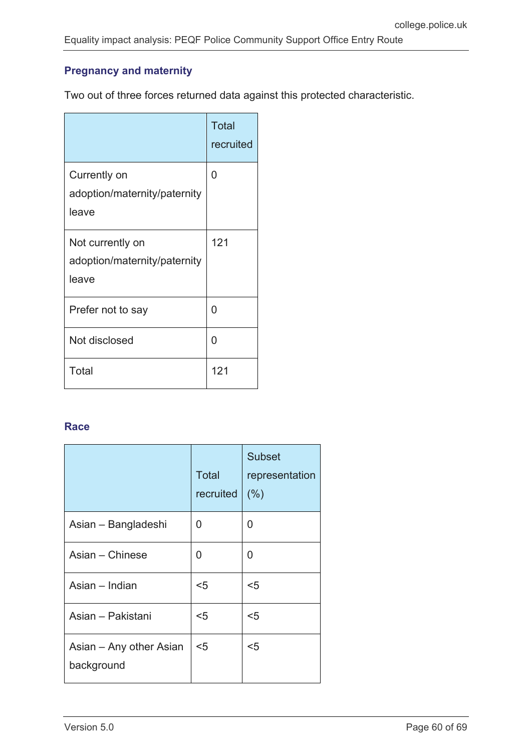### Pregnancy and maternity

Two out of three forces returned data against this protected characteristic.

| | Total recruited |
|---|---|
| Currently on adoption/maternity/paternity leave | 0 |
| Not currently on adoption/maternity/paternity leave | 121 |
| Prefer not to say | 0 |
| Not disclosed | 0 |
| Total | 121 |

### Race

| | Total recruited | Subset representation (%) |
|---|---|---|
| Asian – Bangladeshi | 0 | 0 |
| Asian – Chinese | 0 | 0 |
| Asian – Indian | <5 | <5 |
| Asian – Pakistani | <5 | <5 |
| Asian – Any other Asian background | <5 | <5 |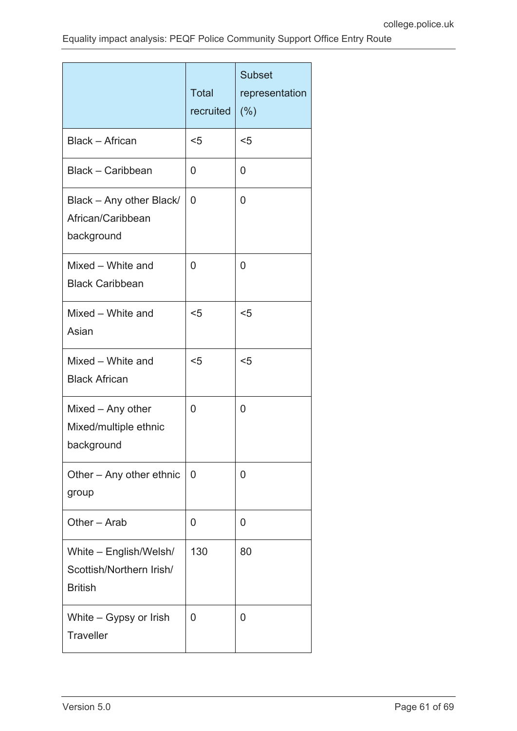| | Total recruited | Subset representation (%) |
|---|---|---|
| Black – African | <5 | <5 |
| Black – Caribbean | 0 | 0 |
| Black – Any other Black/ African/Caribbean background | 0 | 0 |
| Mixed – White and Black Caribbean | 0 | 0 |
| Mixed – White and Asian | <5 | <5 |
| Mixed – White and Black African | <5 | <5 |
| Mixed – Any other Mixed/multiple ethnic background | 0 | 0 |
| Other – Any other ethnic group | 0 | 0 |
| Other – Arab | 0 | 0 |
| White – English/Welsh/ Scottish/Northern Irish/ British | 130 | 80 |
| White – Gypsy or Irish Traveller | 0 | 0 |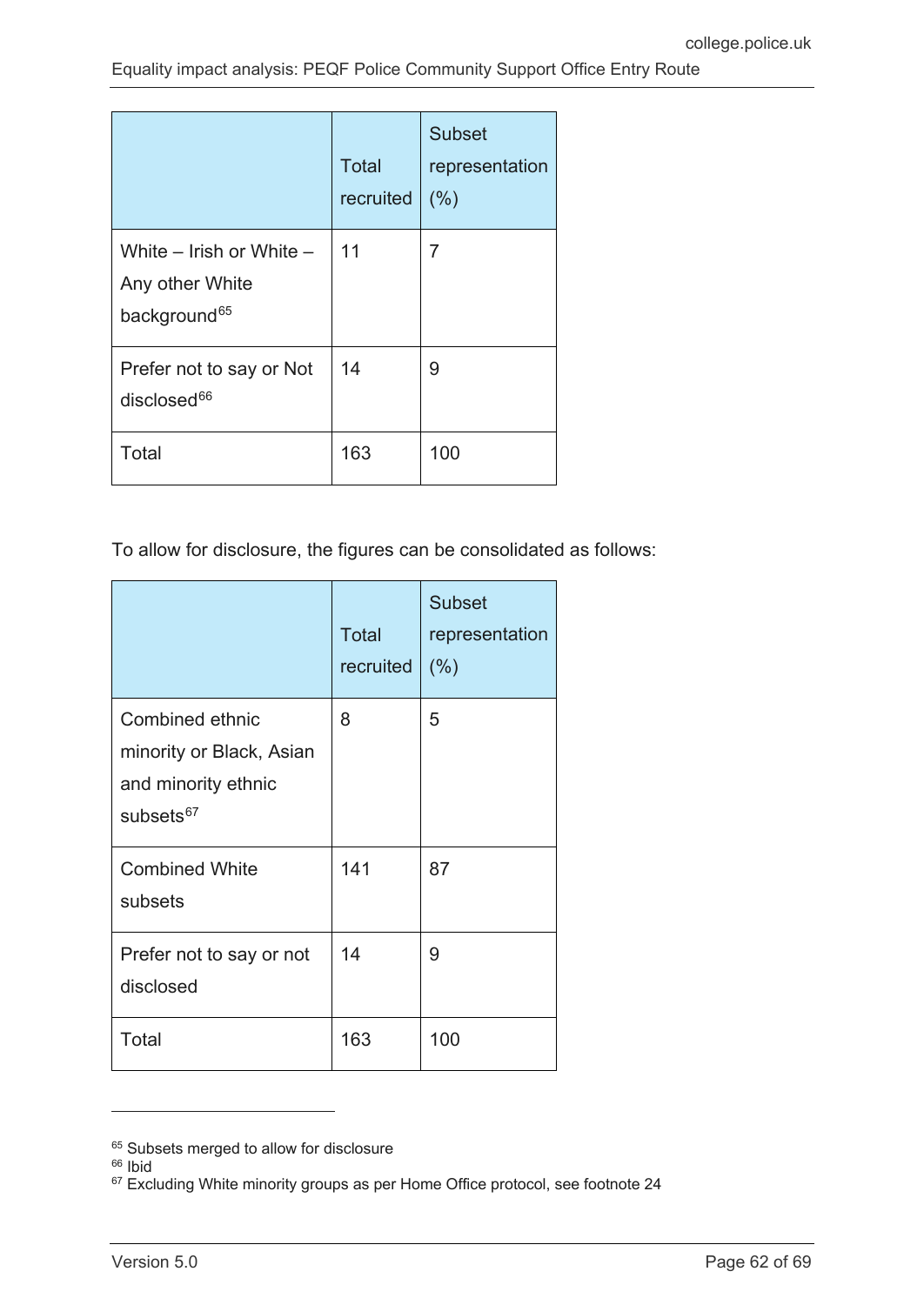|  | Total recruited | Subset representation (%) |
|---|---|---|
| White – Irish or White – Any other White background[65] | 11 | 7 |
| Prefer not to say or Not disclosed[66] | 14 | 9 |
| Total | 163 | 100 |

To allow for disclosure, the figures can be consolidated as follows:

|  | Total recruited | Subset representation (%) |
|---|---|---|
| Combined ethnic minority or Black, Asian and minority ethnic subsets[67] | 8 | 5 |
| Combined White subsets | 141 | 87 |
| Prefer not to say or not disclosed | 14 | 9 |
| Total | 163 | 100 |

[65] Subsets merged to allow for disclosure

[66] Ibid

[67] Excluding White minority groups as per Home Office protocol, see footnote 24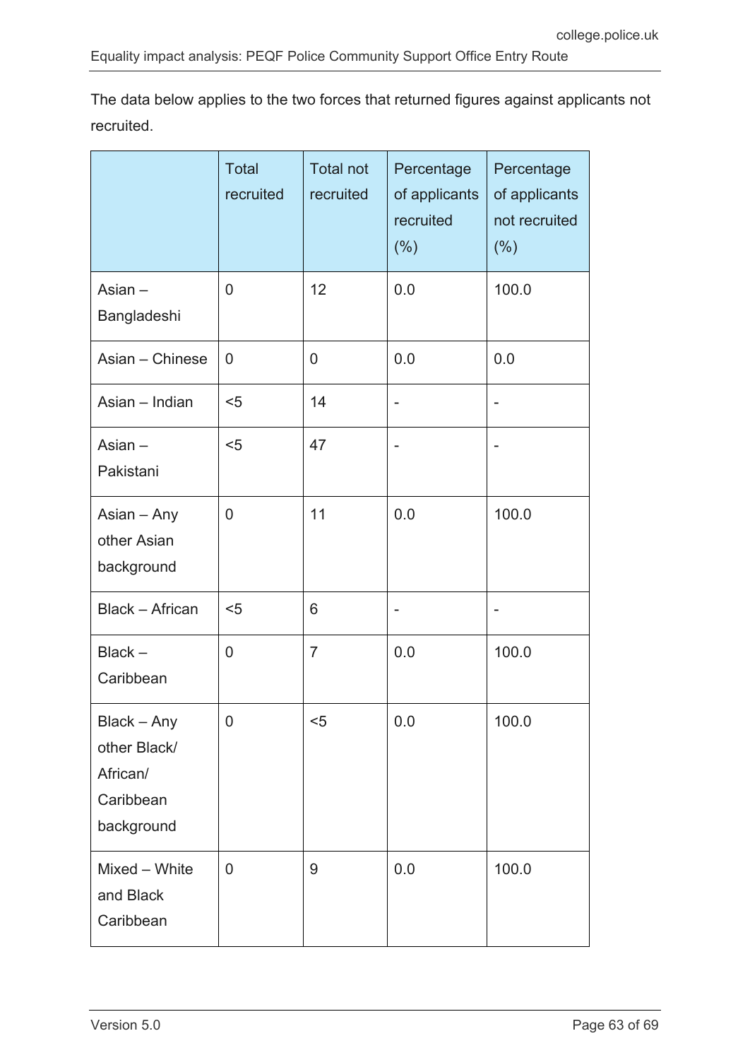The data below applies to the two forces that returned figures against applicants not recruited.

| | Total recruited | Total not recruited | Percentage of applicants recruited (%) | Percentage of applicants not recruited (%) |
|---|---|---|---|---|
| Asian – Bangladeshi | 0 | 12 | 0.0 | 100.0 |
| Asian – Chinese | 0 | 0 | 0.0 | 0.0 |
| Asian – Indian | <5 | 14 | - | - |
| Asian – Pakistani | <5 | 47 | - | - |
| Asian – Any other Asian background | 0 | 11 | 0.0 | 100.0 |
| Black – African | <5 | 6 | - | - |
| Black – Caribbean | 0 | 7 | 0.0 | 100.0 |
| Black – Any other Black/ African/ Caribbean background | 0 | <5 | 0.0 | 100.0 |
| Mixed – White and Black Caribbean | 0 | 9 | 0.0 | 100.0 |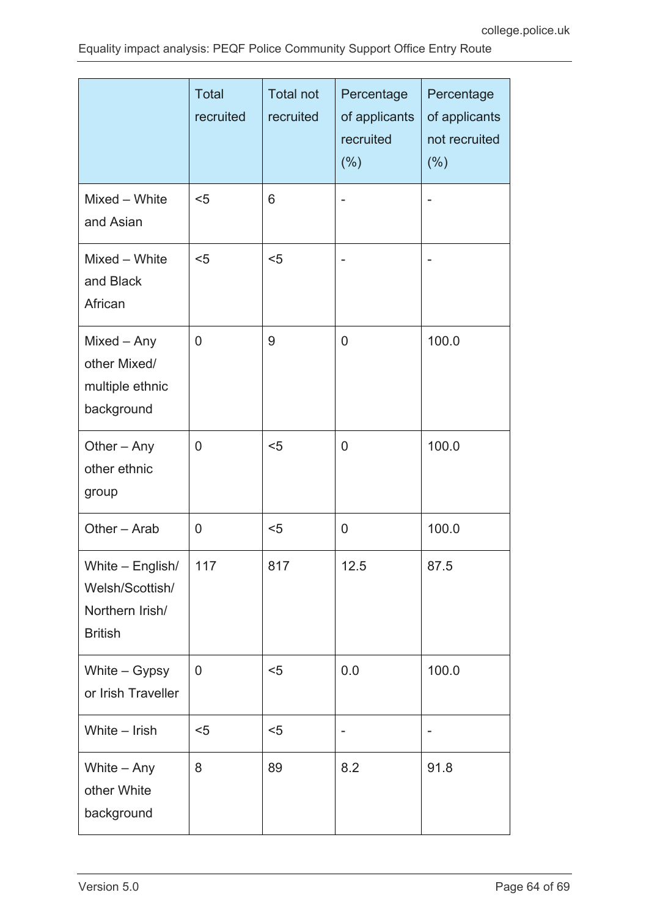|  | Total recruited | Total not recruited | Percentage of applicants recruited (%) | Percentage of applicants not recruited (%) |
| --- | --- | --- | --- | --- |
| Mixed – White and Asian | <5 | 6 | - | - |
| Mixed – White and Black African | <5 | <5 | - | - |
| Mixed – Any other Mixed/ multiple ethnic background | 0 | 9 | 0 | 100.0 |
| Other – Any other ethnic group | 0 | <5 | 0 | 100.0 |
| Other – Arab | 0 | <5 | 0 | 100.0 |
| White – English/ Welsh/Scottish/ Northern Irish/ British | 117 | 817 | 12.5 | 87.5 |
| White – Gypsy or Irish Traveller | 0 | <5 | 0.0 | 100.0 |
| White – Irish | <5 | <5 | - | - |
| White – Any other White background | 8 | 89 | 8.2 | 91.8 |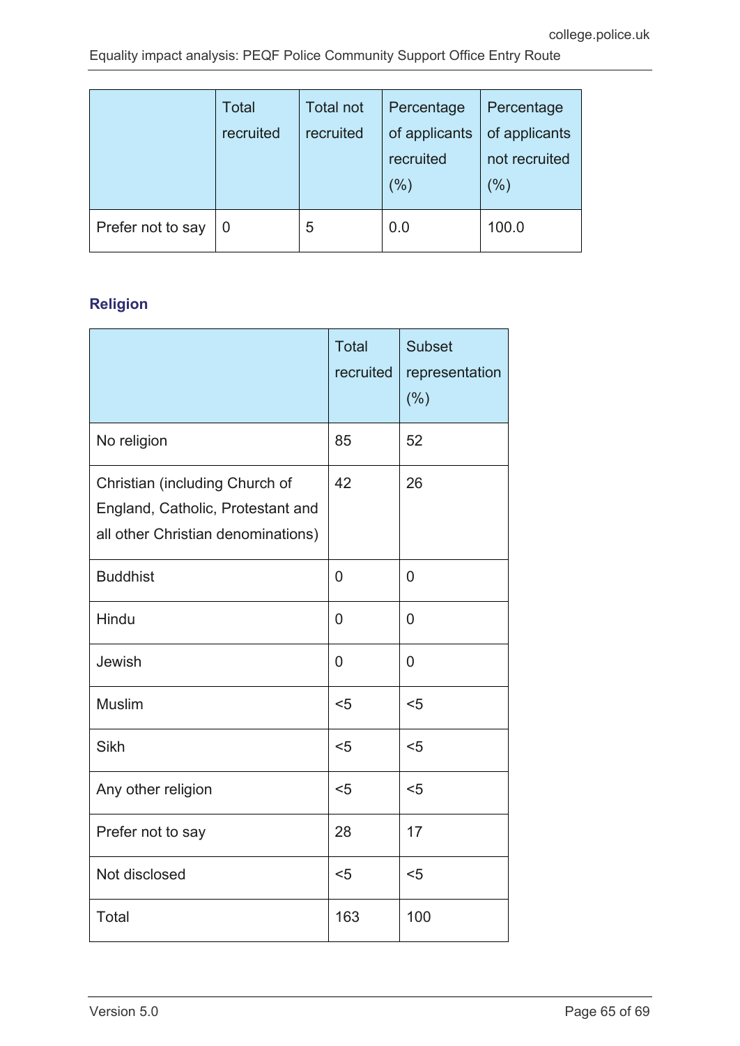| | Total recruited | Total not recruited | Percentage of applicants recruited (%) | Percentage of applicants not recruited (%) |
|---|---|---|---|---|
| Prefer not to say | 0 | 5 | 0.0 | 100.0 |

### Religion

| | Total recruited | Subset representation (%) |
|---|---|---|
| No religion | 85 | 52 |
| Christian (including Church of England, Catholic, Protestant and all other Christian denominations) | 42 | 26 |
| Buddhist | 0 | 0 |
| Hindu | 0 | 0 |
| Jewish | 0 | 0 |
| Muslim | <5 | <5 |
| Sikh | <5 | <5 |
| Any other religion | <5 | <5 |
| Prefer not to say | 28 | 17 |
| Not disclosed | <5 | <5 |
| Total | 163 | 100 |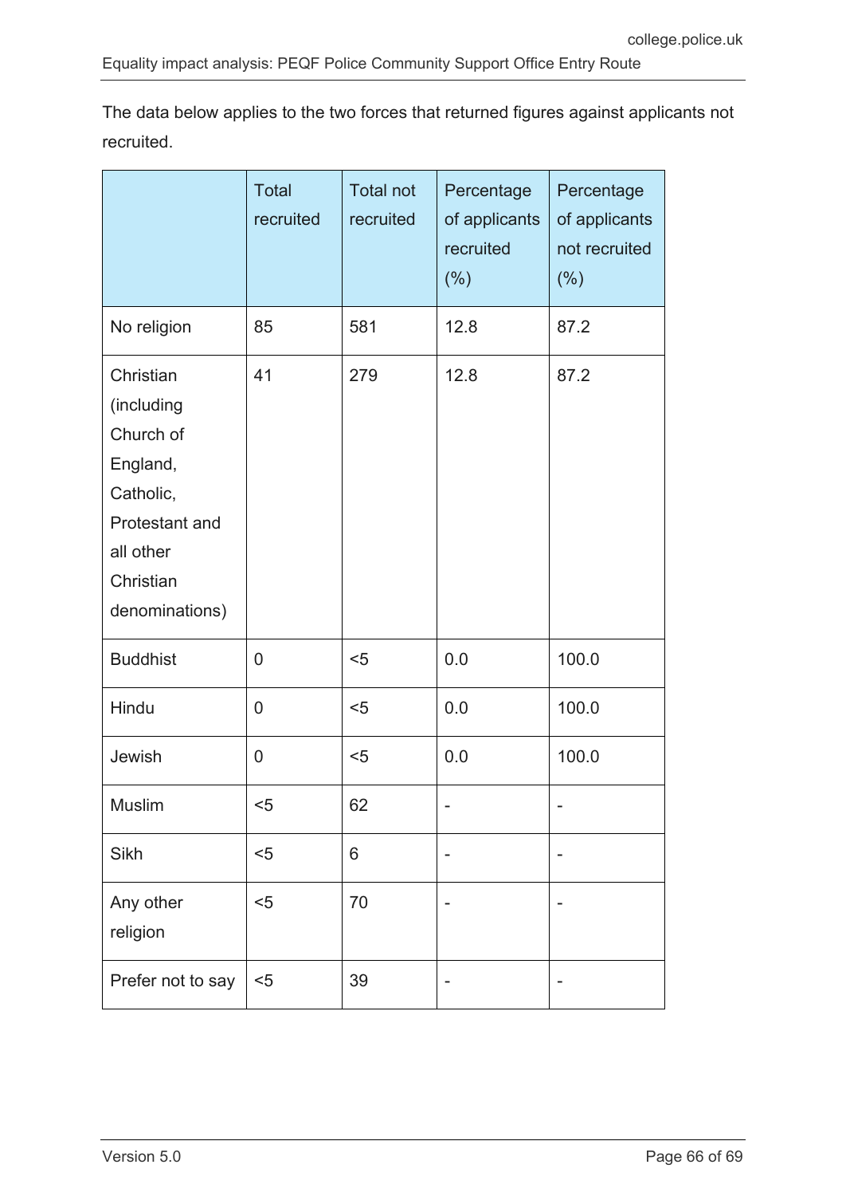The data below applies to the two forces that returned figures against applicants not recruited.

| | Total recruited | Total not recruited | Percentage of applicants recruited (%) | Percentage of applicants not recruited (%) |
|---|---|---|---|---|
| No religion | 85 | 581 | 12.8 | 87.2 |
| Christian (including Church of England, Catholic, Protestant and all other Christian denominations) | 41 | 279 | 12.8 | 87.2 |
| Buddhist | 0 | <5 | 0.0 | 100.0 |
| Hindu | 0 | <5 | 0.0 | 100.0 |
| Jewish | 0 | <5 | 0.0 | 100.0 |
| Muslim | <5 | 62 | - | - |
| Sikh | <5 | 6 | - | - |
| Any other religion | <5 | 70 | - | - |
| Prefer not to say | <5 | 39 | - | - |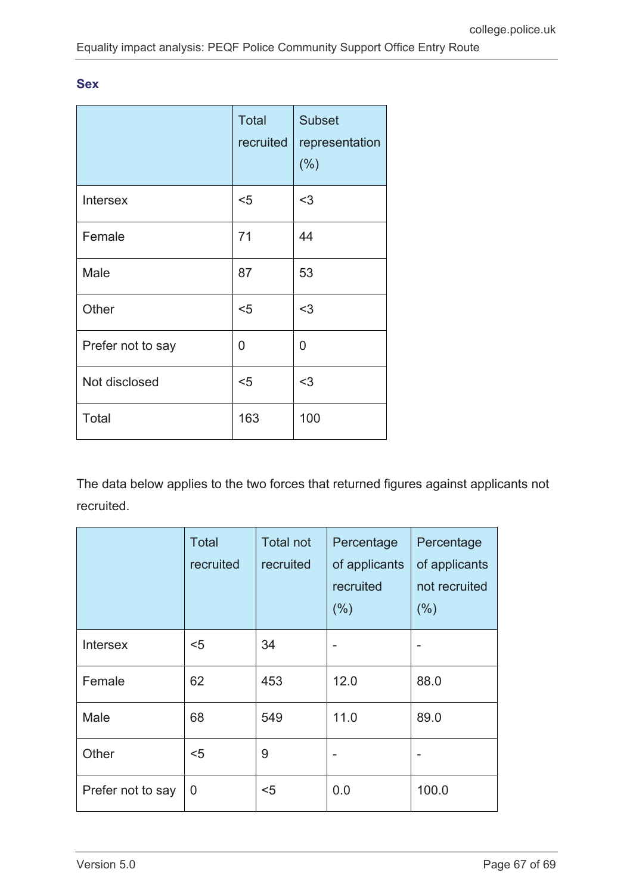### Sex

| | Total recruited | Subset representation (%) |
|---|---|---|
| Intersex | <5 | <3 |
| Female | 71 | 44 |
| Male | 87 | 53 |
| Other | <5 | <3 |
| Prefer not to say | 0 | 0 |
| Not disclosed | <5 | <3 |
| Total | 163 | 100 |

The data below applies to the two forces that returned figures against applicants not recruited.

| | Total recruited | Total not recruited | Percentage of applicants recruited (%) | Percentage of applicants not recruited (%) |
|---|---|---|---|---|
| Intersex | <5 | 34 | - | - |
| Female | 62 | 453 | 12.0 | 88.0 |
| Male | 68 | 549 | 11.0 | 89.0 |
| Other | <5 | 9 | - | - |
| Prefer not to say | 0 | <5 | 0.0 | 100.0 |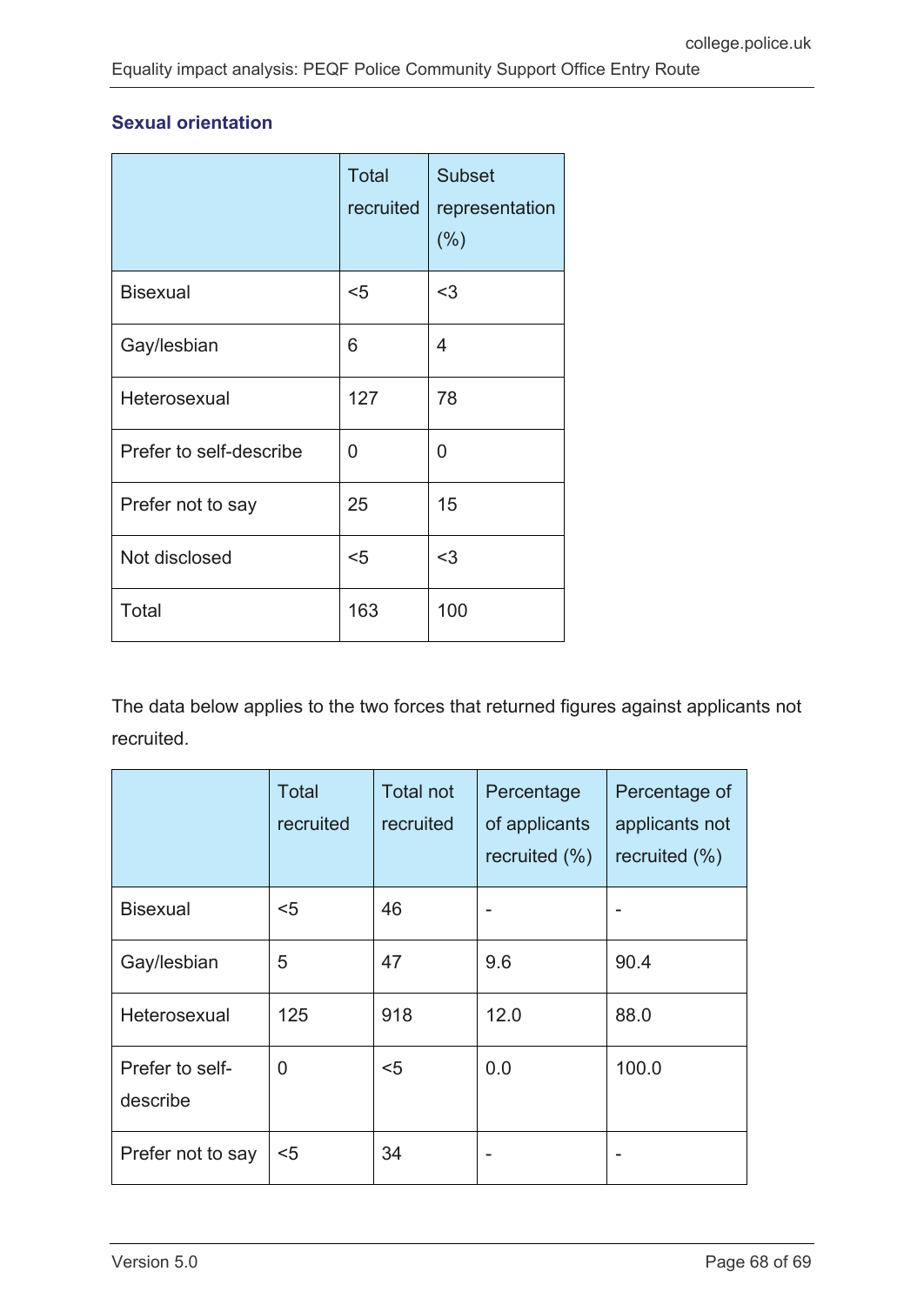### Sexual orientation

| | Total recruited | Subset representation (%) |
|---|---|---|
| Bisexual | <5 | <3 |
| Gay/lesbian | 6 | 4 |
| Heterosexual | 127 | 78 |
| Prefer to self-describe | 0 | 0 |
| Prefer not to say | 25 | 15 |
| Not disclosed | <5 | <3 |
| Total | 163 | 100 |

The data below applies to the two forces that returned figures against applicants not recruited.

| | Total recruited | Total not recruited | Percentage of applicants recruited (%) | Percentage of applicants not recruited (%) |
|---|---|---|---|---|
| Bisexual | <5 | 46 | - | - |
| Gay/lesbian | 5 | 47 | 9.6 | 90.4 |
| Heterosexual | 125 | 918 | 12.0 | 88.0 |
| Prefer to self-describe | 0 | <5 | 0.0 | 100.0 |
| Prefer not to say | <5 | 34 | - | - |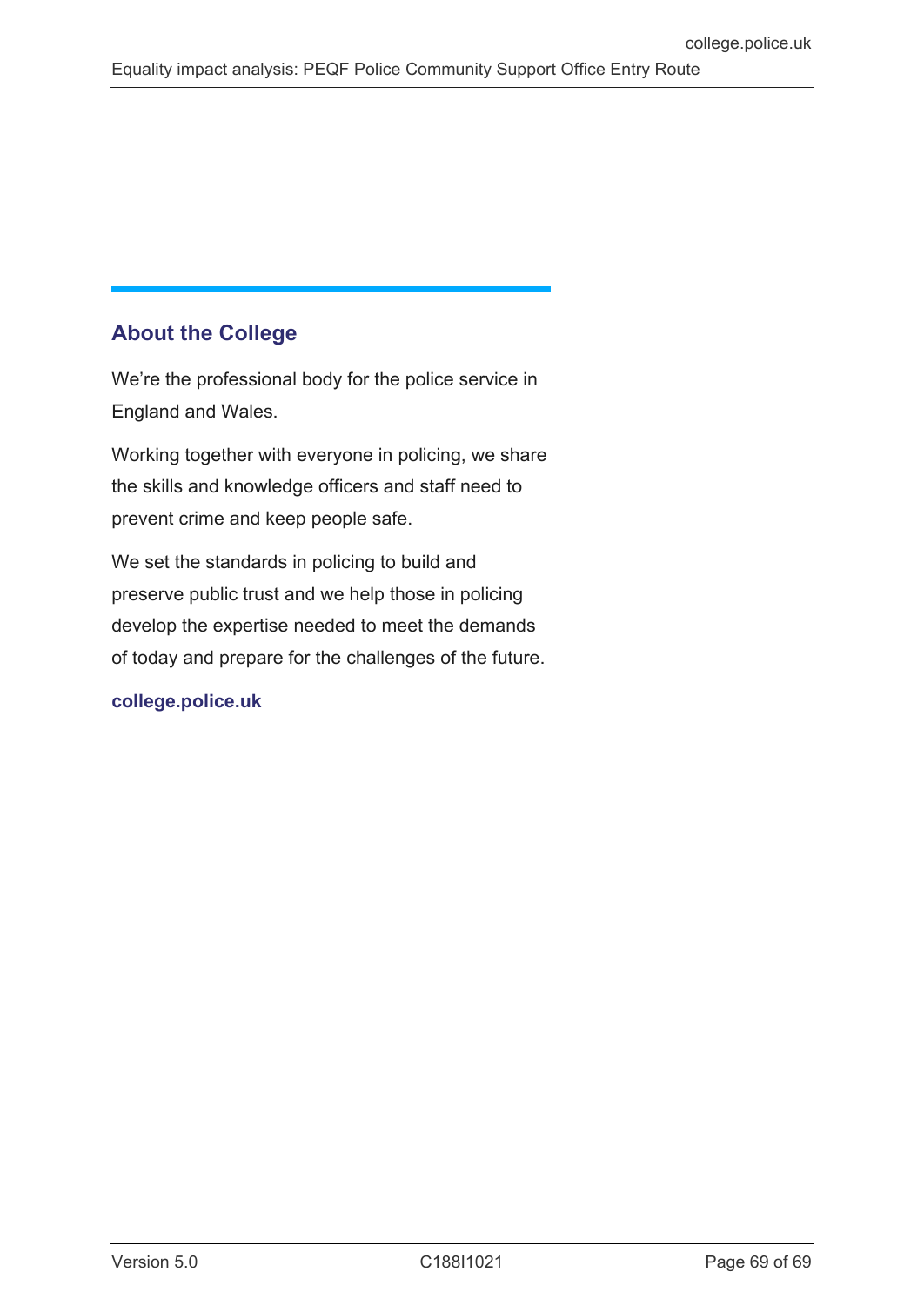## About the College

We’re the professional body for the police service in England and Wales.

Working together with everyone in policing, we share the skills and knowledge officers and staff need to prevent crime and keep people safe.

We set the standards in policing to build and preserve public trust and we help those in policing develop the expertise needed to meet the demands of today and prepare for the challenges of the future.

**college.police.uk**